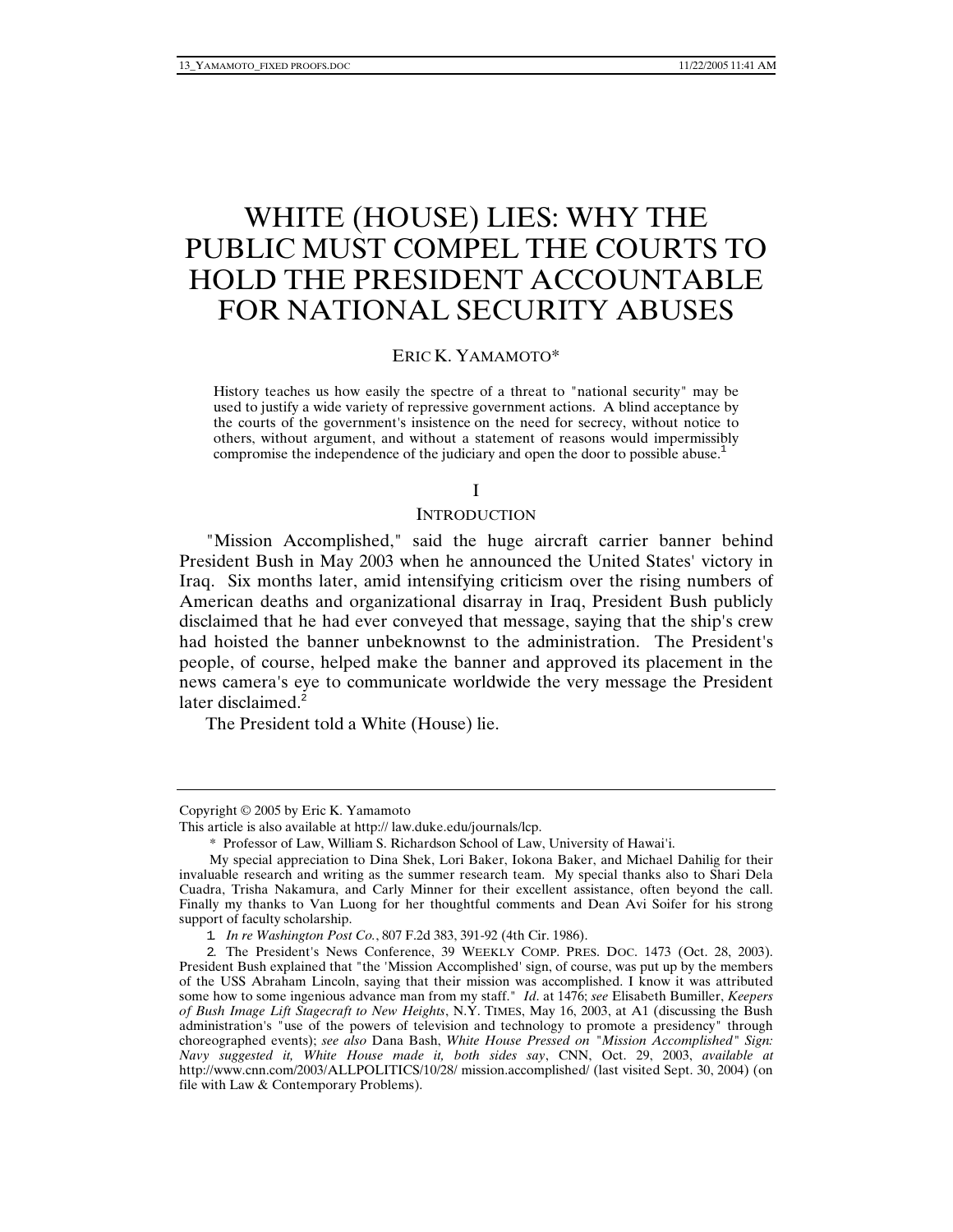# WHITE (HOUSE) LIES: WHY THE PUBLIC MUST COMPEL THE COURTS TO HOLD THE PRESIDENT ACCOUNTABLE FOR NATIONAL SECURITY ABUSES

ERIC K. YAMAMOTO*

> History teaches us how easily the spectre of a threat to "national security" may be used to justify a wide variety of repressive government actions. A blind acceptance by the courts of the government's insistence on the need for secrecy, without notice to others, without argument, and without a statement of reasons would impermissibly compromise the independence of the judiciary and open the door to possible abuse.[1]

## I

## INTRODUCTION

"Mission Accomplished," said the huge aircraft carrier banner behind President Bush in May 2003 when he announced the United States' victory in Iraq. Six months later, amid intensifying criticism over the rising numbers of American deaths and organizational disarray in Iraq, President Bush publicly disclaimed that he had ever conveyed that message, saying that the ship's crew had hoisted the banner unbeknownst to the administration. The President's people, of course, helped make the banner and approved its placement in the news camera's eye to communicate worldwide the very message the President later disclaimed.[2]

The President told a White (House) lie.

---

Copyright © 2005 by Eric K. Yamamoto

This article is also available at http:// law.duke.edu/journals/lcp.

\* Professor of Law, William S. Richardson School of Law, University of Hawai'i.

My special appreciation to Dina Shek, Lori Baker, Iokona Baker, and Michael Dahilig for their invaluable research and writing as the summer research team. My special thanks also to Shari Dela Cuadra, Trisha Nakamura, and Carly Minner for their excellent assistance, often beyond the call. Finally my thanks to Van Luong for her thoughtful comments and Dean Avi Soifer for his strong support of faculty scholarship.

1. *In re Washington Post Co.*, 807 F.2d 383, 391-92 (4th Cir. 1986).

2. The President's News Conference, 39 WEEKLY COMP. PRES. DOC. 1473 (Oct. 28, 2003). President Bush explained that "the 'Mission Accomplished' sign, of course, was put up by the members of the USS Abraham Lincoln, saying that their mission was accomplished. I know it was attributed some how to some ingenious advance man from my staff." *Id.* at 1476; *see* Elisabeth Bumiller, *Keepers of Bush Image Lift Stagecraft to New Heights*, N.Y. TIMES, May 16, 2003, at A1 (discussing the Bush administration's "use of the powers of television and technology to promote a presidency" through choreographed events); *see also* Dana Bash, *White House Pressed on "Mission Accomplished" Sign: Navy suggested it, White House made it, both sides say*, CNN, Oct. 29, 2003, *available at* http://www.cnn.com/2003/ALLPOLITICS/10/28/ mission.accomplished/ (last visited Sept. 30, 2004) (on file with Law & Contemporary Problems).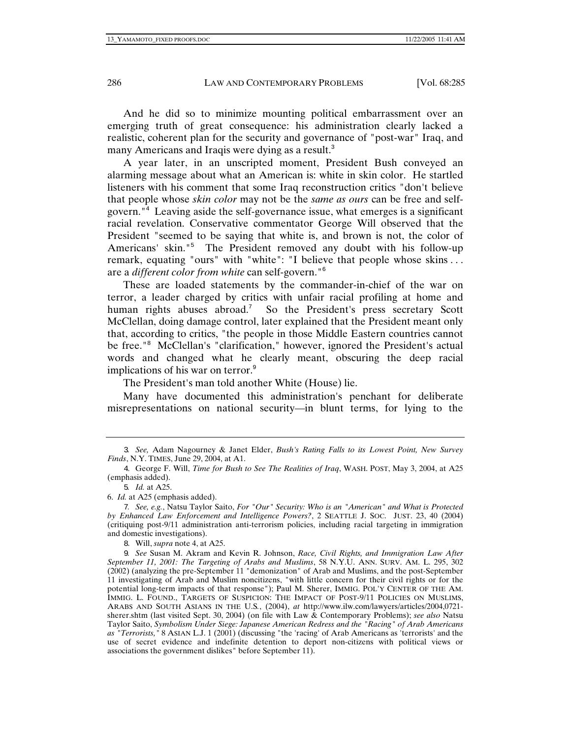And he did so to minimize mounting political embarrassment over an emerging truth of great consequence: his administration clearly lacked a realistic, coherent plan for the security and governance of "post-war" Iraq, and many Americans and Iraqis were dying as a result.[3]

A year later, in an unscripted moment, President Bush conveyed an alarming message about what an American is: white in skin color. He startled listeners with his comment that some Iraq reconstruction critics "don't believe that people whose *skin color* may not be the *same as ours* can be free and self-govern."[4] Leaving aside the self-governance issue, what emerges is a significant racial revelation. Conservative commentator George Will observed that the President "seemed to be saying that white is, and brown is not, the color of Americans' skin."[5] The President removed any doubt with his follow-up remark, equating "ours" with "white": "I believe that people whose skins . . . are a *different color from white* can self-govern."[6]

These are loaded statements by the commander-in-chief of the war on terror, a leader charged by critics with unfair racial profiling at home and human rights abuses abroad.[7] So the President's press secretary Scott McClellan, doing damage control, later explained that the President meant only that, according to critics, "the people in those Middle Eastern countries cannot be free."[8] McClellan's "clarification," however, ignored the President's actual words and changed what he clearly meant, obscuring the deep racial implications of his war on terror.[9]

The President's man told another White (House) lie.

Many have documented this administration's penchant for deliberate misrepresentations on national security—in blunt terms, for lying to the

---

3. *See,* Adam Nagourney & Janet Elder, *Bush's Rating Falls to its Lowest Point, New Survey Finds*, N.Y. TIMES, June 29, 2004, at A1.

4. George F. Will, *Time for Bush to See The Realities of Iraq*, WASH. POST, May 3, 2004, at A25 (emphasis added).

5. *Id.* at A25.

6. *Id.* at A25 (emphasis added).

7. *See, e.g.*, Natsu Taylor Saito, *For "Our" Security: Who is an "American" and What is Protected by Enhanced Law Enforcement and Intelligence Powers?*, 2 SEATTLE J. SOC. JUST. 23, 40 (2004) (critiquing post-9/11 administration anti-terrorism policies, including racial targeting in immigration and domestic investigations).

8. Will, *supra* note 4, at A25.

9. *See* Susan M. Akram and Kevin R. Johnson, *Race, Civil Rights, and Immigration Law After September 11, 2001: The Targeting of Arabs and Muslims*, 58 N.Y.U. ANN. SURV. AM. L. 295, 302 (2002) (analyzing the pre-September 11 "demonization" of Arab and Muslims, and the post-September 11 investigating of Arab and Muslim noncitizens, "with little concern for their civil rights or for the potential long-term impacts of that response"); Paul M. Sherer, IMMIG. POL'Y CENTER OF THE AM. IMMIG. L. FOUND., TARGETS OF SUSPICION: THE IMPACT OF POST-9/11 POLICIES ON MUSLIMS, ARABS AND SOUTH ASIANS IN THE U.S., (2004), *at* http://www.ilw.com/lawyers/articles/2004,0721-sherer.shtm (last visited Sept. 30, 2004) (on file with Law & Contemporary Problems); *see also* Natsu Taylor Saito, *Symbolism Under Siege: Japanese American Redress and the "Racing" of Arab Americans as "Terrorists,"* 8 ASIAN L.J. 1 (2001) (discussing "the 'racing' of Arab Americans as 'terrorists' and the use of secret evidence and indefinite detention to deport non-citizens with political views or associations the government dislikes" before September 11).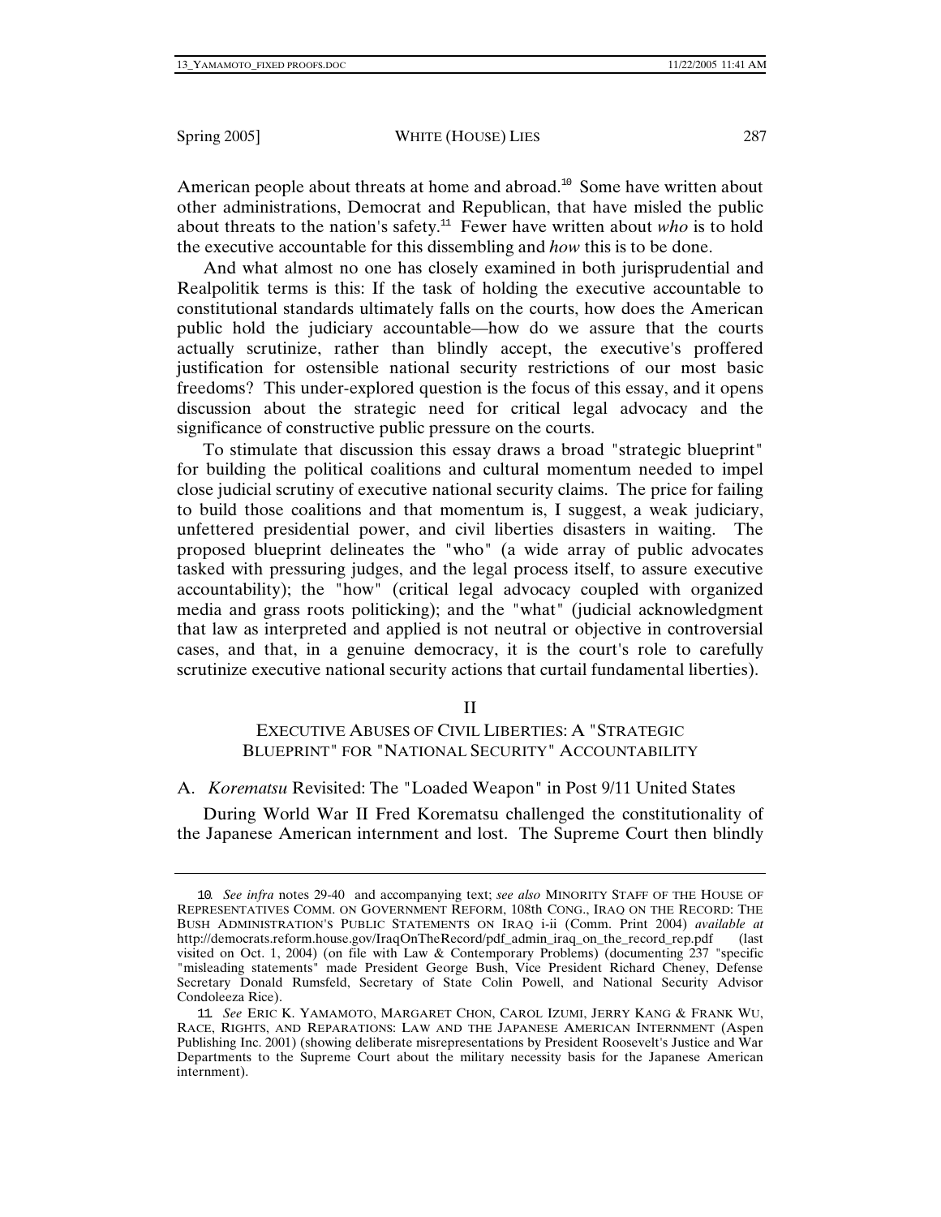American people about threats at home and abroad.[10] Some have written about other administrations, Democrat and Republican, that have misled the public about threats to the nation's safety.[11] Fewer have written about *who* is to hold the executive accountable for this dissembling and *how* this is to be done.

And what almost no one has closely examined in both jurisprudential and Realpolitik terms is this: If the task of holding the executive accountable to constitutional standards ultimately falls on the courts, how does the American public hold the judiciary accountable—how do we assure that the courts actually scrutinize, rather than blindly accept, the executive's proffered justification for ostensible national security restrictions of our most basic freedoms? This under-explored question is the focus of this essay, and it opens discussion about the strategic need for critical legal advocacy and the significance of constructive public pressure on the courts.

To stimulate that discussion this essay draws a broad "strategic blueprint" for building the political coalitions and cultural momentum needed to impel close judicial scrutiny of executive national security claims. The price for failing to build those coalitions and that momentum is, I suggest, a weak judiciary, unfettered presidential power, and civil liberties disasters in waiting. The proposed blueprint delineates the "who" (a wide array of public advocates tasked with pressuring judges, and the legal process itself, to assure executive accountability); the "how" (critical legal advocacy coupled with organized media and grass roots politicking); and the "what" (judicial acknowledgment that law as interpreted and applied is not neutral or objective in controversial cases, and that, in a genuine democracy, it is the court's role to carefully scrutinize executive national security actions that curtail fundamental liberties).

## II

## EXECUTIVE ABUSES OF CIVIL LIBERTIES: A "STRATEGIC BLUEPRINT" FOR "NATIONAL SECURITY" ACCOUNTABILITY

### A. *Korematsu* Revisited: The "Loaded Weapon" in Post 9/11 United States

During World War II Fred Korematsu challenged the constitutionality of the Japanese American internment and lost. The Supreme Court then blindly

---

10. *See infra* notes 29-40 and accompanying text; *see also* MINORITY STAFF OF THE HOUSE OF REPRESENTATIVES COMM. ON GOVERNMENT REFORM, 108th CONG., IRAQ ON THE RECORD: THE BUSH ADMINISTRATION'S PUBLIC STATEMENTS ON IRAQ i-ii (Comm. Print 2004) *available at* http://democrats.reform.house.gov/IraqOnTheRecord/pdf_admin_iraq_on_the_record_rep.pdf (last visited on Oct. 1, 2004) (on file with Law & Contemporary Problems) (documenting 237 "specific "misleading statements" made President George Bush, Vice President Richard Cheney, Defense Secretary Donald Rumsfeld, Secretary of State Colin Powell, and National Security Advisor Condoleeza Rice).

11. *See* ERIC K. YAMAMOTO, MARGARET CHON, CAROL IZUMI, JERRY KANG & FRANK WU, RACE, RIGHTS, AND REPARATIONS: LAW AND THE JAPANESE AMERICAN INTERNMENT (Aspen Publishing Inc. 2001) (showing deliberate misrepresentations by President Roosevelt's Justice and War Departments to the Supreme Court about the military necessity basis for the Japanese American internment).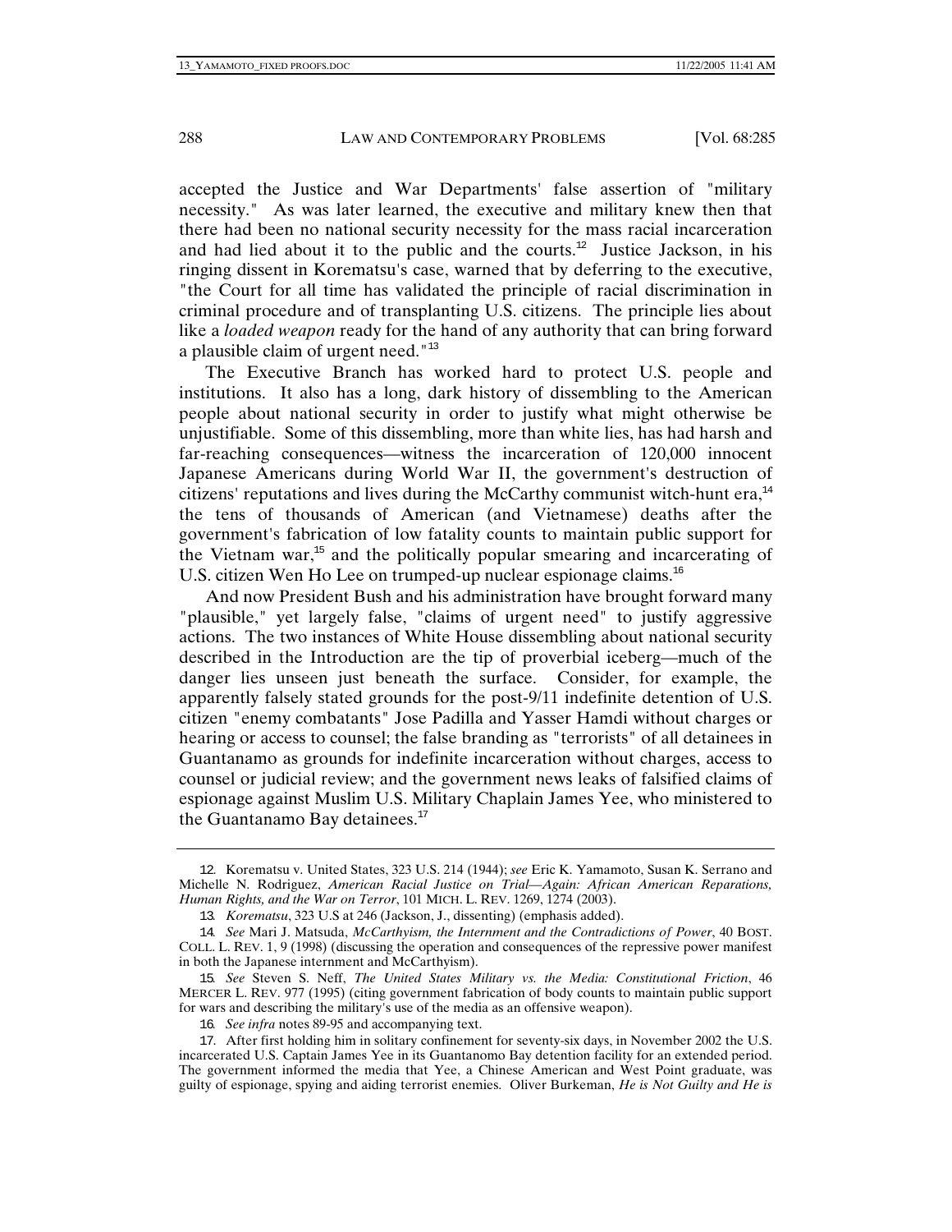accepted the Justice and War Departments' false assertion of "military necessity." As was later learned, the executive and military knew then that there had been no national security necessity for the mass racial incarceration and had lied about it to the public and the courts.[12] Justice Jackson, in his ringing dissent in Korematsu's case, warned that by deferring to the executive, "the Court for all time has validated the principle of racial discrimination in criminal procedure and of transplanting U.S. citizens. The principle lies about like a *loaded weapon* ready for the hand of any authority that can bring forward a plausible claim of urgent need."[13]

The Executive Branch has worked hard to protect U.S. people and institutions. It also has a long, dark history of dissembling to the American people about national security in order to justify what might otherwise be unjustifiable. Some of this dissembling, more than white lies, has had harsh and far-reaching consequences—witness the incarceration of 120,000 innocent Japanese Americans during World War II, the government's destruction of citizens' reputations and lives during the McCarthy communist witch-hunt era,[14] the tens of thousands of American (and Vietnamese) deaths after the government's fabrication of low fatality counts to maintain public support for the Vietnam war,[15] and the politically popular smearing and incarcerating of U.S. citizen Wen Ho Lee on trumped-up nuclear espionage claims.[16]

And now President Bush and his administration have brought forward many "plausible," yet largely false, "claims of urgent need" to justify aggressive actions. The two instances of White House dissembling about national security described in the Introduction are the tip of proverbial iceberg—much of the danger lies unseen just beneath the surface. Consider, for example, the apparently falsely stated grounds for the post-9/11 indefinite detention of U.S. citizen "enemy combatants" Jose Padilla and Yasser Hamdi without charges or hearing or access to counsel; the false branding as "terrorists" of all detainees in Guantanamo as grounds for indefinite incarceration without charges, access to counsel or judicial review; and the government news leaks of falsified claims of espionage against Muslim U.S. Military Chaplain James Yee, who ministered to the Guantanamo Bay detainees.[17]

---

12. Korematsu v. United States, 323 U.S. 214 (1944); *see* Eric K. Yamamoto, Susan K. Serrano and Michelle N. Rodriguez, *American Racial Justice on Trial—Again: African American Reparations, Human Rights, and the War on Terror*, 101 MICH. L. REV. 1269, 1274 (2003).

13. *Korematsu*, 323 U.S at 246 (Jackson, J., dissenting) (emphasis added).

14. *See* Mari J. Matsuda, *McCarthyism, the Internment and the Contradictions of Power*, 40 BOST. COLL. L. REV. 1, 9 (1998) (discussing the operation and consequences of the repressive power manifest in both the Japanese internment and McCarthyism).

15. *See* Steven S. Neff, *The United States Military vs. the Media: Constitutional Friction*, 46 MERCER L. REV. 977 (1995) (citing government fabrication of body counts to maintain public support for wars and describing the military's use of the media as an offensive weapon).

16. *See infra* notes 89-95 and accompanying text.

17. After first holding him in solitary confinement for seventy-six days, in November 2002 the U.S. incarcerated U.S. Captain James Yee in its Guantanomo Bay detention facility for an extended period. The government informed the media that Yee, a Chinese American and West Point graduate, was guilty of espionage, spying and aiding terrorist enemies. Oliver Burkeman, *He is Not Guilty and He is*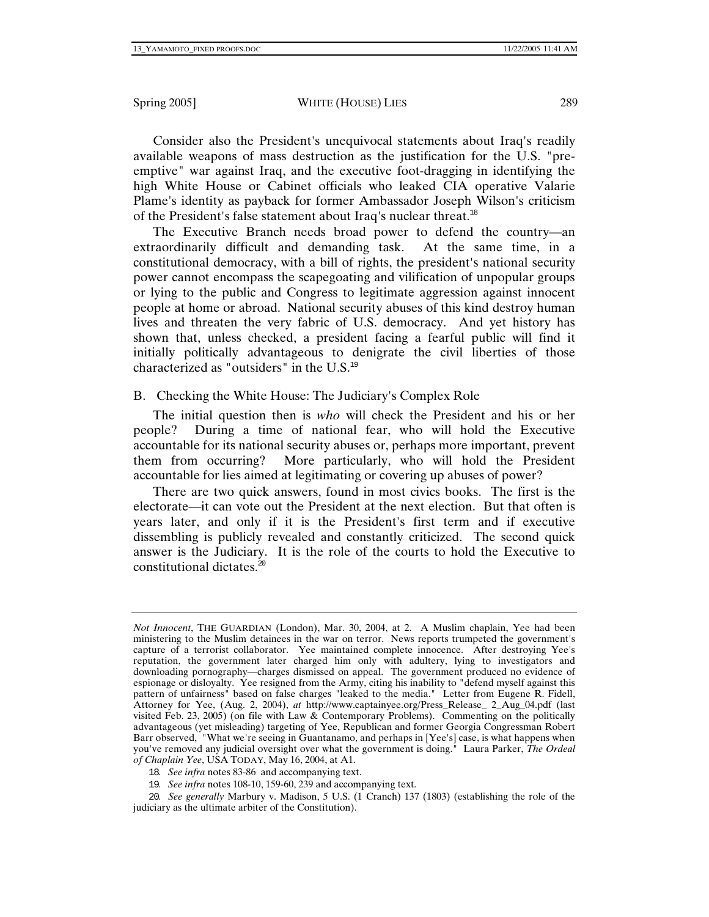Consider also the President's unequivocal statements about Iraq's readily available weapons of mass destruction as the justification for the U.S. "pre-emptive" war against Iraq, and the executive foot-dragging in identifying the high White House or Cabinet officials who leaked CIA operative Valarie Plame's identity as payback for former Ambassador Joseph Wilson's criticism of the President's false statement about Iraq's nuclear threat.[18]

The Executive Branch needs broad power to defend the country—an extraordinarily difficult and demanding task. At the same time, in a constitutional democracy, with a bill of rights, the president's national security power cannot encompass the scapegoating and vilification of unpopular groups or lying to the public and Congress to legitimate aggression against innocent people at home or abroad. National security abuses of this kind destroy human lives and threaten the very fabric of U.S. democracy. And yet history has shown that, unless checked, a president facing a fearful public will find it initially politically advantageous to denigrate the civil liberties of those characterized as "outsiders" in the U.S.[19]

## B. Checking the White House: The Judiciary's Complex Role

The initial question then is *who* will check the President and his or her people? During a time of national fear, who will hold the Executive accountable for its national security abuses or, perhaps more important, prevent them from occurring? More particularly, who will hold the President accountable for lies aimed at legitimating or covering up abuses of power?

There are two quick answers, found in most civics books. The first is the electorate—it can vote out the President at the next election. But that often is years later, and only if it is the President's first term and if executive dissembling is publicly revealed and constantly criticized. The second quick answer is the Judiciary. It is the role of the courts to hold the Executive to constitutional dictates.[20]

---

*Not Innocent*, THE GUARDIAN (London), Mar. 30, 2004, at 2. A Muslim chaplain, Yee had been ministering to the Muslim detainees in the war on terror. News reports trumpeted the government's capture of a terrorist collaborator. Yee maintained complete innocence. After destroying Yee's reputation, the government later charged him only with adultery, lying to investigators and downloading pornography—charges dismissed on appeal. The government produced no evidence of espionage or disloyalty. Yee resigned from the Army, citing his inability to "defend myself against this pattern of unfairness" based on false charges "leaked to the media." Letter from Eugene R. Fidell, Attorney for Yee, (Aug. 2, 2004), *at* http://www.captainyee.org/Press_Release_ 2_Aug_04.pdf (last visited Feb. 23, 2005) (on file with Law & Contemporary Problems). Commenting on the politically advantageous (yet misleading) targeting of Yee, Republican and former Georgia Congressman Robert Barr observed, "What we're seeing in Guantanamo, and perhaps in [Yee's] case, is what happens when you've removed any judicial oversight over what the government is doing." Laura Parker, *The Ordeal of Chaplain Yee*, USA TODAY, May 16, 2004, at A1.

18. *See infra* notes 83-86 and accompanying text.

19. *See infra* notes 108-10, 159-60, 239 and accompanying text.

20. *See generally* Marbury v. Madison, 5 U.S. (1 Cranch) 137 (1803) (establishing the role of the judiciary as the ultimate arbiter of the Constitution).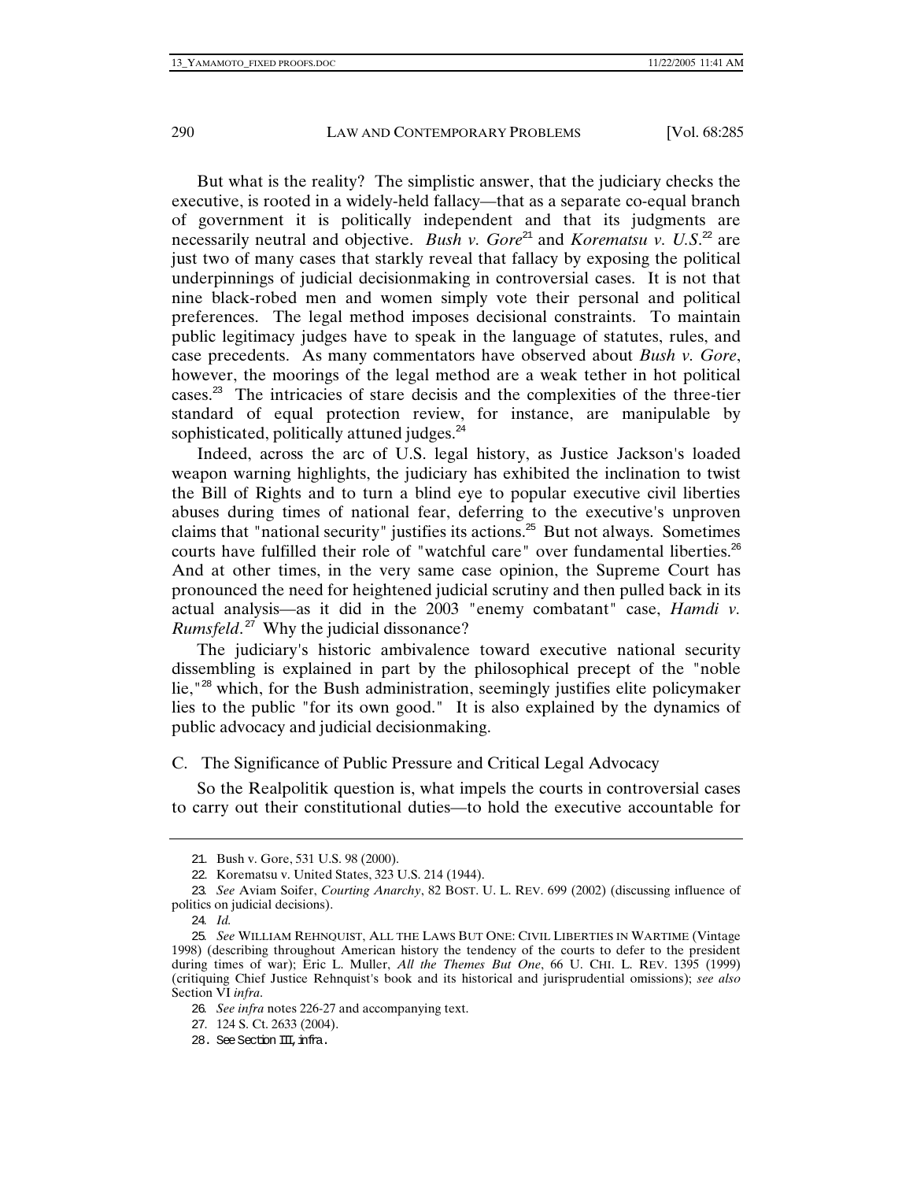But what is the reality? The simplistic answer, that the judiciary checks the executive, is rooted in a widely-held fallacy—that as a separate co-equal branch of government it is politically independent and that its judgments are necessarily neutral and objective. *Bush v. Gore*[21] and *Korematsu v. U.S.*[22] are just two of many cases that starkly reveal that fallacy by exposing the political underpinnings of judicial decisionmaking in controversial cases. It is not that nine black-robed men and women simply vote their personal and political preferences. The legal method imposes decisional constraints. To maintain public legitimacy judges have to speak in the language of statutes, rules, and case precedents. As many commentators have observed about *Bush v. Gore*, however, the moorings of the legal method are a weak tether in hot political cases.[23] The intricacies of stare decisis and the complexities of the three-tier standard of equal protection review, for instance, are manipulable by sophisticated, politically attuned judges.[24]

Indeed, across the arc of U.S. legal history, as Justice Jackson's loaded weapon warning highlights, the judiciary has exhibited the inclination to twist the Bill of Rights and to turn a blind eye to popular executive civil liberties abuses during times of national fear, deferring to the executive's unproven claims that "national security" justifies its actions.[25] But not always. Sometimes courts have fulfilled their role of "watchful care" over fundamental liberties.[26] And at other times, in the very same case opinion, the Supreme Court has pronounced the need for heightened judicial scrutiny and then pulled back in its actual analysis—as it did in the 2003 "enemy combatant" case, *Hamdi v. Rumsfeld*.[27] Why the judicial dissonance?

The judiciary's historic ambivalence toward executive national security dissembling is explained in part by the philosophical precept of the "noble lie,"[28] which, for the Bush administration, seemingly justifies elite policymaker lies to the public "for its own good." It is also explained by the dynamics of public advocacy and judicial decisionmaking.

### C. The Significance of Public Pressure and Critical Legal Advocacy

So the Realpolitik question is, what impels the courts in controversial cases to carry out their constitutional duties—to hold the executive accountable for

---

21. Bush v. Gore, 531 U.S. 98 (2000).

22. Korematsu v. United States, 323 U.S. 214 (1944).

23. *See* Aviam Soifer, *Courting Anarchy*, 82 BOST. U. L. REV. 699 (2002) (discussing influence of politics on judicial decisions).

24. *Id.*

25. *See* WILLIAM REHNQUIST, ALL THE LAWS BUT ONE: CIVIL LIBERTIES IN WARTIME (Vintage 1998) (describing throughout American history the tendency of the courts to defer to the president during times of war); Eric L. Muller, *All the Themes But One*, 66 U. CHI. L. REV. 1395 (1999) (critiquing Chief Justice Rehnquist's book and its historical and jurisprudential omissions); *see also* Section VI *infra*.

26. *See infra* notes 226-27 and accompanying text.

27. 124 S. Ct. 2633 (2004).

28. See Section III, *infra*.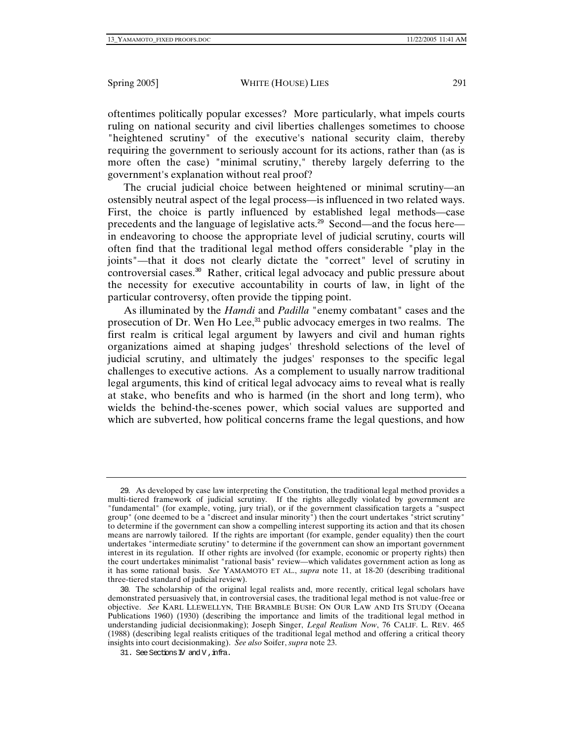oftentimes politically popular excesses? More particularly, what impels courts ruling on national security and civil liberties challenges sometimes to choose "heightened scrutiny" of the executive's national security claim, thereby requiring the government to seriously account for its actions, rather than (as is more often the case) "minimal scrutiny," thereby largely deferring to the government's explanation without real proof?

The crucial judicial choice between heightened or minimal scrutiny—an ostensibly neutral aspect of the legal process—is influenced in two related ways. First, the choice is partly influenced by established legal methods—case precedents and the language of legislative acts.[29] Second—and the focus here—in endeavoring to choose the appropriate level of judicial scrutiny, courts will often find that the traditional legal method offers considerable "play in the joints"—that it does not clearly dictate the "correct" level of scrutiny in controversial cases.[30] Rather, critical legal advocacy and public pressure about the necessity for executive accountability in courts of law, in light of the particular controversy, often provide the tipping point.

As illuminated by the *Hamdi* and *Padilla* "enemy combatant" cases and the prosecution of Dr. Wen Ho Lee,[31] public advocacy emerges in two realms. The first realm is critical legal argument by lawyers and civil and human rights organizations aimed at shaping judges' threshold selections of the level of judicial scrutiny, and ultimately the judges' responses to the specific legal challenges to executive actions. As a complement to usually narrow traditional legal arguments, this kind of critical legal advocacy aims to reveal what is really at stake, who benefits and who is harmed (in the short and long term), who wields the behind-the-scenes power, which social values are supported and which are subverted, how political concerns frame the legal questions, and how

---

29. As developed by case law interpreting the Constitution, the traditional legal method provides a multi-tiered framework of judicial scrutiny. If the rights allegedly violated by government are "fundamental" (for example, voting, jury trial), or if the government classification targets a "suspect group" (one deemed to be a "discreet and insular minority") then the court undertakes "strict scrutiny" to determine if the government can show a compelling interest supporting its action and that its chosen means are narrowly tailored. If the rights are important (for example, gender equality) then the court undertakes "intermediate scrutiny" to determine if the government can show an important government interest in its regulation. If other rights are involved (for example, economic or property rights) then the court undertakes minimalist "rational basis" review—which validates government action as long as it has some rational basis. *See* YAMAMOTO ET AL., *supra* note 11, at 18-20 (describing traditional three-tiered standard of judicial review).

30. The scholarship of the original legal realists and, more recently, critical legal scholars have demonstrated persuasively that, in controversial cases, the traditional legal method is not value-free or objective. *See* KARL LLEWELLYN, THE BRAMBLE BUSH: ON OUR LAW AND ITS STUDY (Oceana Publications 1960) (1930) (describing the importance and limits of the traditional legal method in understanding judicial decisionmaking); Joseph Singer, *Legal Realism Now*, 76 CALIF. L. REV. 465 (1988) (describing legal realists critiques of the traditional legal method and offering a critical theory insights into court decisionmaking). *See also* Soifer, *supra* note 23.

31. *See* Sections IV and V, *infra*.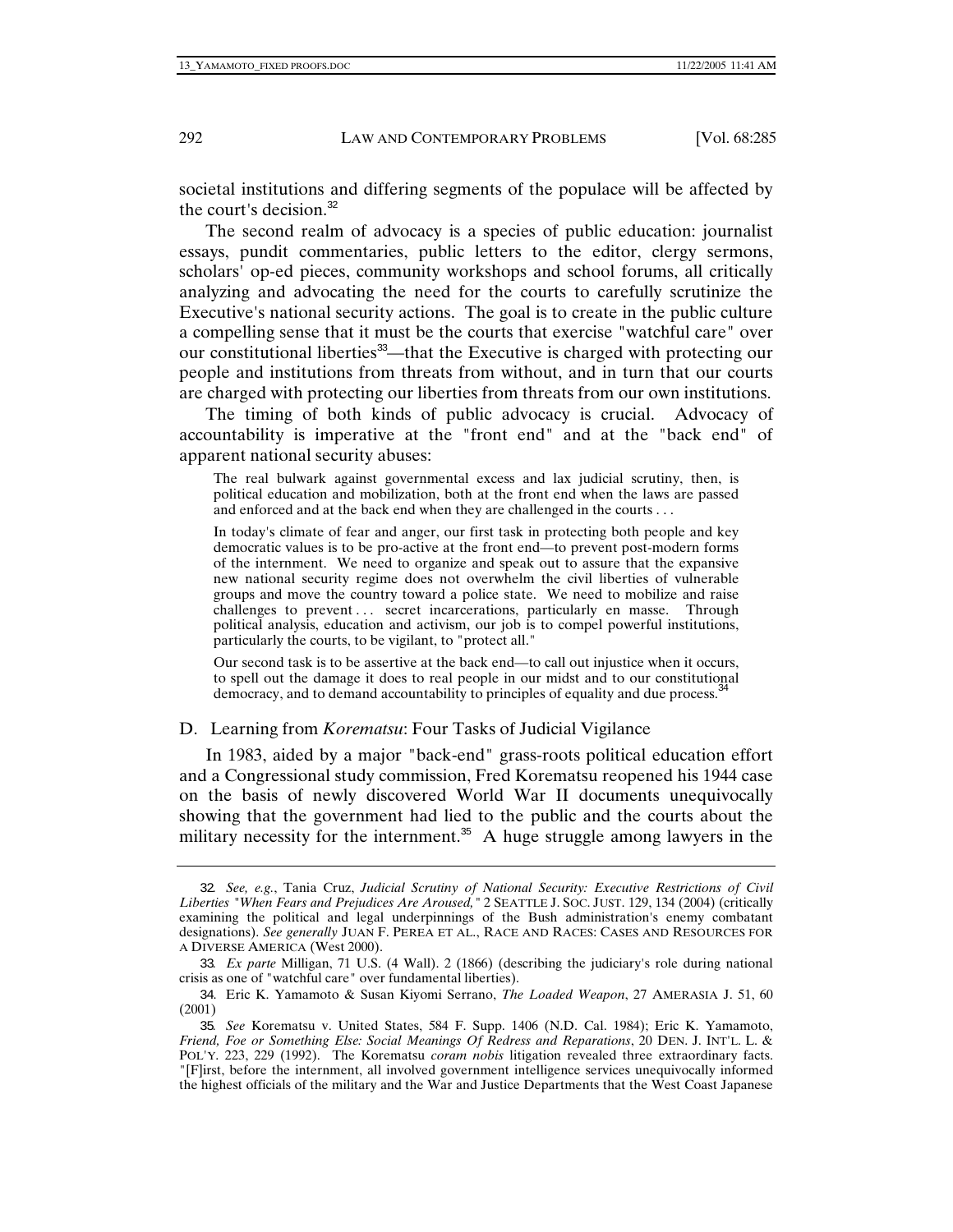societal institutions and differing segments of the populace will be affected by the court's decision.[32]

The second realm of advocacy is a species of public education: journalist essays, pundit commentaries, public letters to the editor, clergy sermons, scholars' op-ed pieces, community workshops and school forums, all critically analyzing and advocating the need for the courts to carefully scrutinize the Executive's national security actions. The goal is to create in the public culture a compelling sense that it must be the courts that exercise "watchful care" over our constitutional liberties[33]—that the Executive is charged with protecting our people and institutions from threats from without, and in turn that our courts are charged with protecting our liberties from threats from our own institutions.

The timing of both kinds of public advocacy is crucial. Advocacy of accountability is imperative at the "front end" and at the "back end" of apparent national security abuses:

> The real bulwark against governmental excess and lax judicial scrutiny, then, is political education and mobilization, both at the front end when the laws are passed and enforced and at the back end when they are challenged in the courts . . .
>
> In today's climate of fear and anger, our first task in protecting both people and key democratic values is to be pro-active at the front end—to prevent post-modern forms of the internment. We need to organize and speak out to assure that the expansive new national security regime does not overwhelm the civil liberties of vulnerable groups and move the country toward a police state. We need to mobilize and raise challenges to prevent . . . secret incarcerations, particularly en masse. Through political analysis, education and activism, our job is to compel powerful institutions, particularly the courts, to be vigilant, to "protect all."
>
> Our second task is to be assertive at the back end—to call out injustice when it occurs, to spell out the damage it does to real people in our midst and to our constitutional democracy, and to demand accountability to principles of equality and due process.[34]

### D. Learning from *Korematsu*: Four Tasks of Judicial Vigilance

In 1983, aided by a major "back-end" grass-roots political education effort and a Congressional study commission, Fred Korematsu reopened his 1944 case on the basis of newly discovered World War II documents unequivocally showing that the government had lied to the public and the courts about the military necessity for the internment.[35] A huge struggle among lawyers in the

---

32. *See, e.g.*, Tania Cruz, *Judicial Scrutiny of National Security: Executive Restrictions of Civil Liberties "When Fears and Prejudices Are Aroused,"* 2 SEATTLE J. SOC. JUST. 129, 134 (2004) (critically examining the political and legal underpinnings of the Bush administration's enemy combatant designations). *See generally* JUAN F. PEREA ET AL., RACE AND RACES: CASES AND RESOURCES FOR A DIVERSE AMERICA (West 2000).

33. *Ex parte* Milligan, 71 U.S. (4 Wall). 2 (1866) (describing the judiciary's role during national crisis as one of "watchful care" over fundamental liberties).

34. Eric K. Yamamoto & Susan Kiyomi Serrano, *The Loaded Weapon*, 27 AMERASIA J. 51, 60 (2001)

35. *See* Korematsu v. United States, 584 F. Supp. 1406 (N.D. Cal. 1984); Eric K. Yamamoto, *Friend, Foe or Something Else: Social Meanings Of Redress and Reparations*, 20 DEN. J. INT'L. L. & POL'Y. 223, 229 (1992). The Korematsu *coram nobis* litigation revealed three extraordinary facts. "[F]irst, before the internment, all involved government intelligence services unequivocally informed the highest officials of the military and the War and Justice Departments that the West Coast Japanese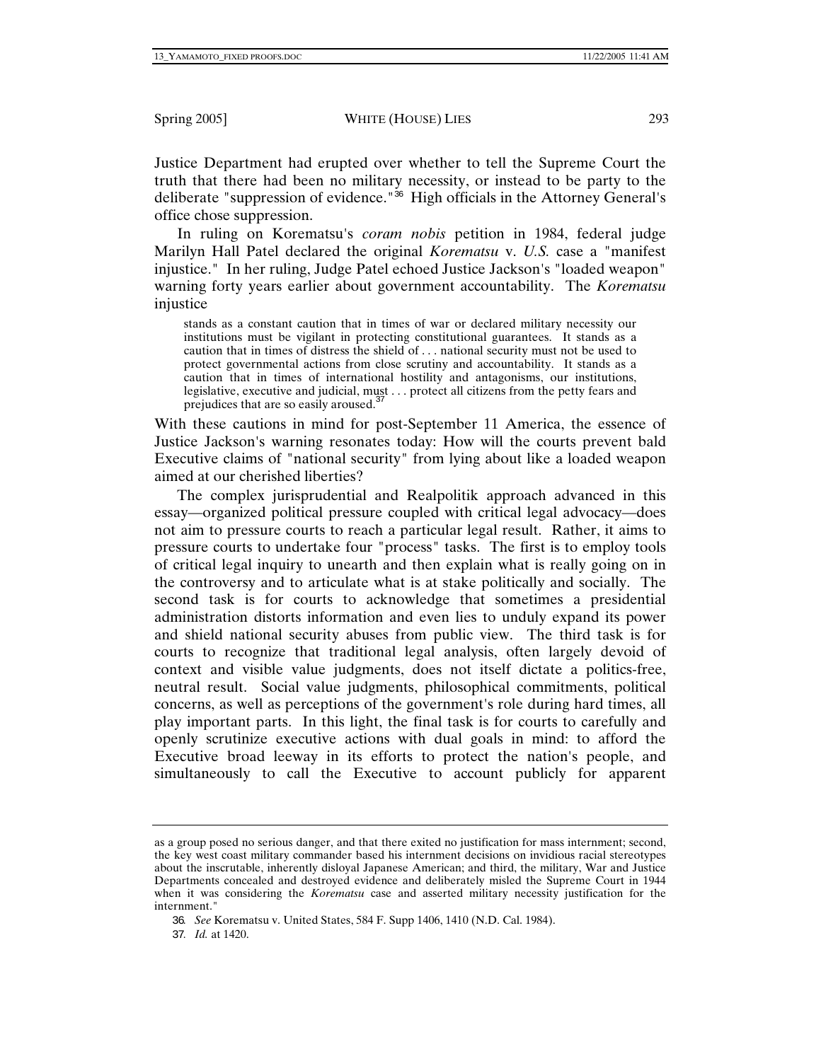Justice Department had erupted over whether to tell the Supreme Court the truth that there had been no military necessity, or instead to be party to the deliberate "suppression of evidence."[36] High officials in the Attorney General's office chose suppression.

In ruling on Korematsu's *coram nobis* petition in 1984, federal judge Marilyn Hall Patel declared the original *Korematsu* v. *U.S.* case a "manifest injustice." In her ruling, Judge Patel echoed Justice Jackson's "loaded weapon" warning forty years earlier about government accountability. The *Korematsu* injustice

> stands as a constant caution that in times of war or declared military necessity our institutions must be vigilant in protecting constitutional guarantees. It stands as a caution that in times of distress the shield of . . . national security must not be used to protect governmental actions from close scrutiny and accountability. It stands as a caution that in times of international hostility and antagonisms, our institutions, legislative, executive and judicial, must . . . protect all citizens from the petty fears and prejudices that are so easily aroused.[37]

With these cautions in mind for post-September 11 America, the essence of Justice Jackson's warning resonates today: How will the courts prevent bald Executive claims of "national security" from lying about like a loaded weapon aimed at our cherished liberties?

The complex jurisprudential and Realpolitik approach advanced in this essay—organized political pressure coupled with critical legal advocacy—does not aim to pressure courts to reach a particular legal result. Rather, it aims to pressure courts to undertake four "process" tasks. The first is to employ tools of critical legal inquiry to unearth and then explain what is really going on in the controversy and to articulate what is at stake politically and socially. The second task is for courts to acknowledge that sometimes a presidential administration distorts information and even lies to unduly expand its power and shield national security abuses from public view. The third task is for courts to recognize that traditional legal analysis, often largely devoid of context and visible value judgments, does not itself dictate a politics-free, neutral result. Social value judgments, philosophical commitments, political concerns, as well as perceptions of the government's role during hard times, all play important parts. In this light, the final task is for courts to carefully and openly scrutinize executive actions with dual goals in mind: to afford the Executive broad leeway in its efforts to protect the nation's people, and simultaneously to call the Executive to account publicly for apparent

---

as a group posed no serious danger, and that there exited no justification for mass internment; second, the key west coast military commander based his internment decisions on invidious racial stereotypes about the inscrutable, inherently disloyal Japanese American; and third, the military, War and Justice Departments concealed and destroyed evidence and deliberately misled the Supreme Court in 1944 when it was considering the *Korematsu* case and asserted military necessity justification for the internment."

36. *See* Korematsu v. United States, 584 F. Supp 1406, 1410 (N.D. Cal. 1984).

37. *Id.* at 1420.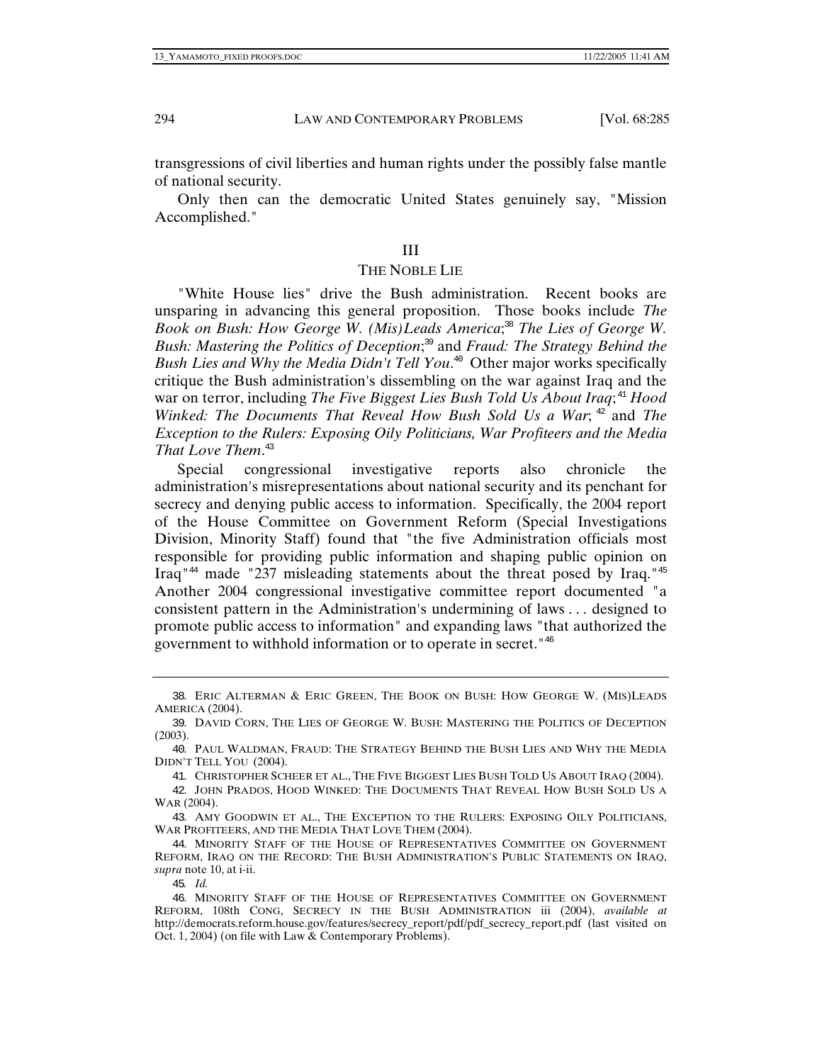transgressions of civil liberties and human rights under the possibly false mantle of national security.

Only then can the democratic United States genuinely say, "Mission Accomplished."

## III

## THE NOBLE LIE

"White House lies" drive the Bush administration. Recent books are unsparing in advancing this general proposition. Those books include *The Book on Bush: How George W. (Mis)Leads America*;[38] *The Lies of George W. Bush: Mastering the Politics of Deception*;[39] and *Fraud: The Strategy Behind the Bush Lies and Why the Media Didn't Tell You*.[40] Other major works specifically critique the Bush administration's dissembling on the war against Iraq and the war on terror, including *The Five Biggest Lies Bush Told Us About Iraq*;[41] *Hood Winked: The Documents That Reveal How Bush Sold Us a War*;[42] and *The Exception to the Rulers: Exposing Oily Politicians, War Profiteers and the Media That Love Them*.[43]

Special congressional investigative reports also chronicle the administration's misrepresentations about national security and its penchant for secrecy and denying public access to information. Specifically, the 2004 report of the House Committee on Government Reform (Special Investigations Division, Minority Staff) found that "the five Administration officials most responsible for providing public information and shaping public opinion on Iraq"[44] made "237 misleading statements about the threat posed by Iraq."[45] Another 2004 congressional investigative committee report documented "a consistent pattern in the Administration's undermining of laws . . . designed to promote public access to information" and expanding laws "that authorized the government to withhold information or to operate in secret."[46]

---

38. ERIC ALTERMAN & ERIC GREEN, THE BOOK ON BUSH: HOW GEORGE W. (MIS)LEADS AMERICA (2004).

39. DAVID CORN, THE LIES OF GEORGE W. BUSH: MASTERING THE POLITICS OF DECEPTION (2003).

40. PAUL WALDMAN, FRAUD: THE STRATEGY BEHIND THE BUSH LIES AND WHY THE MEDIA DIDN'T TELL YOU (2004).

41. CHRISTOPHER SCHEER ET AL., THE FIVE BIGGEST LIES BUSH TOLD US ABOUT IRAQ (2004).

42. JOHN PRADOS, HOOD WINKED: THE DOCUMENTS THAT REVEAL HOW BUSH SOLD US A WAR (2004).

43. AMY GOODWIN ET AL., THE EXCEPTION TO THE RULERS: EXPOSING OILY POLITICIANS, WAR PROFITEERS, AND THE MEDIA THAT LOVE THEM (2004).

44. MINORITY STAFF OF THE HOUSE OF REPRESENTATIVES COMMITTEE ON GOVERNMENT REFORM, IRAQ ON THE RECORD: THE BUSH ADMINISTRATION'S PUBLIC STATEMENTS ON IRAQ, *supra* note 10, at i-ii.

45. *Id.*

46. MINORITY STAFF OF THE HOUSE OF REPRESENTATIVES COMMITTEE ON GOVERNMENT REFORM, 108th CONG, SECRECY IN THE BUSH ADMINISTRATION iii (2004), *available at* http://democrats.reform.house.gov/features/secrecy_report/pdf/pdf_secrecy_report.pdf (last visited on Oct. 1, 2004) (on file with Law & Contemporary Problems).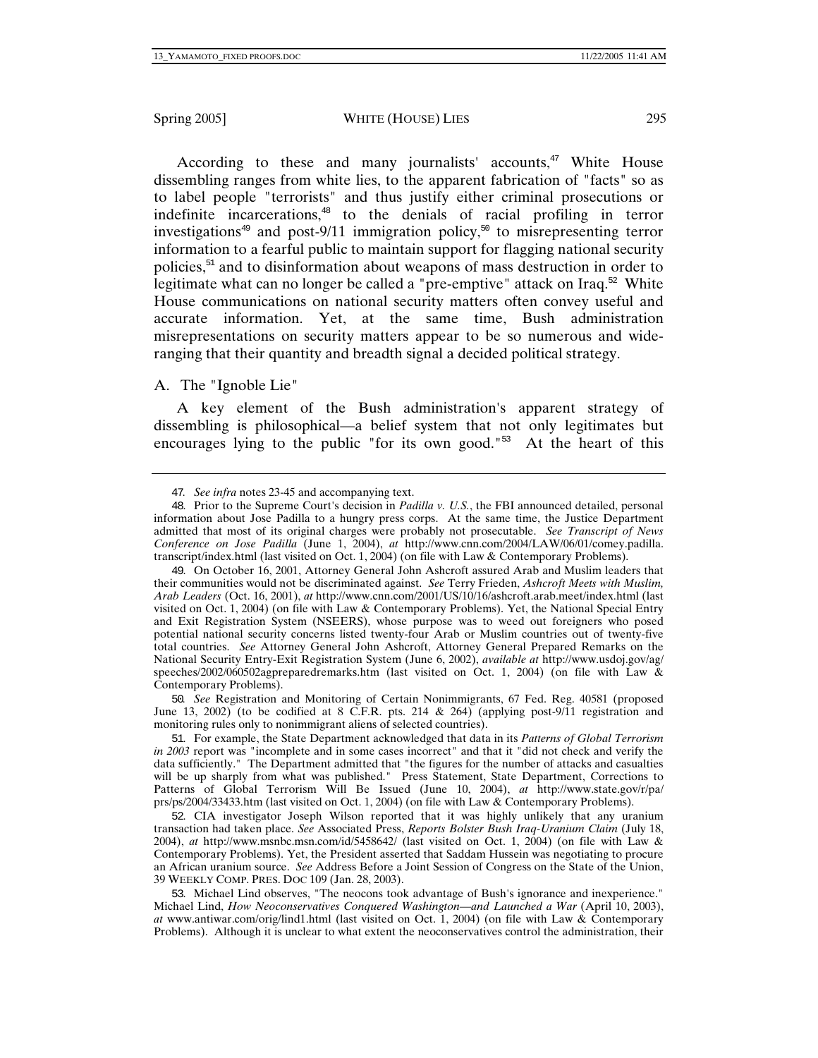According to these and many journalists' accounts,[47] White House dissembling ranges from white lies, to the apparent fabrication of "facts" so as to label people "terrorists" and thus justify either criminal prosecutions or indefinite incarcerations,[48] to the denials of racial profiling in terror investigations[49] and post-9/11 immigration policy,[50] to misrepresenting terror information to a fearful public to maintain support for flagging national security policies,[51] and to disinformation about weapons of mass destruction in order to legitimate what can no longer be called a "pre-emptive" attack on Iraq.[52] White House communications on national security matters often convey useful and accurate information. Yet, at the same time, Bush administration misrepresentations on security matters appear to be so numerous and wide-ranging that their quantity and breadth signal a decided political strategy.

## A. The "Ignoble Lie"

A key element of the Bush administration's apparent strategy of dissembling is philosophical—a belief system that not only legitimates but encourages lying to the public "for its own good."[53] At the heart of this

---

47. *See infra* notes 23-45 and accompanying text.

48. Prior to the Supreme Court's decision in *Padilla v. U.S.*, the FBI announced detailed, personal information about Jose Padilla to a hungry press corps. At the same time, the Justice Department admitted that most of its original charges were probably not prosecutable. *See Transcript of News Conference on Jose Padilla* (June 1, 2004), *at* http://www.cnn.com/2004/LAW/06/01/comey.padilla.transcript/index.html (last visited on Oct. 1, 2004) (on file with Law & Contemporary Problems).

49. On October 16, 2001, Attorney General John Ashcroft assured Arab and Muslim leaders that their communities would not be discriminated against. *See* Terry Frieden, *Ashcroft Meets with Muslim, Arab Leaders* (Oct. 16, 2001), *at* http://www.cnn.com/2001/US/10/16/ashcroft.arab.meet/index.html (last visited on Oct. 1, 2004) (on file with Law & Contemporary Problems). Yet, the National Special Entry and Exit Registration System (NSEERS), whose purpose was to weed out foreigners who posed potential national security concerns listed twenty-four Arab or Muslim countries out of twenty-five total countries. *See* Attorney General John Ashcroft, Attorney General Prepared Remarks on the National Security Entry-Exit Registration System (June 6, 2002), *available at* http://www.usdoj.gov/ag/speeches/2002/060502agpreparedremarks.htm (last visited on Oct. 1, 2004) (on file with Law & Contemporary Problems).

50. *See* Registration and Monitoring of Certain Nonimmigrants, 67 Fed. Reg. 40581 (proposed June 13, 2002) (to be codified at 8 C.F.R. pts. 214 & 264) (applying post-9/11 registration and monitoring rules only to nonimmigrant aliens of selected countries).

51. For example, the State Department acknowledged that data in its *Patterns of Global Terrorism in 2003* report was "incomplete and in some cases incorrect" and that it "did not check and verify the data sufficiently." The Department admitted that "the figures for the number of attacks and casualties will be up sharply from what was published." Press Statement, State Department, Corrections to Patterns of Global Terrorism Will Be Issued (June 10, 2004), *at* http://www.state.gov/r/pa/prs/ps/2004/33433.htm (last visited on Oct. 1, 2004) (on file with Law & Contemporary Problems).

52. CIA investigator Joseph Wilson reported that it was highly unlikely that any uranium transaction had taken place. *See* Associated Press, *Reports Bolster Bush Iraq-Uranium Claim* (July 18, 2004), *at* http://www.msnbc.msn.com/id/5458642/ (last visited on Oct. 1, 2004) (on file with Law & Contemporary Problems). Yet, the President asserted that Saddam Hussein was negotiating to procure an African uranium source. *See* Address Before a Joint Session of Congress on the State of the Union, 39 WEEKLY COMP. PRES. DOC 109 (Jan. 28, 2003).

53. Michael Lind observes, "The neocons took advantage of Bush's ignorance and inexperience." Michael Lind, *How Neoconservatives Conquered Washington—and Launched a War* (April 10, 2003), *at* www.antiwar.com/orig/lind1.html (last visited on Oct. 1, 2004) (on file with Law & Contemporary Problems). Although it is unclear to what extent the neoconservatives control the administration, their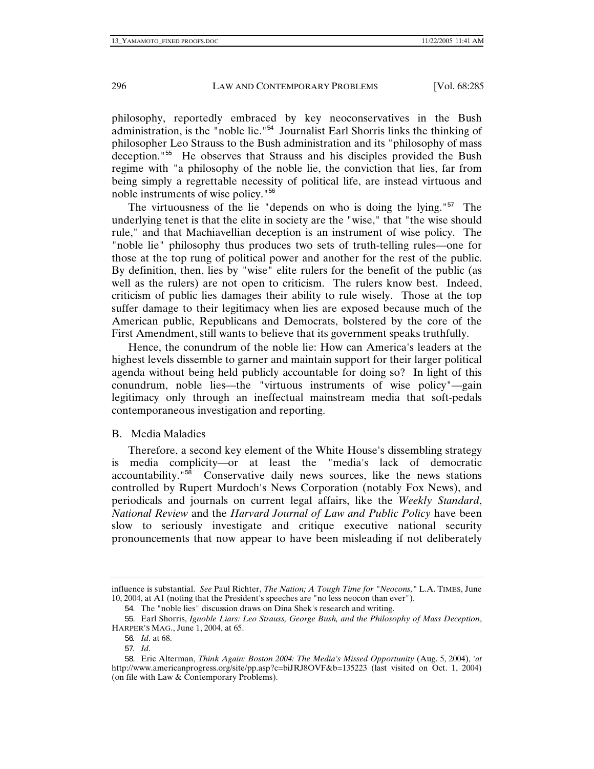philosophy, reportedly embraced by key neoconservatives in the Bush administration, is the "noble lie."[54] Journalist Earl Shorris links the thinking of philosopher Leo Strauss to the Bush administration and its "philosophy of mass deception."[55] He observes that Strauss and his disciples provided the Bush regime with "a philosophy of the noble lie, the conviction that lies, far from being simply a regrettable necessity of political life, are instead virtuous and noble instruments of wise policy."[56]

The virtuousness of the lie "depends on who is doing the lying."[57] The underlying tenet is that the elite in society are the "wise," that "the wise should rule," and that Machiavellian deception is an instrument of wise policy. The "noble lie" philosophy thus produces two sets of truth-telling rules—one for those at the top rung of political power and another for the rest of the public. By definition, then, lies by "wise" elite rulers for the benefit of the public (as well as the rulers) are not open to criticism. The rulers know best. Indeed, criticism of public lies damages their ability to rule wisely. Those at the top suffer damage to their legitimacy when lies are exposed because much of the American public, Republicans and Democrats, bolstered by the core of the First Amendment, still wants to believe that its government speaks truthfully.

Hence, the conundrum of the noble lie: How can America's leaders at the highest levels dissemble to garner and maintain support for their larger political agenda without being held publicly accountable for doing so? In light of this conundrum, noble lies—the "virtuous instruments of wise policy"—gain legitimacy only through an ineffectual mainstream media that soft-pedals contemporaneous investigation and reporting.

### B. Media Maladies

Therefore, a second key element of the White House's dissembling strategy is media complicity—or at least the "media's lack of democratic accountability."[58] Conservative daily news sources, like the news stations controlled by Rupert Murdoch's News Corporation (notably Fox News), and periodicals and journals on current legal affairs, like the *Weekly Standard*, *National Review* and the *Harvard Journal of Law and Public Policy* have been slow to seriously investigate and critique executive national security pronouncements that now appear to have been misleading if not deliberately

---

influence is substantial. *See* Paul Richter, *The Nation; A Tough Time for "Neocons,"* L.A. TIMES, June 10, 2004, at A1 (noting that the President's speeches are "no less neocon than ever").

54. The "noble lies" discussion draws on Dina Shek's research and writing.

55. Earl Shorris, *Ignoble Liars: Leo Strauss, George Bush, and the Philosophy of Mass Deception*, HARPER'S MAG., June 1, 2004, at 65.

56. *Id*. at 68.

57. *Id*.

58. Eric Alterman, *Think Again: Boston 2004: The Media's Missed Opportunity* (Aug. 5, 2004), '*at* http://www.americanprogress.org/site/pp.asp?c=biJRJ8OVF&b=135223 (last visited on Oct. 1, 2004) (on file with Law & Contemporary Problems).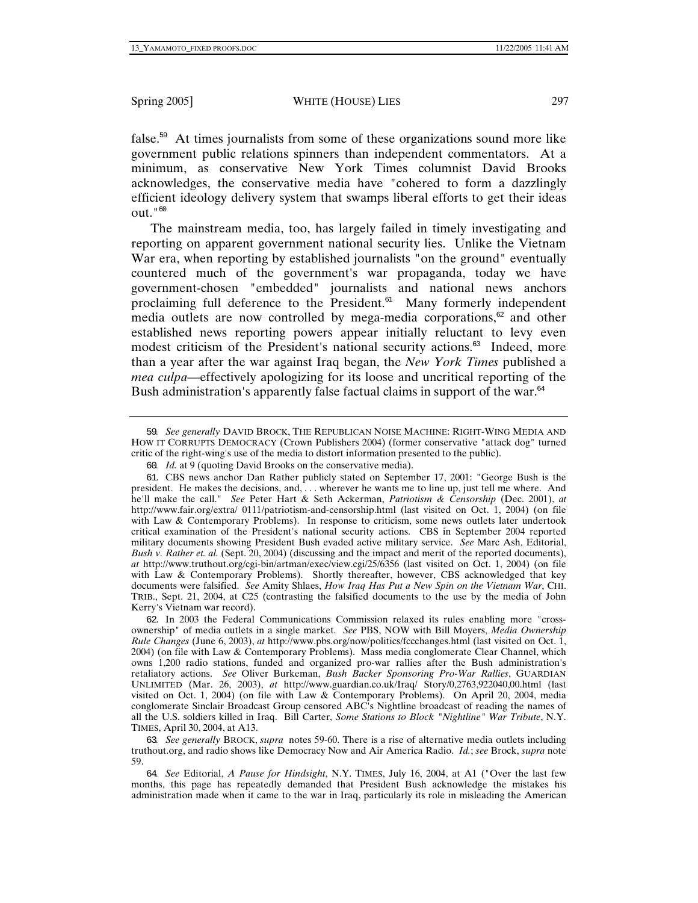false.[59] At times journalists from some of these organizations sound more like government public relations spinners than independent commentators. At a minimum, as conservative New York Times columnist David Brooks acknowledges, the conservative media have "cohered to form a dazzlingly efficient ideology delivery system that swamps liberal efforts to get their ideas out."[60]

The mainstream media, too, has largely failed in timely investigating and reporting on apparent government national security lies. Unlike the Vietnam War era, when reporting by established journalists "on the ground" eventually countered much of the government's war propaganda, today we have government-chosen "embedded" journalists and national news anchors proclaiming full deference to the President.[61] Many formerly independent media outlets are now controlled by mega-media corporations,[62] and other established news reporting powers appear initially reluctant to levy even modest criticism of the President's national security actions.[63] Indeed, more than a year after the war against Iraq began, the *New York Times* published a *mea culpa*—effectively apologizing for its loose and uncritical reporting of the Bush administration's apparently false factual claims in support of the war.[64]

---

59. *See generally* DAVID BROCK, THE REPUBLICAN NOISE MACHINE: RIGHT-WING MEDIA AND HOW IT CORRUPTS DEMOCRACY (Crown Publishers 2004) (former conservative "attack dog" turned critic of the right-wing's use of the media to distort information presented to the public).

60. *Id.* at 9 (quoting David Brooks on the conservative media).

61. CBS news anchor Dan Rather publicly stated on September 17, 2001: "George Bush is the president. He makes the decisions, and, . . . wherever he wants me to line up, just tell me where. And he'll make the call." *See* Peter Hart & Seth Ackerman, *Patriotism & Censorship* (Dec. 2001), *at* http://www.fair.org/extra/ 0111/patriotism-and-censorship.html (last visited on Oct. 1, 2004) (on file with Law & Contemporary Problems). In response to criticism, some news outlets later undertook critical examination of the President's national security actions. CBS in September 2004 reported military documents showing President Bush evaded active military service. *See* Marc Ash, Editorial, *Bush v. Rather et. al.* (Sept. 20, 2004) (discussing and the impact and merit of the reported documents), *at* http://www.truthout.org/cgi-bin/artman/exec/view.cgi/25/6356 (last visited on Oct. 1, 2004) (on file with Law & Contemporary Problems). Shortly thereafter, however, CBS acknowledged that key documents were falsified. *See* Amity Shlaes, *How Iraq Has Put a New Spin on the Vietnam War*, CHI. TRIB., Sept. 21, 2004, at C25 (contrasting the falsified documents to the use by the media of John Kerry's Vietnam war record).

62. In 2003 the Federal Communications Commission relaxed its rules enabling more "cross-ownership" of media outlets in a single market. *See* PBS, NOW with Bill Moyers, *Media Ownership Rule Changes* (June 6, 2003), *at* http://www.pbs.org/now/politics/fccchanges.html (last visited on Oct. 1, 2004) (on file with Law & Contemporary Problems). Mass media conglomerate Clear Channel, which owns 1,200 radio stations, funded and organized pro-war rallies after the Bush administration's retaliatory actions. *See* Oliver Burkeman, *Bush Backer Sponsoring Pro-War Rallies*, GUARDIAN UNLIMITED (Mar. 26, 2003), *at* http://www.guardian.co.uk/Iraq/ Story/0,2763,922040,00.html (last visited on Oct. 1, 2004) (on file with Law & Contemporary Problems). On April 20, 2004, media conglomerate Sinclair Broadcast Group censored ABC's Nightline broadcast of reading the names of all the U.S. soldiers killed in Iraq. Bill Carter, *Some Stations to Block "Nightline" War Tribute*, N.Y. TIMES, April 30, 2004, at A13.

63. *See generally* BROCK, *supra* notes 59-60. There is a rise of alternative media outlets including truthout.org, and radio shows like Democracy Now and Air America Radio. *Id.*; *see* Brock, *supra* note 59.

64. *See* Editorial, *A Pause for Hindsight*, N.Y. TIMES, July 16, 2004, at A1 ("Over the last few months, this page has repeatedly demanded that President Bush acknowledge the mistakes his administration made when it came to the war in Iraq, particularly its role in misleading the American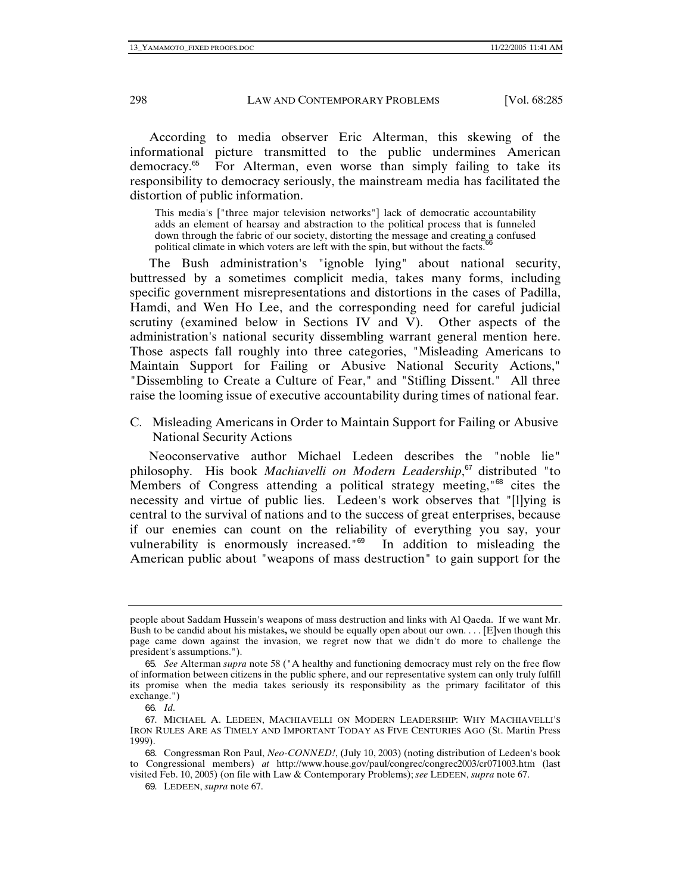According to media observer Eric Alterman, this skewing of the informational picture transmitted to the public undermines American democracy.[65] For Alterman, even worse than simply failing to take its responsibility to democracy seriously, the mainstream media has facilitated the distortion of public information.

> This media's ["three major television networks"] lack of democratic accountability adds an element of hearsay and abstraction to the political process that is funneled down through the fabric of our society, distorting the message and creating a confused political climate in which voters are left with the spin, but without the facts.[66]

The Bush administration's "ignoble lying" about national security, buttressed by a sometimes complicit media, takes many forms, including specific government misrepresentations and distortions in the cases of Padilla, Hamdi, and Wen Ho Lee, and the corresponding need for careful judicial scrutiny (examined below in Sections IV and V). Other aspects of the administration's national security dissembling warrant general mention here. Those aspects fall roughly into three categories, "Misleading Americans to Maintain Support for Failing or Abusive National Security Actions," "Dissembling to Create a Culture of Fear," and "Stifling Dissent." All three raise the looming issue of executive accountability during times of national fear.

### C. Misleading Americans in Order to Maintain Support for Failing or Abusive National Security Actions

Neoconservative author Michael Ledeen describes the "noble lie" philosophy. His book *Machiavelli on Modern Leadership*,[67] distributed "to Members of Congress attending a political strategy meeting,"[68] cites the necessity and virtue of public lies. Ledeen's work observes that "[l]ying is central to the survival of nations and to the success of great enterprises, because if our enemies can count on the reliability of everything you say, your vulnerability is enormously increased."[69] In addition to misleading the American public about "weapons of mass destruction" to gain support for the

---

people about Saddam Hussein's weapons of mass destruction and links with Al Qaeda. If we want Mr. Bush to be candid about his mistakes**,** we should be equally open about our own. . . . [E]ven though this page came down against the invasion, we regret now that we didn't do more to challenge the president's assumptions.").

65. *See* Alterman *supra* note 58 ("A healthy and functioning democracy must rely on the free flow of information between citizens in the public sphere, and our representative system can only truly fulfill its promise when the media takes seriously its responsibility as the primary facilitator of this exchange.")

66. *Id*.

67. MICHAEL A. LEDEEN, MACHIAVELLI ON MODERN LEADERSHIP: WHY MACHIAVELLI'S IRON RULES ARE AS TIMELY AND IMPORTANT TODAY AS FIVE CENTURIES AGO (St. Martin Press 1999).

68. Congressman Ron Paul, *Neo-CONNED!*, (July 10, 2003) (noting distribution of Ledeen's book to Congressional members) *at* http://www.house.gov/paul/congrec/congrec2003/cr071003.htm (last visited Feb. 10, 2005) (on file with Law & Contemporary Problems); *see* LEDEEN, *supra* note 67.

69. LEDEEN, *supra* note 67.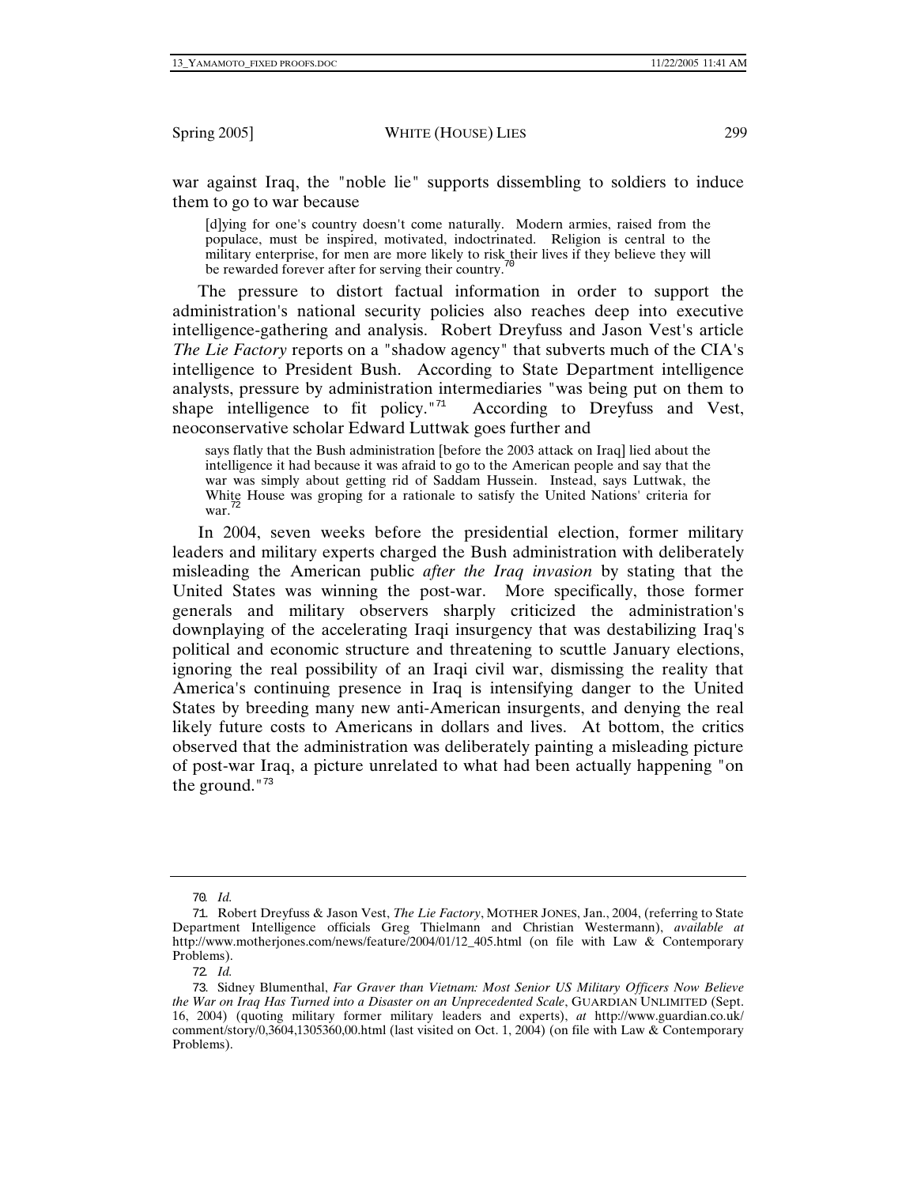war against Iraq, the "noble lie" supports dissembling to soldiers to induce them to go to war because

> [d]ying for one's country doesn't come naturally. Modern armies, raised from the populace, must be inspired, motivated, indoctrinated. Religion is central to the military enterprise, for men are more likely to risk their lives if they believe they will be rewarded forever after for serving their country.[70]

The pressure to distort factual information in order to support the administration's national security policies also reaches deep into executive intelligence-gathering and analysis. Robert Dreyfuss and Jason Vest's article *The Lie Factory* reports on a "shadow agency" that subverts much of the CIA's intelligence to President Bush. According to State Department intelligence analysts, pressure by administration intermediaries "was being put on them to shape intelligence to fit policy."[71] According to Dreyfuss and Vest, neoconservative scholar Edward Luttwak goes further and

> says flatly that the Bush administration [before the 2003 attack on Iraq] lied about the intelligence it had because it was afraid to go to the American people and say that the war was simply about getting rid of Saddam Hussein. Instead, says Luttwak, the White House was groping for a rationale to satisfy the United Nations' criteria for war.[72]

In 2004, seven weeks before the presidential election, former military leaders and military experts charged the Bush administration with deliberately misleading the American public *after the Iraq invasion* by stating that the United States was winning the post-war. More specifically, those former generals and military observers sharply criticized the administration's downplaying of the accelerating Iraqi insurgency that was destabilizing Iraq's political and economic structure and threatening to scuttle January elections, ignoring the real possibility of an Iraqi civil war, dismissing the reality that America's continuing presence in Iraq is intensifying danger to the United States by breeding many new anti-American insurgents, and denying the real likely future costs to Americans in dollars and lives. At bottom, the critics observed that the administration was deliberately painting a misleading picture of post-war Iraq, a picture unrelated to what had been actually happening "on the ground."[73]

---

70. *Id.*

71. Robert Dreyfuss & Jason Vest, *The Lie Factory*, MOTHER JONES, Jan., 2004, (referring to State Department Intelligence officials Greg Thielmann and Christian Westermann), *available at* http://www.motherjones.com/news/feature/2004/01/12_405.html (on file with Law & Contemporary Problems).

72. *Id.*

73. Sidney Blumenthal, *Far Graver than Vietnam: Most Senior US Military Officers Now Believe the War on Iraq Has Turned into a Disaster on an Unprecedented Scale*, GUARDIAN UNLIMITED (Sept. 16, 2004) (quoting military former military leaders and experts), *at* http://www.guardian.co.uk/comment/story/0,3604,1305360,00.html (last visited on Oct. 1, 2004) (on file with Law & Contemporary Problems).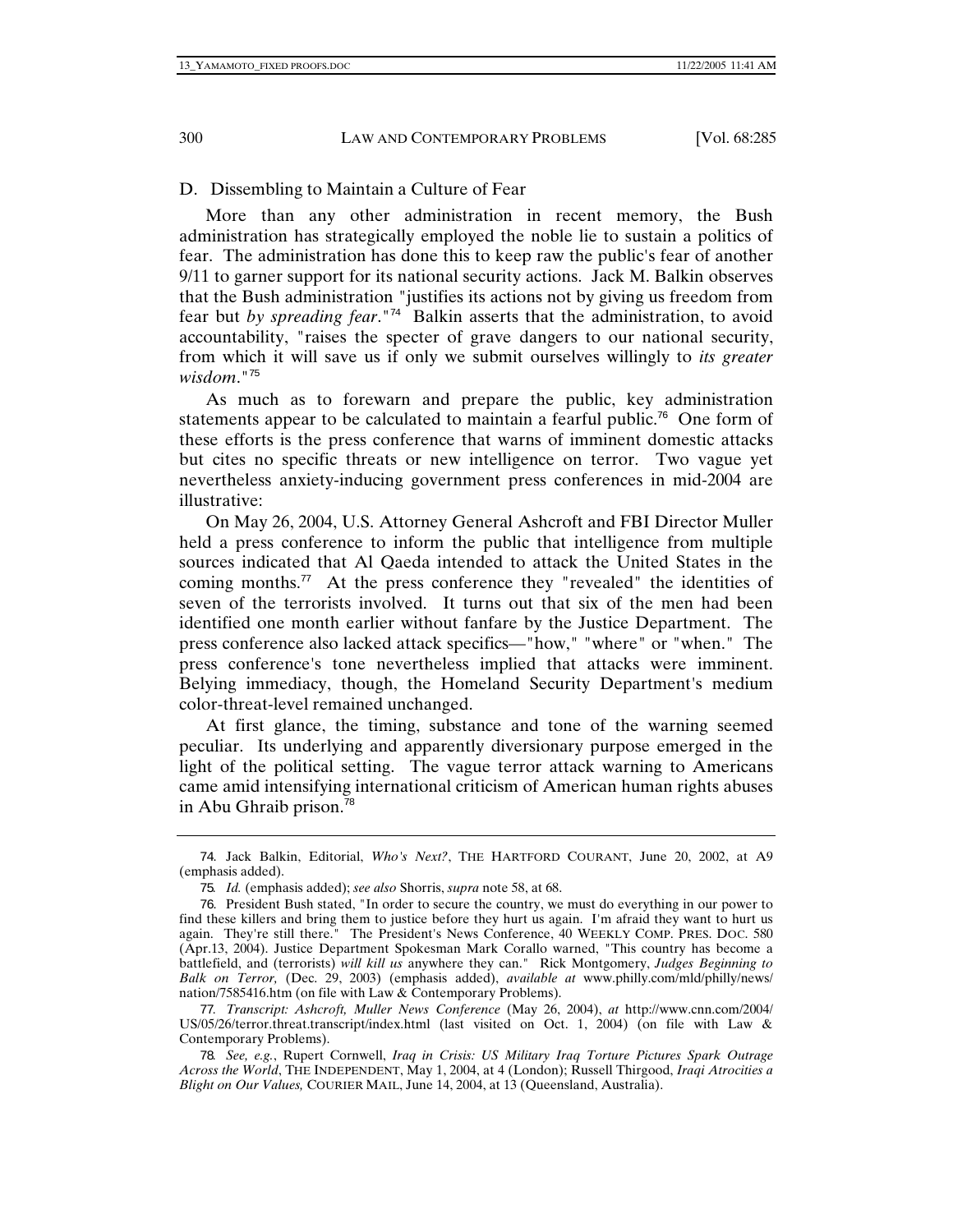### D. Dissembling to Maintain a Culture of Fear

More than any other administration in recent memory, the Bush administration has strategically employed the noble lie to sustain a politics of fear. The administration has done this to keep raw the public's fear of another 9/11 to garner support for its national security actions. Jack M. Balkin observes that the Bush administration "justifies its actions not by giving us freedom from fear but *by spreading fear*."[74] Balkin asserts that the administration, to avoid accountability, "raises the specter of grave dangers to our national security, from which it will save us if only we submit ourselves willingly to *its greater wisdom*."[75]

As much as to forewarn and prepare the public, key administration statements appear to be calculated to maintain a fearful public.[76] One form of these efforts is the press conference that warns of imminent domestic attacks but cites no specific threats or new intelligence on terror. Two vague yet nevertheless anxiety-inducing government press conferences in mid-2004 are illustrative:

On May 26, 2004, U.S. Attorney General Ashcroft and FBI Director Muller held a press conference to inform the public that intelligence from multiple sources indicated that Al Qaeda intended to attack the United States in the coming months.[77] At the press conference they "revealed" the identities of seven of the terrorists involved. It turns out that six of the men had been identified one month earlier without fanfare by the Justice Department. The press conference also lacked attack specifics—"how," "where" or "when." The press conference's tone nevertheless implied that attacks were imminent. Belying immediacy, though, the Homeland Security Department's medium color-threat-level remained unchanged.

At first glance, the timing, substance and tone of the warning seemed peculiar. Its underlying and apparently diversionary purpose emerged in the light of the political setting. The vague terror attack warning to Americans came amid intensifying international criticism of American human rights abuses in Abu Ghraib prison.[78]

---

74. Jack Balkin, Editorial, *Who's Next?*, THE HARTFORD COURANT, June 20, 2002, at A9 (emphasis added).

75. *Id.* (emphasis added); *see also* Shorris, *supra* note 58, at 68.

76. President Bush stated, "In order to secure the country, we must do everything in our power to find these killers and bring them to justice before they hurt us again. I'm afraid they want to hurt us again. They're still there." The President's News Conference, 40 WEEKLY COMP. PRES. DOC. 580 (Apr.13, 2004). Justice Department Spokesman Mark Corallo warned, "This country has become a battlefield, and (terrorists) *will kill us* anywhere they can." Rick Montgomery, *Judges Beginning to Balk on Terror,* (Dec. 29, 2003) (emphasis added), *available at* www.philly.com/mld/philly/news/nation/7585416.htm (on file with Law & Contemporary Problems).

77. *Transcript: Ashcroft, Muller News Conference* (May 26, 2004), *at* http://www.cnn.com/2004/US/05/26/terror.threat.transcript/index.html (last visited on Oct. 1, 2004) (on file with Law & Contemporary Problems).

78. *See, e.g.*, Rupert Cornwell, *Iraq in Crisis: US Military Iraq Torture Pictures Spark Outrage Across the World*, THE INDEPENDENT, May 1, 2004, at 4 (London); Russell Thirgood, *Iraqi Atrocities a Blight on Our Values,* COURIER MAIL, June 14, 2004, at 13 (Queensland, Australia).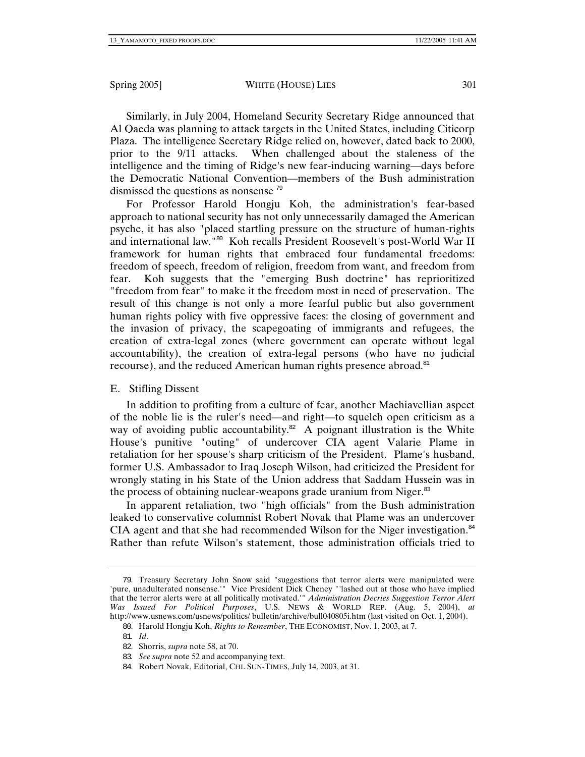Similarly, in July 2004, Homeland Security Secretary Ridge announced that Al Qaeda was planning to attack targets in the United States, including Citicorp Plaza. The intelligence Secretary Ridge relied on, however, dated back to 2000, prior to the 9/11 attacks. When challenged about the staleness of the intelligence and the timing of Ridge's new fear-inducing warning—days before the Democratic National Convention—members of the Bush administration dismissed the questions as nonsense [79]

For Professor Harold Hongju Koh, the administration's fear-based approach to national security has not only unnecessarily damaged the American psyche, it has also "placed startling pressure on the structure of human-rights and international law."[80] Koh recalls President Roosevelt's post-World War II framework for human rights that embraced four fundamental freedoms: freedom of speech, freedom of religion, freedom from want, and freedom from fear. Koh suggests that the "emerging Bush doctrine" has reprioritized "freedom from fear" to make it the freedom most in need of preservation. The result of this change is not only a more fearful public but also government human rights policy with five oppressive faces: the closing of government and the invasion of privacy, the scapegoating of immigrants and refugees, the creation of extra-legal zones (where government can operate without legal accountability), the creation of extra-legal persons (who have no judicial recourse), and the reduced American human rights presence abroad.[81]

## E. Stifling Dissent

In addition to profiting from a culture of fear, another Machiavellian aspect of the noble lie is the ruler's need—and right—to squelch open criticism as a way of avoiding public accountability.[82] A poignant illustration is the White House's punitive "outing" of undercover CIA agent Valarie Plame in retaliation for her spouse's sharp criticism of the President. Plame's husband, former U.S. Ambassador to Iraq Joseph Wilson, had criticized the President for wrongly stating in his State of the Union address that Saddam Hussein was in the process of obtaining nuclear-weapons grade uranium from Niger.[83]

In apparent retaliation, two "high officials" from the Bush administration leaked to conservative columnist Robert Novak that Plame was an undercover CIA agent and that she had recommended Wilson for the Niger investigation.[84] Rather than refute Wilson's statement, those administration officials tried to

---

79. Treasury Secretary John Snow said "suggestions that terror alerts were manipulated were 'pure, unadulterated nonsense.'" Vice President Dick Cheney "'lashed out at those who have implied that the terror alerts were at all politically motivated.'" *Administration Decries Suggestion Terror Alert Was Issued For Political Purposes*, U.S. NEWS & WORLD REP. (Aug. 5, 2004), *at* http://www.usnews.com/usnews/politics/ bulletin/archive/bull040805i.htm (last visited on Oct. 1, 2004).

80. Harold Hongju Koh, *Rights to Remember*, THE ECONOMIST, Nov. 1, 2003, at 7.

81. *Id*.

82. Shorris, *supra* note 58, at 70.

83. *See supra* note 52 and accompanying text.

84. Robert Novak, Editorial, CHI. SUN-TIMES, July 14, 2003, at 31.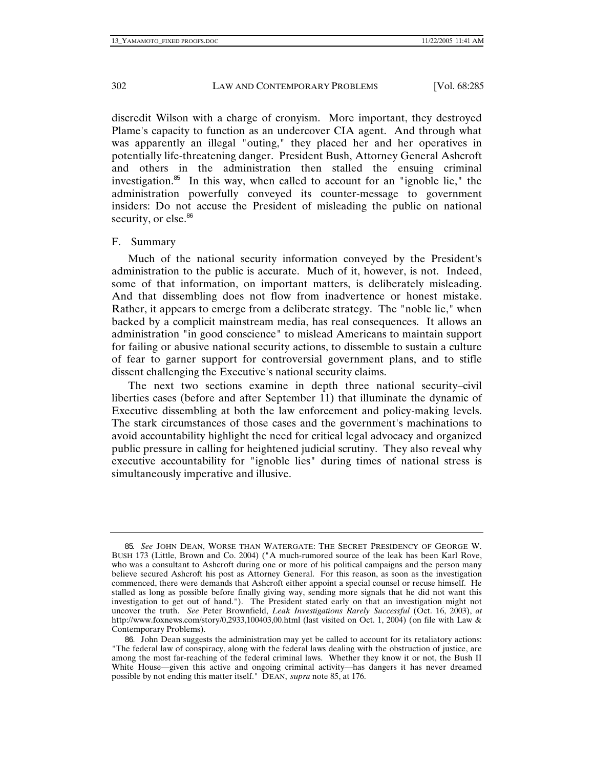discredit Wilson with a charge of cronyism. More important, they destroyed Plame's capacity to function as an undercover CIA agent. And through what was apparently an illegal "outing," they placed her and her operatives in potentially life-threatening danger. President Bush, Attorney General Ashcroft and others in the administration then stalled the ensuing criminal investigation.[85] In this way, when called to account for an "ignoble lie," the administration powerfully conveyed its counter-message to government insiders: Do not accuse the President of misleading the public on national security, or else.[86]

## F. Summary

Much of the national security information conveyed by the President's administration to the public is accurate. Much of it, however, is not. Indeed, some of that information, on important matters, is deliberately misleading. And that dissembling does not flow from inadvertence or honest mistake. Rather, it appears to emerge from a deliberate strategy. The "noble lie," when backed by a complicit mainstream media, has real consequences. It allows an administration "in good conscience" to mislead Americans to maintain support for failing or abusive national security actions, to dissemble to sustain a culture of fear to garner support for controversial government plans, and to stifle dissent challenging the Executive's national security claims.

The next two sections examine in depth three national security–civil liberties cases (before and after September 11) that illuminate the dynamic of Executive dissembling at both the law enforcement and policy-making levels. The stark circumstances of those cases and the government's machinations to avoid accountability highlight the need for critical legal advocacy and organized public pressure in calling for heightened judicial scrutiny. They also reveal why executive accountability for "ignoble lies" during times of national stress is simultaneously imperative and illusive.

---

85. *See* JOHN DEAN, WORSE THAN WATERGATE: THE SECRET PRESIDENCY OF GEORGE W. BUSH 173 (Little, Brown and Co. 2004) ("A much-rumored source of the leak has been Karl Rove, who was a consultant to Ashcroft during one or more of his political campaigns and the person many believe secured Ashcroft his post as Attorney General. For this reason, as soon as the investigation commenced, there were demands that Ashcroft either appoint a special counsel or recuse himself. He stalled as long as possible before finally giving way, sending more signals that he did not want this investigation to get out of hand."). The President stated early on that an investigation might not uncover the truth. *See* Peter Brownfield, *Leak Investigations Rarely Successful* (Oct. 16, 2003), *at* http://www.foxnews.com/story/0,2933,100403,00.html (last visited on Oct. 1, 2004) (on file with Law & Contemporary Problems).

86. John Dean suggests the administration may yet be called to account for its retaliatory actions: "The federal law of conspiracy, along with the federal laws dealing with the obstruction of justice, are among the most far-reaching of the federal criminal laws. Whether they know it or not, the Bush II White House—given this active and ongoing criminal activity—has dangers it has never dreamed possible by not ending this matter itself." DEAN, *supra* note 85, at 176.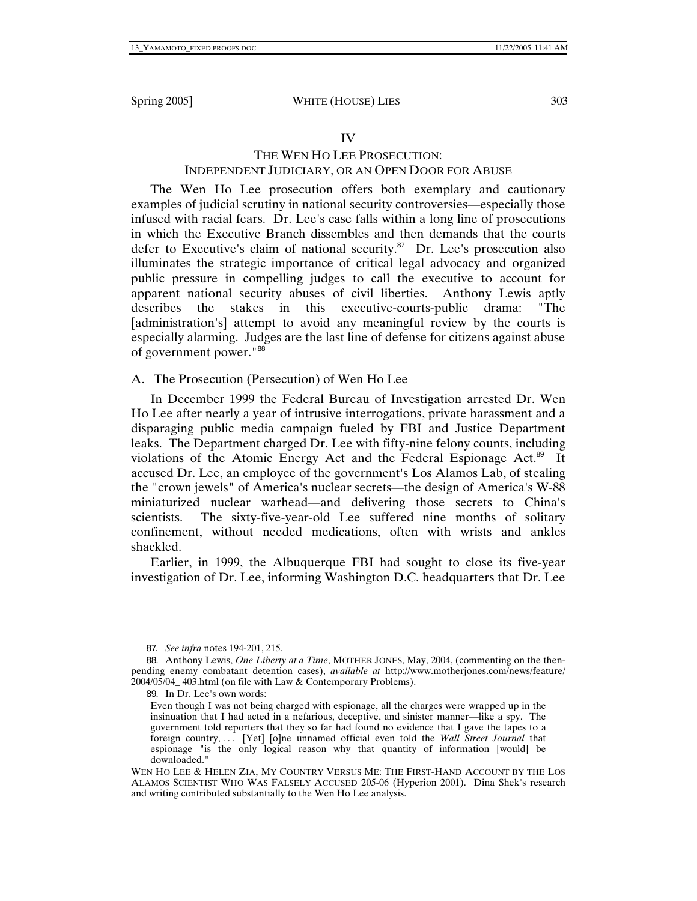## IV

## THE WEN HO LEE PROSECUTION: INDEPENDENT JUDICIARY, OR AN OPEN DOOR FOR ABUSE

The Wen Ho Lee prosecution offers both exemplary and cautionary examples of judicial scrutiny in national security controversies—especially those infused with racial fears. Dr. Lee's case falls within a long line of prosecutions in which the Executive Branch dissembles and then demands that the courts defer to Executive's claim of national security.[87] Dr. Lee's prosecution also illuminates the strategic importance of critical legal advocacy and organized public pressure in compelling judges to call the executive to account for apparent national security abuses of civil liberties. Anthony Lewis aptly describes the stakes in this executive-courts-public drama: "The [administration's] attempt to avoid any meaningful review by the courts is especially alarming. Judges are the last line of defense for citizens against abuse of government power."[88]

### A. The Prosecution (Persecution) of Wen Ho Lee

In December 1999 the Federal Bureau of Investigation arrested Dr. Wen Ho Lee after nearly a year of intrusive interrogations, private harassment and a disparaging public media campaign fueled by FBI and Justice Department leaks. The Department charged Dr. Lee with fifty-nine felony counts, including violations of the Atomic Energy Act and the Federal Espionage Act.[89] It accused Dr. Lee, an employee of the government's Los Alamos Lab, of stealing the "crown jewels" of America's nuclear secrets—the design of America's W-88 miniaturized nuclear warhead—and delivering those secrets to China's scientists. The sixty-five-year-old Lee suffered nine months of solitary confinement, without needed medications, often with wrists and ankles shackled.

Earlier, in 1999, the Albuquerque FBI had sought to close its five-year investigation of Dr. Lee, informing Washington D.C. headquarters that Dr. Lee

---

87. *See infra* notes 194-201, 215.

88. Anthony Lewis, *One Liberty at a Time*, MOTHER JONES, May, 2004, (commenting on the then-pending enemy combatant detention cases), *available at* http://www.motherjones.com/news/feature/2004/05/04_ 403.html (on file with Law & Contemporary Problems).

89. In Dr. Lee's own words:

> Even though I was not being charged with espionage, all the charges were wrapped up in the insinuation that I had acted in a nefarious, deceptive, and sinister manner—like a spy. The government told reporters that they so far had found no evidence that I gave the tapes to a foreign country, . . . [Yet] [o]ne unnamed official even told the *Wall Street Journal* that espionage "is the only logical reason why that quantity of information [would] be downloaded."

WEN HO LEE & HELEN ZIA, MY COUNTRY VERSUS ME: THE FIRST-HAND ACCOUNT BY THE LOS ALAMOS SCIENTIST WHO WAS FALSELY ACCUSED 205-06 (Hyperion 2001). Dina Shek's research and writing contributed substantially to the Wen Ho Lee analysis.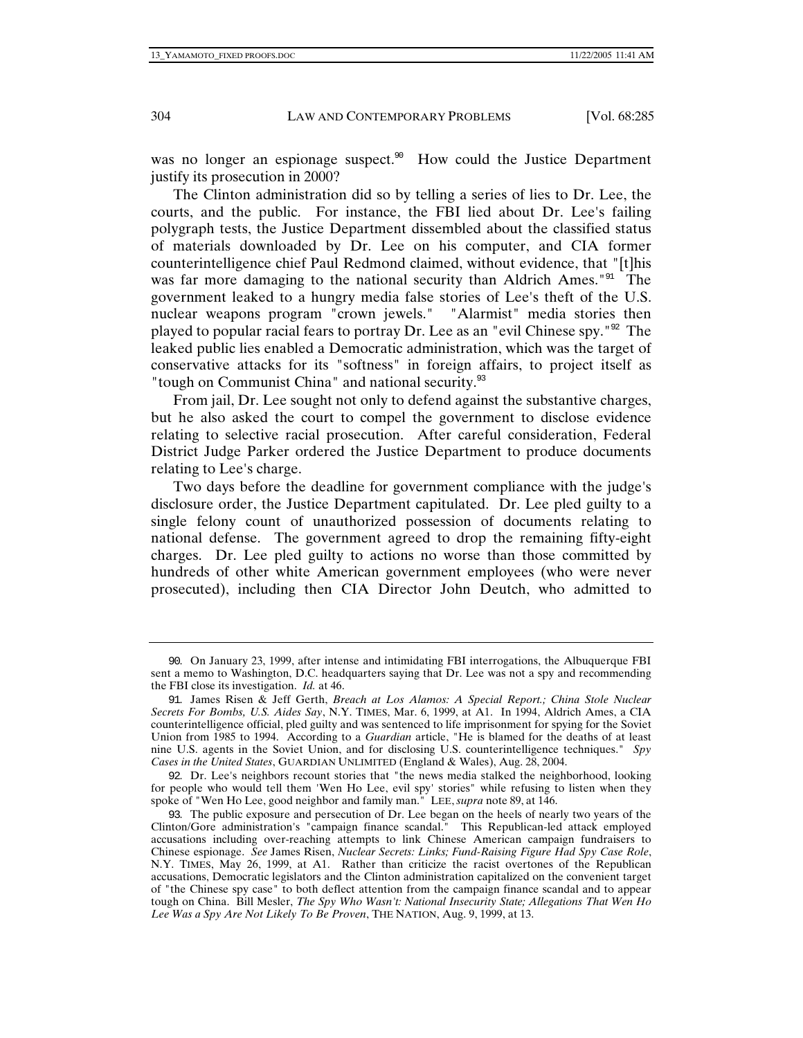was no longer an espionage suspect.[90] How could the Justice Department justify its prosecution in 2000?

The Clinton administration did so by telling a series of lies to Dr. Lee, the courts, and the public. For instance, the FBI lied about Dr. Lee's failing polygraph tests, the Justice Department dissembled about the classified status of materials downloaded by Dr. Lee on his computer, and CIA former counterintelligence chief Paul Redmond claimed, without evidence, that "[t]his was far more damaging to the national security than Aldrich Ames."[91] The government leaked to a hungry media false stories of Lee's theft of the U.S. nuclear weapons program "crown jewels." "Alarmist" media stories then played to popular racial fears to portray Dr. Lee as an "evil Chinese spy."[92] The leaked public lies enabled a Democratic administration, which was the target of conservative attacks for its "softness" in foreign affairs, to project itself as "tough on Communist China" and national security.[93]

From jail, Dr. Lee sought not only to defend against the substantive charges, but he also asked the court to compel the government to disclose evidence relating to selective racial prosecution. After careful consideration, Federal District Judge Parker ordered the Justice Department to produce documents relating to Lee's charge.

Two days before the deadline for government compliance with the judge's disclosure order, the Justice Department capitulated. Dr. Lee pled guilty to a single felony count of unauthorized possession of documents relating to national defense. The government agreed to drop the remaining fifty-eight charges. Dr. Lee pled guilty to actions no worse than those committed by hundreds of other white American government employees (who were never prosecuted), including then CIA Director John Deutch, who admitted to

---

90. On January 23, 1999, after intense and intimidating FBI interrogations, the Albuquerque FBI sent a memo to Washington, D.C. headquarters saying that Dr. Lee was not a spy and recommending the FBI close its investigation. *Id.* at 46.

91. James Risen & Jeff Gerth, *Breach at Los Alamos: A Special Report.; China Stole Nuclear Secrets For Bombs, U.S. Aides Say*, N.Y. TIMES, Mar. 6, 1999, at A1. In 1994, Aldrich Ames, a CIA counterintelligence official, pled guilty and was sentenced to life imprisonment for spying for the Soviet Union from 1985 to 1994. According to a *Guardian* article, "He is blamed for the deaths of at least nine U.S. agents in the Soviet Union, and for disclosing U.S. counterintelligence techniques." *Spy Cases in the United States*, GUARDIAN UNLIMITED (England & Wales), Aug. 28, 2004.

92. Dr. Lee's neighbors recount stories that "the news media stalked the neighborhood, looking for people who would tell them 'Wen Ho Lee, evil spy' stories" while refusing to listen when they spoke of "Wen Ho Lee, good neighbor and family man." LEE, *supra* note 89, at 146.

93. The public exposure and persecution of Dr. Lee began on the heels of nearly two years of the Clinton/Gore administration's "campaign finance scandal." This Republican-led attack employed accusations including over-reaching attempts to link Chinese American campaign fundraisers to Chinese espionage. *See* James Risen, *Nuclear Secrets: Links; Fund-Raising Figure Had Spy Case Role*, N.Y. TIMES, May 26, 1999, at A1. Rather than criticize the racist overtones of the Republican accusations, Democratic legislators and the Clinton administration capitalized on the convenient target of "the Chinese spy case" to both deflect attention from the campaign finance scandal and to appear tough on China. Bill Mesler, *The Spy Who Wasn't: National Insecurity State; Allegations That Wen Ho Lee Was a Spy Are Not Likely To Be Proven*, THE NATION, Aug. 9, 1999, at 13.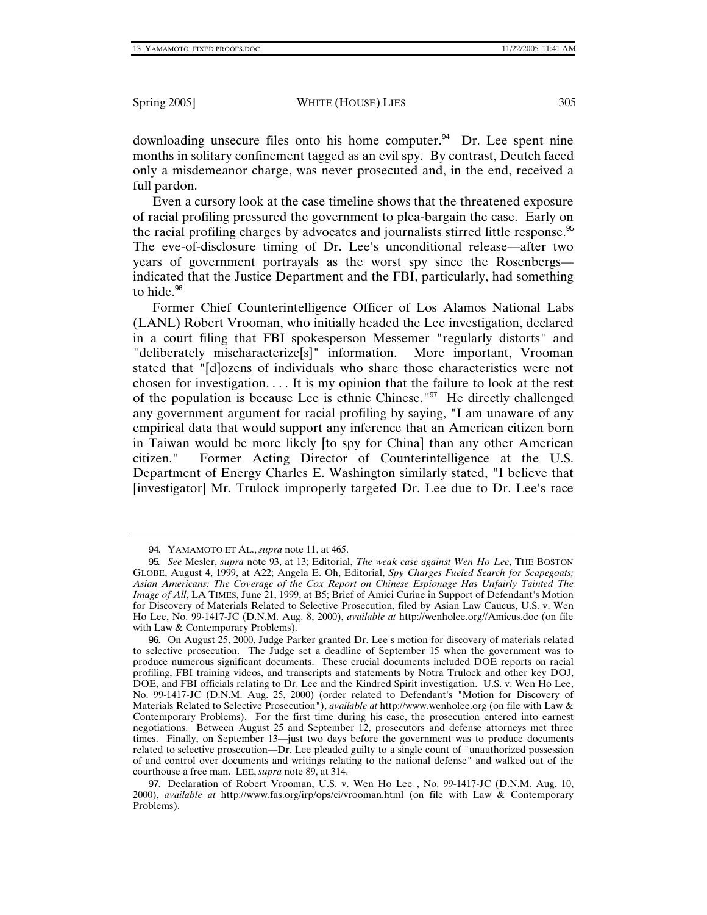downloading unsecure files onto his home computer.[94] Dr. Lee spent nine months in solitary confinement tagged as an evil spy. By contrast, Deutch faced only a misdemeanor charge, was never prosecuted and, in the end, received a full pardon.

Even a cursory look at the case timeline shows that the threatened exposure of racial profiling pressured the government to plea-bargain the case. Early on the racial profiling charges by advocates and journalists stirred little response.[95] The eve-of-disclosure timing of Dr. Lee's unconditional release—after two years of government portrayals as the worst spy since the Rosenbergs—indicated that the Justice Department and the FBI, particularly, had something to hide.[96]

Former Chief Counterintelligence Officer of Los Alamos National Labs (LANL) Robert Vrooman, who initially headed the Lee investigation, declared in a court filing that FBI spokesperson Messemer "regularly distorts" and "deliberately mischaracterize[s]" information. More important, Vrooman stated that "[d]ozens of individuals who share those characteristics were not chosen for investigation. . . . It is my opinion that the failure to look at the rest of the population is because Lee is ethnic Chinese."[97] He directly challenged any government argument for racial profiling by saying, "I am unaware of any empirical data that would support any inference that an American citizen born in Taiwan would be more likely [to spy for China] than any other American citizen." Former Acting Director of Counterintelligence at the U.S. Department of Energy Charles E. Washington similarly stated, "I believe that [investigator] Mr. Trulock improperly targeted Dr. Lee due to Dr. Lee's race

---

94. YAMAMOTO ET AL., *supra* note 11, at 465.

95. *See* Mesler, *supra* note 93, at 13; Editorial, *The weak case against Wen Ho Lee*, THE BOSTON GLOBE, August 4, 1999, at A22; Angela E. Oh, Editorial, *Spy Charges Fueled Search for Scapegoats; Asian Americans: The Coverage of the Cox Report on Chinese Espionage Has Unfairly Tainted The Image of All*, LA TIMES, June 21, 1999, at B5; Brief of Amici Curiae in Support of Defendant's Motion for Discovery of Materials Related to Selective Prosecution, filed by Asian Law Caucus, U.S. v. Wen Ho Lee, No. 99-1417-JC (D.N.M. Aug. 8, 2000), *available at* http://wenholee.org//Amicus.doc (on file with Law & Contemporary Problems).

96. On August 25, 2000, Judge Parker granted Dr. Lee's motion for discovery of materials related to selective prosecution. The Judge set a deadline of September 15 when the government was to produce numerous significant documents. These crucial documents included DOE reports on racial profiling, FBI training videos, and transcripts and statements by Notra Trulock and other key DOJ, DOE, and FBI officials relating to Dr. Lee and the Kindred Spirit investigation. U.S. v. Wen Ho Lee, No. 99-1417-JC (D.N.M. Aug. 25, 2000) (order related to Defendant's "Motion for Discovery of Materials Related to Selective Prosecution"), *available at* http://www.wenholee.org (on file with Law & Contemporary Problems). For the first time during his case, the prosecution entered into earnest negotiations. Between August 25 and September 12, prosecutors and defense attorneys met three times. Finally, on September 13—just two days before the government was to produce documents related to selective prosecution—Dr. Lee pleaded guilty to a single count of "unauthorized possession of and control over documents and writings relating to the national defense" and walked out of the courthouse a free man. LEE, *supra* note 89, at 314.

97. Declaration of Robert Vrooman, U.S. v. Wen Ho Lee , No. 99-1417-JC (D.N.M. Aug. 10, 2000), *available at* http://www.fas.org/irp/ops/ci/vrooman.html (on file with Law & Contemporary Problems).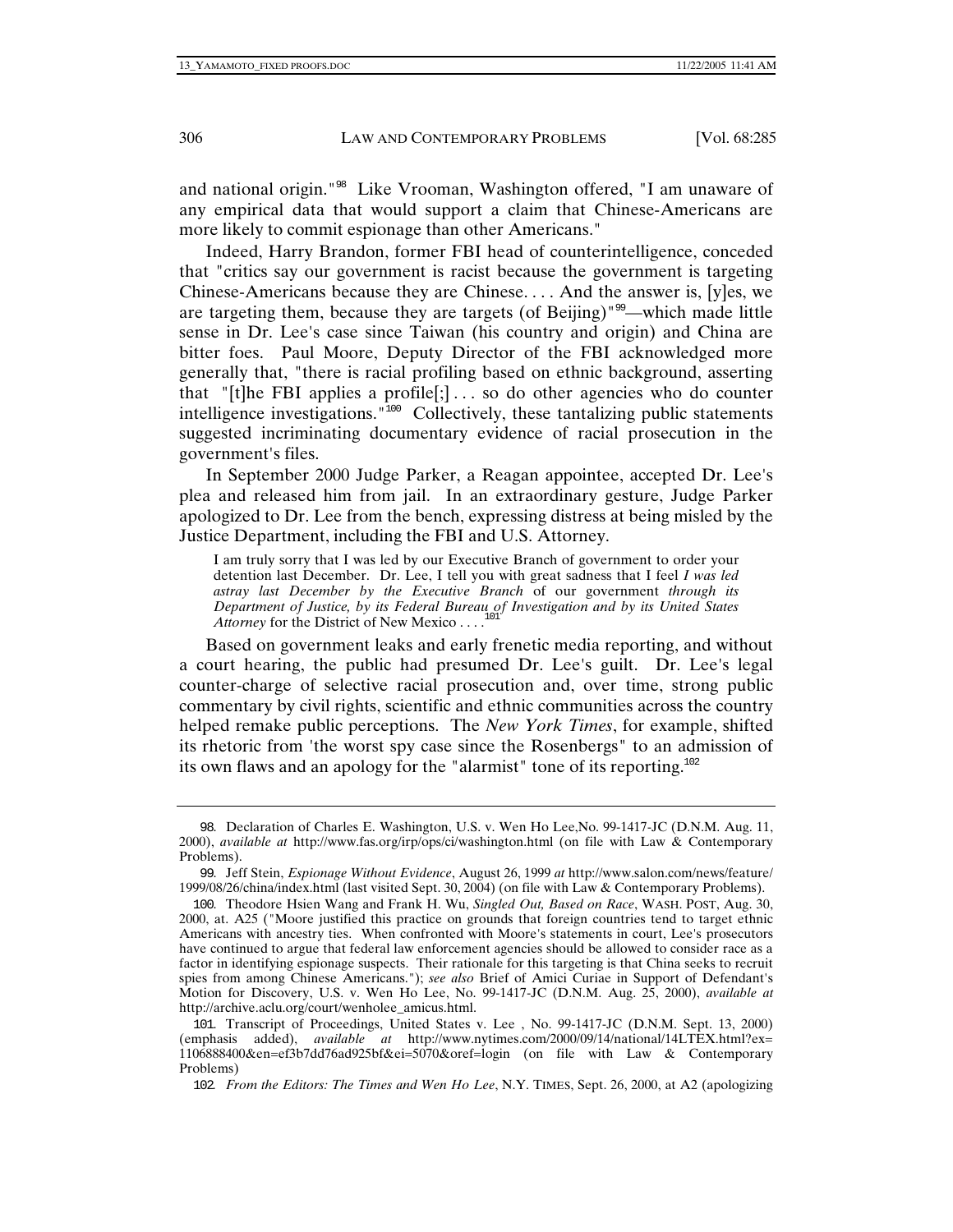and national origin."[98] Like Vrooman, Washington offered, "I am unaware of any empirical data that would support a claim that Chinese-Americans are more likely to commit espionage than other Americans."

Indeed, Harry Brandon, former FBI head of counterintelligence, conceded that "critics say our government is racist because the government is targeting Chinese-Americans because they are Chinese. . . . And the answer is, [y]es, we are targeting them, because they are targets (of Beijing)"[99]—which made little sense in Dr. Lee's case since Taiwan (his country and origin) and China are bitter foes. Paul Moore, Deputy Director of the FBI acknowledged more generally that, "there is racial profiling based on ethnic background, asserting that "[t]he FBI applies a profile[;] . . . so do other agencies who do counter intelligence investigations."[100] Collectively, these tantalizing public statements suggested incriminating documentary evidence of racial prosecution in the government's files.

In September 2000 Judge Parker, a Reagan appointee, accepted Dr. Lee's plea and released him from jail. In an extraordinary gesture, Judge Parker apologized to Dr. Lee from the bench, expressing distress at being misled by the Justice Department, including the FBI and U.S. Attorney.

> I am truly sorry that I was led by our Executive Branch of government to order your detention last December. Dr. Lee, I tell you with great sadness that I feel *I was led astray last December by the Executive Branch* of our government *through its Department of Justice, by its Federal Bureau of Investigation and by its United States Attorney* for the District of New Mexico . . . .[101]

Based on government leaks and early frenetic media reporting, and without a court hearing, the public had presumed Dr. Lee's guilt. Dr. Lee's legal counter-charge of selective racial prosecution and, over time, strong public commentary by civil rights, scientific and ethnic communities across the country helped remake public perceptions. The *New York Times*, for example, shifted its rhetoric from 'the worst spy case since the Rosenbergs" to an admission of its own flaws and an apology for the "alarmist" tone of its reporting.[102]

---

98. Declaration of Charles E. Washington, U.S. v. Wen Ho Lee,No. 99-1417-JC (D.N.M. Aug. 11, 2000), *available at* http://www.fas.org/irp/ops/ci/washington.html (on file with Law & Contemporary Problems).

99. Jeff Stein, *Espionage Without Evidence*, August 26, 1999 *at* http://www.salon.com/news/feature/1999/08/26/china/index.html (last visited Sept. 30, 2004) (on file with Law & Contemporary Problems).

100. Theodore Hsien Wang and Frank H. Wu, *Singled Out, Based on Race*, WASH. POST, Aug. 30, 2000, at. A25 ("Moore justified this practice on grounds that foreign countries tend to target ethnic Americans with ancestry ties. When confronted with Moore's statements in court, Lee's prosecutors have continued to argue that federal law enforcement agencies should be allowed to consider race as a factor in identifying espionage suspects. Their rationale for this targeting is that China seeks to recruit spies from among Chinese Americans."); *see also* Brief of Amici Curiae in Support of Defendant's Motion for Discovery, U.S. v. Wen Ho Lee, No. 99-1417-JC (D.N.M. Aug. 25, 2000), *available at* http://archive.aclu.org/court/wenholee_amicus.html.

101. Transcript of Proceedings, United States v. Lee , No. 99-1417-JC (D.N.M. Sept. 13, 2000) (emphasis added), *available at* http://www.nytimes.com/2000/09/14/national/14LTEX.html?ex=1106888400&en=ef3b7dd76ad925bf&ei=5070&oref=login (on file with Law & Contemporary Problems)

102. *From the Editors: The Times and Wen Ho Lee*, N.Y. TIMES, Sept. 26, 2000, at A2 (apologizing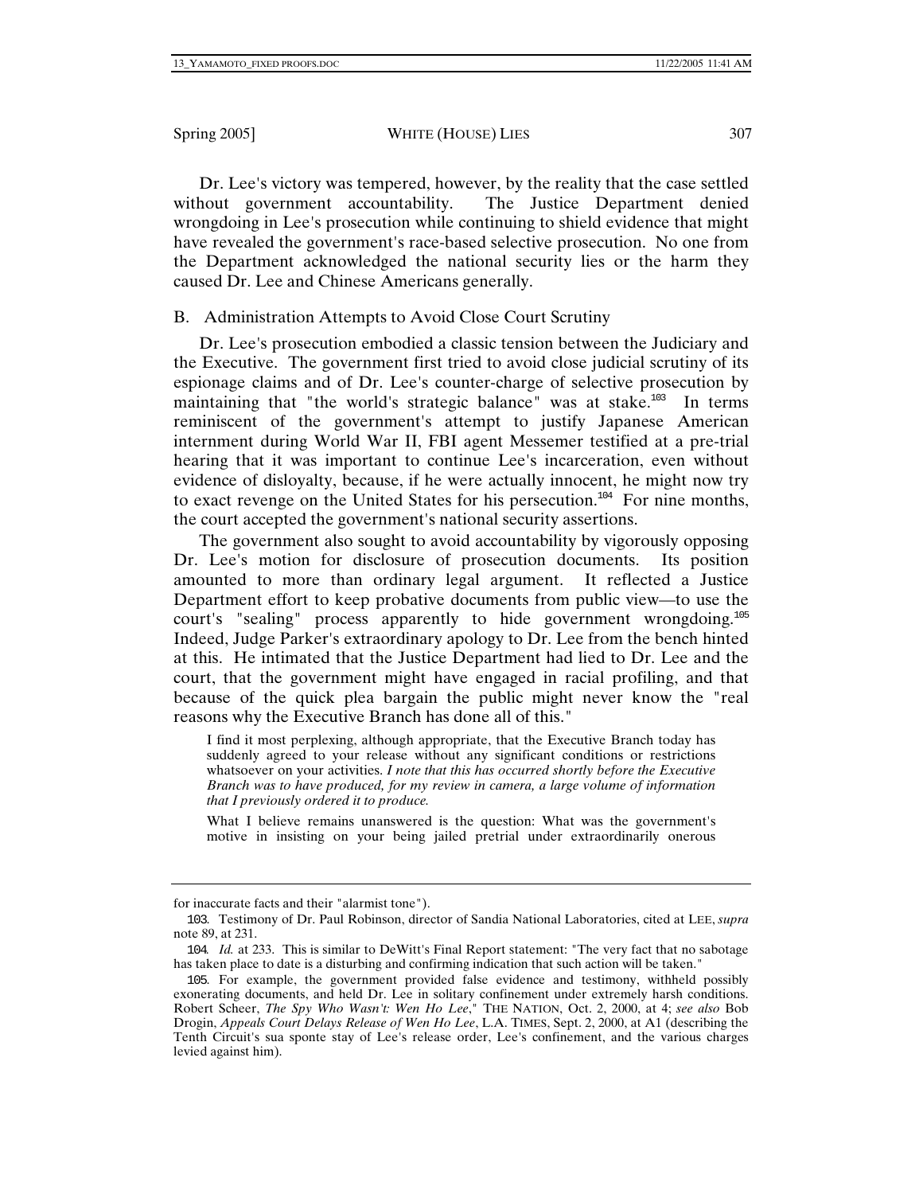Dr. Lee's victory was tempered, however, by the reality that the case settled without government accountability. The Justice Department denied wrongdoing in Lee's prosecution while continuing to shield evidence that might have revealed the government's race-based selective prosecution. No one from the Department acknowledged the national security lies or the harm they caused Dr. Lee and Chinese Americans generally.

## B. Administration Attempts to Avoid Close Court Scrutiny

Dr. Lee's prosecution embodied a classic tension between the Judiciary and the Executive. The government first tried to avoid close judicial scrutiny of its espionage claims and of Dr. Lee's counter-charge of selective prosecution by maintaining that "the world's strategic balance" was at stake.[103] In terms reminiscent of the government's attempt to justify Japanese American internment during World War II, FBI agent Messemer testified at a pre-trial hearing that it was important to continue Lee's incarceration, even without evidence of disloyalty, because, if he were actually innocent, he might now try to exact revenge on the United States for his persecution.[104] For nine months, the court accepted the government's national security assertions.

The government also sought to avoid accountability by vigorously opposing Dr. Lee's motion for disclosure of prosecution documents. Its position amounted to more than ordinary legal argument. It reflected a Justice Department effort to keep probative documents from public view—to use the court's "sealing" process apparently to hide government wrongdoing.[105] Indeed, Judge Parker's extraordinary apology to Dr. Lee from the bench hinted at this. He intimated that the Justice Department had lied to Dr. Lee and the court, that the government might have engaged in racial profiling, and that because of the quick plea bargain the public might never know the "real reasons why the Executive Branch has done all of this."

> I find it most perplexing, although appropriate, that the Executive Branch today has suddenly agreed to your release without any significant conditions or restrictions whatsoever on your activities. *I note that this has occurred shortly before the Executive Branch was to have produced, for my review in camera, a large volume of information that I previously ordered it to produce.*
>
> What I believe remains unanswered is the question: What was the government's motive in insisting on your being jailed pretrial under extraordinarily onerous

---

for inaccurate facts and their "alarmist tone").

103. Testimony of Dr. Paul Robinson, director of Sandia National Laboratories, cited at LEE, *supra* note 89, at 231.

104. *Id.* at 233. This is similar to DeWitt's Final Report statement: "The very fact that no sabotage has taken place to date is a disturbing and confirming indication that such action will be taken."

105. For example, the government provided false evidence and testimony, withheld possibly exonerating documents, and held Dr. Lee in solitary confinement under extremely harsh conditions. Robert Scheer, *The Spy Who Wasn't: Wen Ho Lee*," THE NATION, Oct. 2, 2000, at 4; *see also* Bob Drogin, *Appeals Court Delays Release of Wen Ho Lee*, L.A. TIMES, Sept. 2, 2000, at A1 (describing the Tenth Circuit's sua sponte stay of Lee's release order, Lee's confinement, and the various charges levied against him).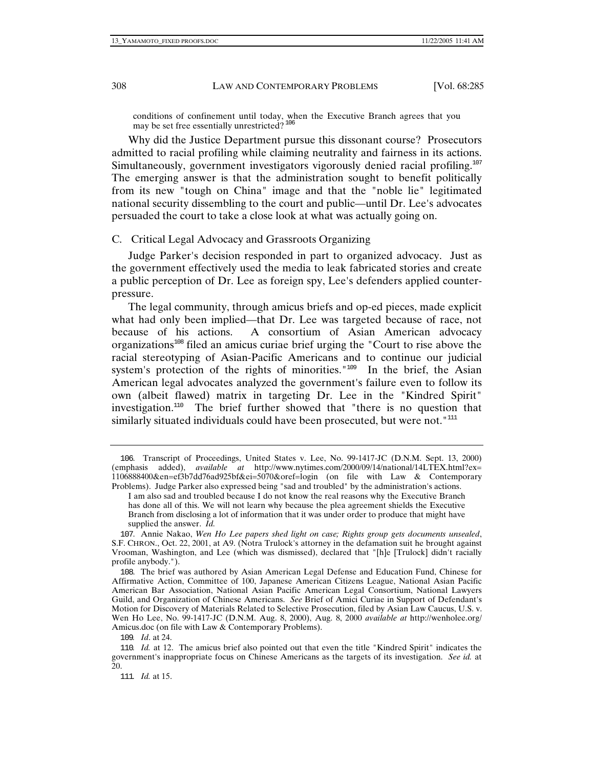conditions of confinement until today, when the Executive Branch agrees that you may be set free essentially unrestricted?[106]

Why did the Justice Department pursue this dissonant course? Prosecutors admitted to racial profiling while claiming neutrality and fairness in its actions. Simultaneously, government investigators vigorously denied racial profiling.[107] The emerging answer is that the administration sought to benefit politically from its new "tough on China" image and that the "noble lie" legitimated national security dissembling to the court and public—until Dr. Lee's advocates persuaded the court to take a close look at what was actually going on.

### C. Critical Legal Advocacy and Grassroots Organizing

Judge Parker's decision responded in part to organized advocacy. Just as the government effectively used the media to leak fabricated stories and create a public perception of Dr. Lee as foreign spy, Lee's defenders applied counter-pressure.

The legal community, through amicus briefs and op-ed pieces, made explicit what had only been implied—that Dr. Lee was targeted because of race, not because of his actions. A consortium of Asian American advocacy organizations[108] filed an amicus curiae brief urging the "Court to rise above the racial stereotyping of Asian-Pacific Americans and to continue our judicial system's protection of the rights of minorities."[109] In the brief, the Asian American legal advocates analyzed the government's failure even to follow its own (albeit flawed) matrix in targeting Dr. Lee in the "Kindred Spirit" investigation.[110] The brief further showed that "there is no question that similarly situated individuals could have been prosecuted, but were not."[111]

---

106. Transcript of Proceedings, United States v. Lee, No. 99-1417-JC (D.N.M. Sept. 13, 2000) (emphasis added), *available at* http://www.nytimes.com/2000/09/14/national/14LTEX.html?ex=1106888400&en=ef3b7dd76ad925bf&ei=5070&oref=login (on file with Law & Contemporary Problems). Judge Parker also expressed being "sad and troubled" by the administration's actions.

> I am also sad and troubled because I do not know the real reasons why the Executive Branch has done all of this. We will not learn why because the plea agreement shields the Executive Branch from disclosing a lot of information that it was under order to produce that might have supplied the answer. *Id.*

107. Annie Nakao, *Wen Ho Lee papers shed light on case; Rights group gets documents unsealed*, S.F. CHRON., Oct. 22, 2001, at A9. (Notra Trulock's attorney in the defamation suit he brought against Vrooman, Washington, and Lee (which was dismissed), declared that "[h]e [Trulock] didn't racially profile anybody.").

108. The brief was authored by Asian American Legal Defense and Education Fund, Chinese for Affirmative Action, Committee of 100, Japanese American Citizens League, National Asian Pacific American Bar Association, National Asian Pacific American Legal Consortium, National Lawyers Guild, and Organization of Chinese Americans. *See* Brief of Amici Curiae in Support of Defendant's Motion for Discovery of Materials Related to Selective Prosecution, filed by Asian Law Caucus, U.S. v. Wen Ho Lee, No. 99-1417-JC (D.N.M. Aug. 8, 2000), Aug. 8, 2000 *available at* http://wenholee.org/Amicus.doc (on file with Law & Contemporary Problems).

109. *Id*. at 24.

110. *Id.* at 12. The amicus brief also pointed out that even the title "Kindred Spirit" indicates the government's inappropriate focus on Chinese Americans as the targets of its investigation. *See id.* at 20.

111. *Id.* at 15.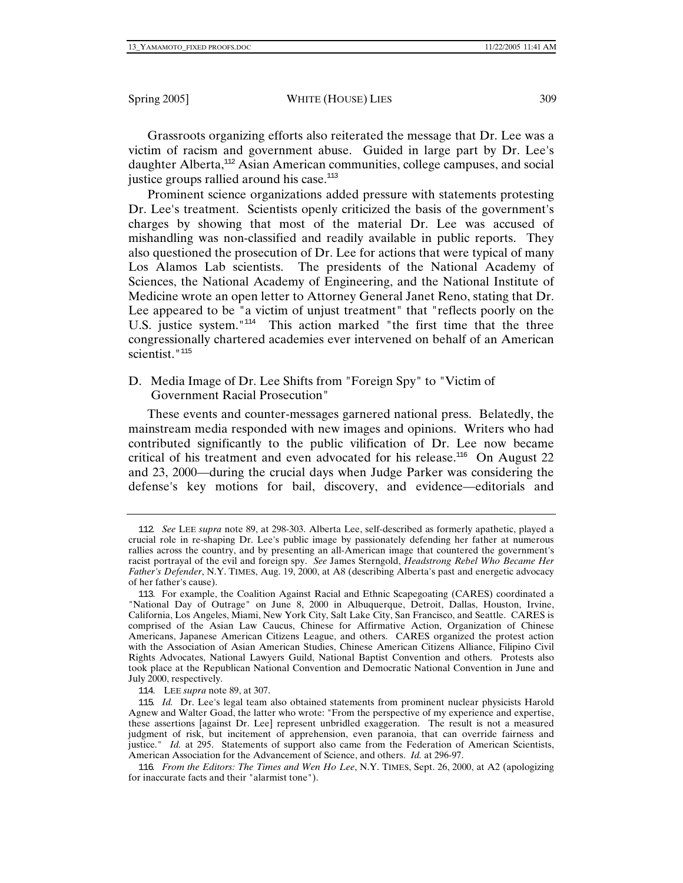Grassroots organizing efforts also reiterated the message that Dr. Lee was a victim of racism and government abuse. Guided in large part by Dr. Lee's daughter Alberta,[112] Asian American communities, college campuses, and social justice groups rallied around his case.[113]

Prominent science organizations added pressure with statements protesting Dr. Lee's treatment. Scientists openly criticized the basis of the government's charges by showing that most of the material Dr. Lee was accused of mishandling was non-classified and readily available in public reports. They also questioned the prosecution of Dr. Lee for actions that were typical of many Los Alamos Lab scientists. The presidents of the National Academy of Sciences, the National Academy of Engineering, and the National Institute of Medicine wrote an open letter to Attorney General Janet Reno, stating that Dr. Lee appeared to be "a victim of unjust treatment" that "reflects poorly on the U.S. justice system."[114] This action marked "the first time that the three congressionally chartered academies ever intervened on behalf of an American scientist."[115]

### D. Media Image of Dr. Lee Shifts from "Foreign Spy" to "Victim of Government Racial Prosecution"

These events and counter-messages garnered national press. Belatedly, the mainstream media responded with new images and opinions. Writers who had contributed significantly to the public vilification of Dr. Lee now became critical of his treatment and even advocated for his release.[116] On August 22 and 23, 2000—during the crucial days when Judge Parker was considering the defense's key motions for bail, discovery, and evidence—editorials and

---

112. *See* LEE *supra* note 89, at 298-303. Alberta Lee, self-described as formerly apathetic, played a crucial role in re-shaping Dr. Lee's public image by passionately defending her father at numerous rallies across the country, and by presenting an all-American image that countered the government's racist portrayal of the evil and foreign spy. *See* James Sterngold, *Headstrong Rebel Who Became Her Father's Defender*, N.Y. TIMES, Aug. 19, 2000, at A8 (describing Alberta's past and energetic advocacy of her father's cause).

113. For example, the Coalition Against Racial and Ethnic Scapegoating (CARES) coordinated a "National Day of Outrage" on June 8, 2000 in Albuquerque, Detroit, Dallas, Houston, Irvine, California, Los Angeles, Miami, New York City, Salt Lake City, San Francisco, and Seattle. CARES is comprised of the Asian Law Caucus, Chinese for Affirmative Action, Organization of Chinese Americans, Japanese American Citizens League, and others. CARES organized the protest action with the Association of Asian American Studies, Chinese American Citizens Alliance, Filipino Civil Rights Advocates, National Lawyers Guild, National Baptist Convention and others. Protests also took place at the Republican National Convention and Democratic National Convention in June and July 2000, respectively.

114. LEE *supra* note 89, at 307.

115. *Id.* Dr. Lee's legal team also obtained statements from prominent nuclear physicists Harold Agnew and Walter Goad, the latter who wrote: "From the perspective of my experience and expertise, these assertions [against Dr. Lee] represent unbridled exaggeration. The result is not a measured judgment of risk, but incitement of apprehension, even paranoia, that can override fairness and justice." *Id.* at 295. Statements of support also came from the Federation of American Scientists, American Association for the Advancement of Science, and others. *Id.* at 296-97.

116. *From the Editors: The Times and Wen Ho Lee*, N.Y. TIMES, Sept. 26, 2000, at A2 (apologizing for inaccurate facts and their "alarmist tone").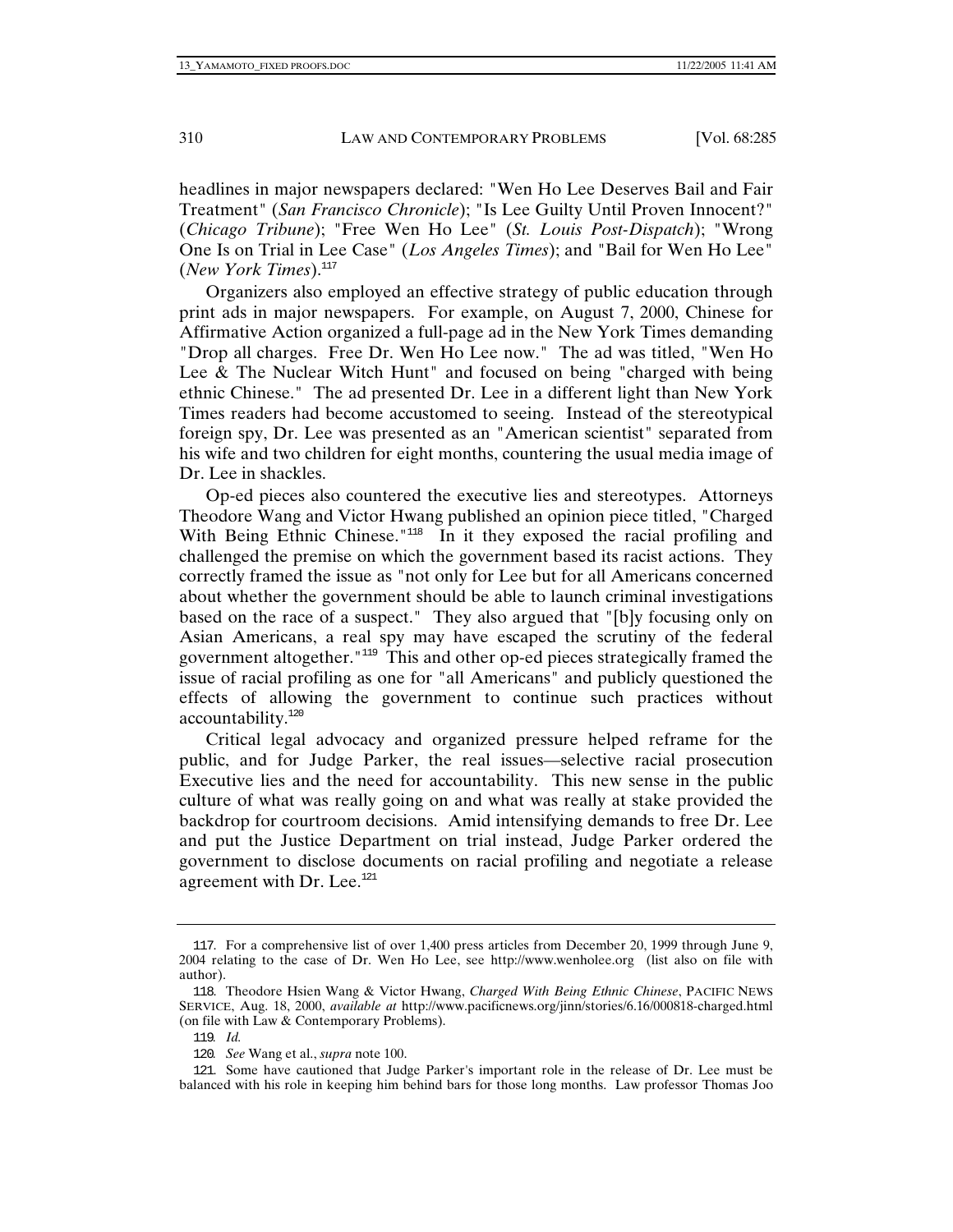headlines in major newspapers declared: "Wen Ho Lee Deserves Bail and Fair Treatment" (*San Francisco Chronicle*); "Is Lee Guilty Until Proven Innocent?" (*Chicago Tribune*); "Free Wen Ho Lee" (*St. Louis Post-Dispatch*); "Wrong One Is on Trial in Lee Case" (*Los Angeles Times*); and "Bail for Wen Ho Lee" (*New York Times*).[117]

Organizers also employed an effective strategy of public education through print ads in major newspapers. For example, on August 7, 2000, Chinese for Affirmative Action organized a full-page ad in the New York Times demanding "Drop all charges. Free Dr. Wen Ho Lee now." The ad was titled, "Wen Ho Lee & The Nuclear Witch Hunt" and focused on being "charged with being ethnic Chinese." The ad presented Dr. Lee in a different light than New York Times readers had become accustomed to seeing. Instead of the stereotypical foreign spy, Dr. Lee was presented as an "American scientist" separated from his wife and two children for eight months, countering the usual media image of Dr. Lee in shackles.

Op-ed pieces also countered the executive lies and stereotypes. Attorneys Theodore Wang and Victor Hwang published an opinion piece titled, "Charged With Being Ethnic Chinese."[118] In it they exposed the racial profiling and challenged the premise on which the government based its racist actions. They correctly framed the issue as "not only for Lee but for all Americans concerned about whether the government should be able to launch criminal investigations based on the race of a suspect." They also argued that "[b]y focusing only on Asian Americans, a real spy may have escaped the scrutiny of the federal government altogether."[119] This and other op-ed pieces strategically framed the issue of racial profiling as one for "all Americans" and publicly questioned the effects of allowing the government to continue such practices without accountability.[120]

Critical legal advocacy and organized pressure helped reframe for the public, and for Judge Parker, the real issues—selective racial prosecution Executive lies and the need for accountability. This new sense in the public culture of what was really going on and what was really at stake provided the backdrop for courtroom decisions. Amid intensifying demands to free Dr. Lee and put the Justice Department on trial instead, Judge Parker ordered the government to disclose documents on racial profiling and negotiate a release agreement with Dr. Lee.[121]

---

117. For a comprehensive list of over 1,400 press articles from December 20, 1999 through June 9, 2004 relating to the case of Dr. Wen Ho Lee, see http://www.wenholee.org (list also on file with author).

118. Theodore Hsien Wang & Victor Hwang, *Charged With Being Ethnic Chinese*, PACIFIC NEWS SERVICE, Aug. 18, 2000, *available at* http://www.pacificnews.org/jinn/stories/6.16/000818-charged.html (on file with Law & Contemporary Problems).

119. *Id.*

120. *See* Wang et al., *supra* note 100.

121. Some have cautioned that Judge Parker's important role in the release of Dr. Lee must be balanced with his role in keeping him behind bars for those long months. Law professor Thomas Joo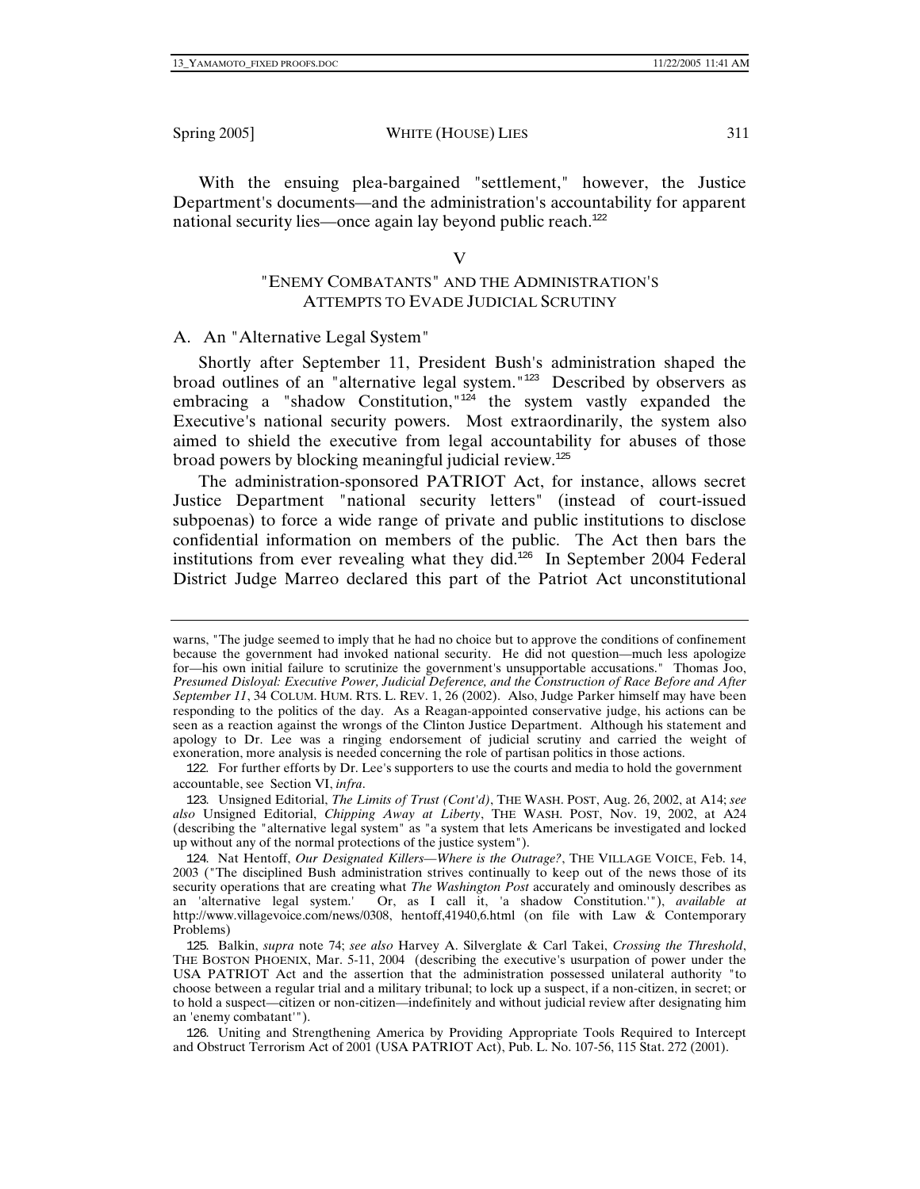With the ensuing plea-bargained "settlement," however, the Justice Department's documents—and the administration's accountability for apparent national security lies—once again lay beyond public reach.[122]

## V

## "ENEMY COMBATANTS" AND THE ADMINISTRATION'S ATTEMPTS TO EVADE JUDICIAL SCRUTINY

### A. An "Alternative Legal System"

Shortly after September 11, President Bush's administration shaped the broad outlines of an "alternative legal system."[123] Described by observers as embracing a "shadow Constitution,"[124] the system vastly expanded the Executive's national security powers. Most extraordinarily, the system also aimed to shield the executive from legal accountability for abuses of those broad powers by blocking meaningful judicial review.[125]

The administration-sponsored PATRIOT Act, for instance, allows secret Justice Department "national security letters" (instead of court-issued subpoenas) to force a wide range of private and public institutions to disclose confidential information on members of the public. The Act then bars the institutions from ever revealing what they did.[126] In September 2004 Federal District Judge Marreo declared this part of the Patriot Act unconstitutional

---

warns, "The judge seemed to imply that he had no choice but to approve the conditions of confinement because the government had invoked national security. He did not question—much less apologize for—his own initial failure to scrutinize the government's unsupportable accusations." Thomas Joo, *Presumed Disloyal: Executive Power, Judicial Deference, and the Construction of Race Before and After September 11*, 34 COLUM. HUM. RTS. L. REV. 1, 26 (2002). Also, Judge Parker himself may have been responding to the politics of the day. As a Reagan-appointed conservative judge, his actions can be seen as a reaction against the wrongs of the Clinton Justice Department. Although his statement and apology to Dr. Lee was a ringing endorsement of judicial scrutiny and carried the weight of exoneration, more analysis is needed concerning the role of partisan politics in those actions.

122. For further efforts by Dr. Lee's supporters to use the courts and media to hold the government accountable, see Section VI, *infra*.

123. Unsigned Editorial, *The Limits of Trust (Cont'd)*, THE WASH. POST, Aug. 26, 2002, at A14; *see also* Unsigned Editorial, *Chipping Away at Liberty*, THE WASH. POST, Nov. 19, 2002, at A24 (describing the "alternative legal system" as "a system that lets Americans be investigated and locked up without any of the normal protections of the justice system").

124. Nat Hentoff, *Our Designated Killers—Where is the Outrage?*, THE VILLAGE VOICE, Feb. 14, 2003 ("The disciplined Bush administration strives continually to keep out of the news those of its security operations that are creating what *The Washington Post* accurately and ominously describes as an 'alternative legal system.' Or, as I call it, 'a shadow Constitution.'"), *available at* http://www.villagevoice.com/news/0308, hentoff,41940,6.html (on file with Law & Contemporary Problems)

125. Balkin, *supra* note 74; *see also* Harvey A. Silverglate & Carl Takei, *Crossing the Threshold*, THE BOSTON PHOENIX, Mar. 5-11, 2004 (describing the executive's usurpation of power under the USA PATRIOT Act and the assertion that the administration possessed unilateral authority "to choose between a regular trial and a military tribunal; to lock up a suspect, if a non-citizen, in secret; or to hold a suspect—citizen or non-citizen—indefinitely and without judicial review after designating him an 'enemy combatant'").

126. Uniting and Strengthening America by Providing Appropriate Tools Required to Intercept and Obstruct Terrorism Act of 2001 (USA PATRIOT Act), Pub. L. No. 107-56, 115 Stat. 272 (2001).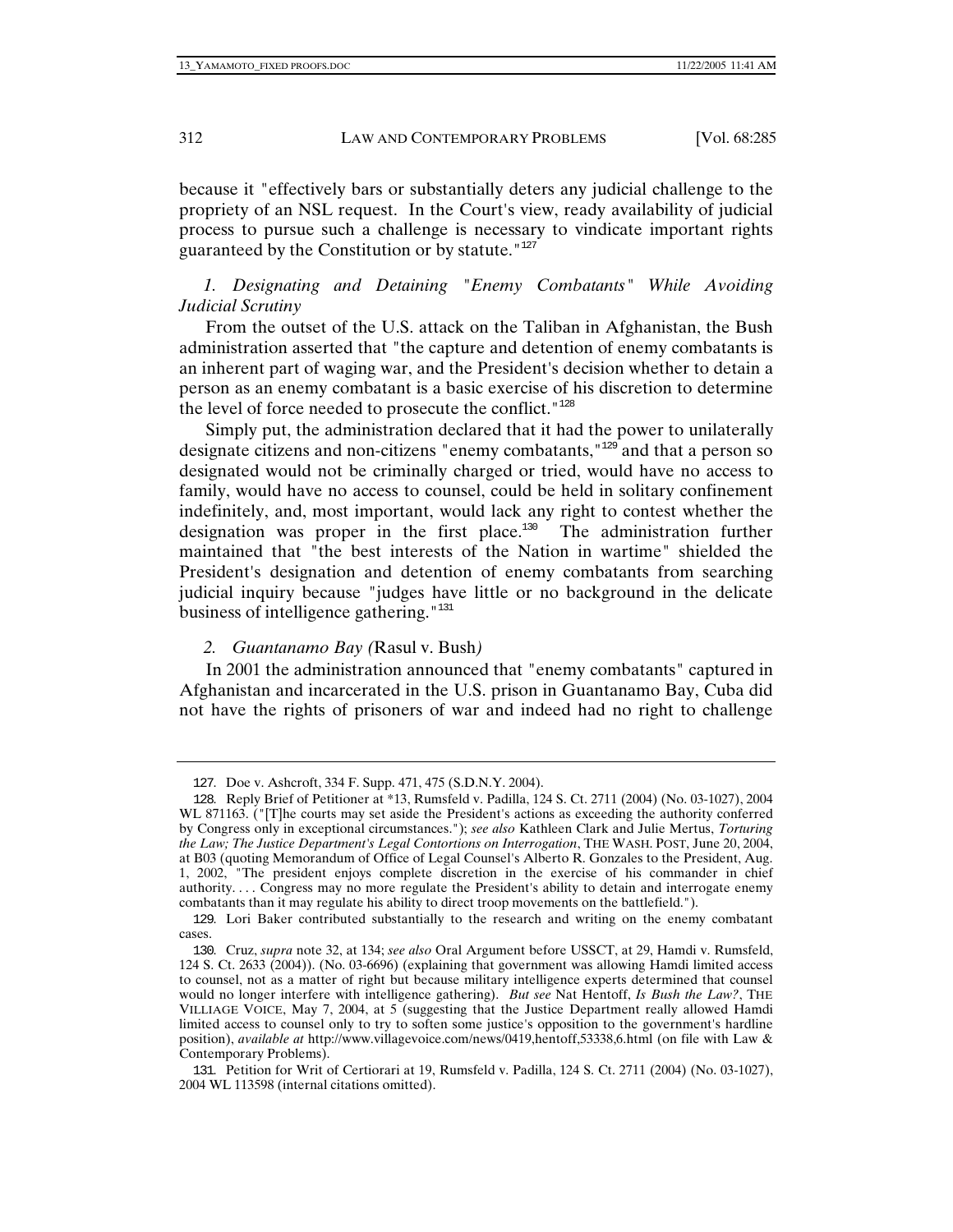because it "effectively bars or substantially deters any judicial challenge to the propriety of an NSL request. In the Court's view, ready availability of judicial process to pursue such a challenge is necessary to vindicate important rights guaranteed by the Constitution or by statute."[127]

### *1. Designating and Detaining "Enemy Combatants" While Avoiding Judicial Scrutiny*

From the outset of the U.S. attack on the Taliban in Afghanistan, the Bush administration asserted that "the capture and detention of enemy combatants is an inherent part of waging war, and the President's decision whether to detain a person as an enemy combatant is a basic exercise of his discretion to determine the level of force needed to prosecute the conflict."[128]

Simply put, the administration declared that it had the power to unilaterally designate citizens and non-citizens "enemy combatants,"[129] and that a person so designated would not be criminally charged or tried, would have no access to family, would have no access to counsel, could be held in solitary confinement indefinitely, and, most important, would lack any right to contest whether the designation was proper in the first place.[130] The administration further maintained that "the best interests of the Nation in wartime" shielded the President's designation and detention of enemy combatants from searching judicial inquiry because "judges have little or no background in the delicate business of intelligence gathering."[131]

### *2. Guantanamo Bay (*Rasul v. Bush*)*

In 2001 the administration announced that "enemy combatants" captured in Afghanistan and incarcerated in the U.S. prison in Guantanamo Bay, Cuba did not have the rights of prisoners of war and indeed had no right to challenge

---

127. Doe v. Ashcroft, 334 F. Supp. 471, 475 (S.D.N.Y. 2004).

128. Reply Brief of Petitioner at *13, Rumsfeld v. Padilla, 124 S. Ct. 2711 (2004) (No. 03-1027), 2004 WL 871163. ("[T]he courts may set aside the President's actions as exceeding the authority conferred by Congress only in exceptional circumstances."); *see also* Kathleen Clark and Julie Mertus, *Torturing the Law; The Justice Department's Legal Contortions on Interrogation*, THE WASH. POST, June 20, 2004, at B03 (quoting Memorandum of Office of Legal Counsel's Alberto R. Gonzales to the President, Aug. 1, 2002, "The president enjoys complete discretion in the exercise of his commander in chief authority. . . . Congress may no more regulate the President's ability to detain and interrogate enemy combatants than it may regulate his ability to direct troop movements on the battlefield.").

129. Lori Baker contributed substantially to the research and writing on the enemy combatant cases.

130. Cruz, *supra* note 32, at 134; *see also* Oral Argument before USSCT, at 29, Hamdi v. Rumsfeld, 124 S. Ct. 2633 (2004)). (No. 03-6696) (explaining that government was allowing Hamdi limited access to counsel, not as a matter of right but because military intelligence experts determined that counsel would no longer interfere with intelligence gathering). *But see* Nat Hentoff, *Is Bush the Law?*, THE VILLIAGE VOICE, May 7, 2004, at 5 (suggesting that the Justice Department really allowed Hamdi limited access to counsel only to try to soften some justice's opposition to the government's hardline position), *available at* http://www.villagevoice.com/news/0419,hentoff,53338,6.html (on file with Law & Contemporary Problems).

131. Petition for Writ of Certiorari at 19, Rumsfeld v. Padilla, 124 S. Ct. 2711 (2004) (No. 03-1027), 2004 WL 113598 (internal citations omitted).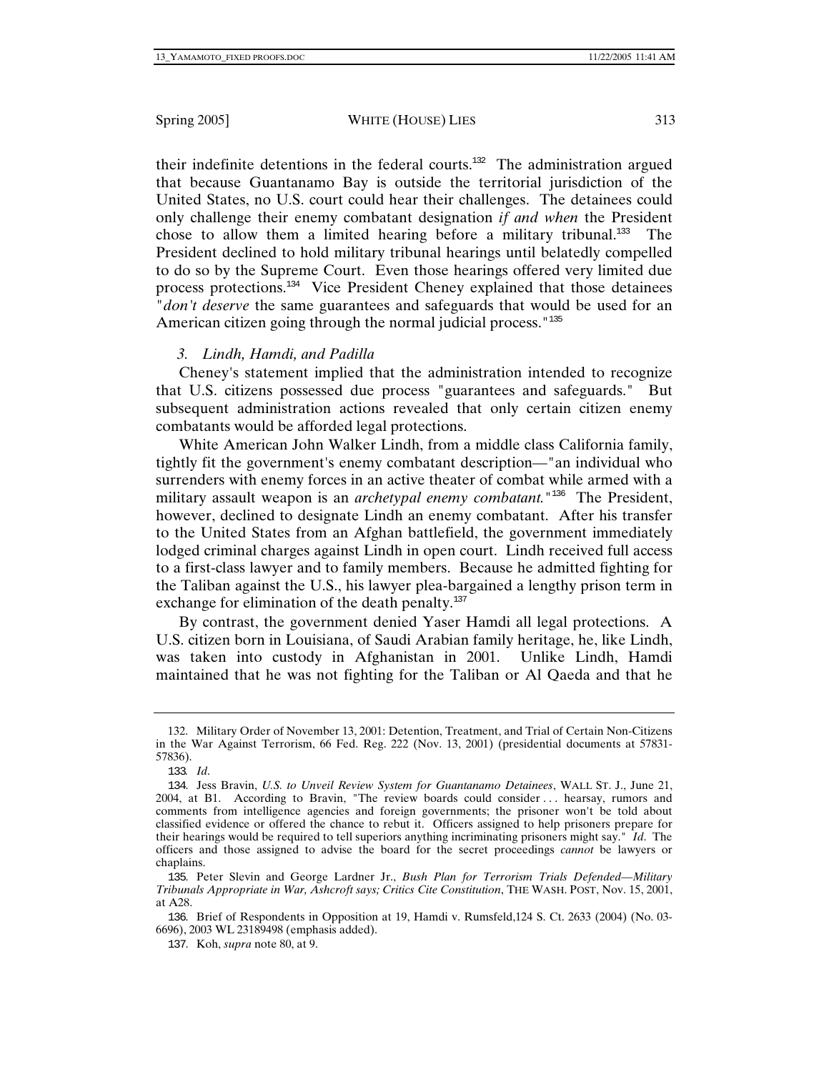their indefinite detentions in the federal courts.[132] The administration argued that because Guantanamo Bay is outside the territorial jurisdiction of the United States, no U.S. court could hear their challenges. The detainees could only challenge their enemy combatant designation *if and when* the President chose to allow them a limited hearing before a military tribunal.[133] The President declined to hold military tribunal hearings until belatedly compelled to do so by the Supreme Court. Even those hearings offered very limited due process protections.[134] Vice President Cheney explained that those detainees "*don't deserve* the same guarantees and safeguards that would be used for an American citizen going through the normal judicial process."[135]

### *3. Lindh, Hamdi, and Padilla*

Cheney's statement implied that the administration intended to recognize that U.S. citizens possessed due process "guarantees and safeguards." But subsequent administration actions revealed that only certain citizen enemy combatants would be afforded legal protections.

White American John Walker Lindh, from a middle class California family, tightly fit the government's enemy combatant description—"an individual who surrenders with enemy forces in an active theater of combat while armed with a military assault weapon is an *archetypal enemy combatant.*"[136] The President, however, declined to designate Lindh an enemy combatant. After his transfer to the United States from an Afghan battlefield, the government immediately lodged criminal charges against Lindh in open court. Lindh received full access to a first-class lawyer and to family members. Because he admitted fighting for the Taliban against the U.S., his lawyer plea-bargained a lengthy prison term in exchange for elimination of the death penalty.[137]

By contrast, the government denied Yaser Hamdi all legal protections. A U.S. citizen born in Louisiana, of Saudi Arabian family heritage, he, like Lindh, was taken into custody in Afghanistan in 2001. Unlike Lindh, Hamdi maintained that he was not fighting for the Taliban or Al Qaeda and that he

---

132. Military Order of November 13, 2001: Detention, Treatment, and Trial of Certain Non-Citizens in the War Against Terrorism, 66 Fed. Reg. 222 (Nov. 13, 2001) (presidential documents at 57831-57836).

133. *Id*.

134. Jess Bravin, *U.S. to Unveil Review System for Guantanamo Detainees*, WALL ST. J., June 21, 2004, at B1. According to Bravin, "The review boards could consider . . . hearsay, rumors and comments from intelligence agencies and foreign governments; the prisoner won't be told about classified evidence or offered the chance to rebut it. Officers assigned to help prisoners prepare for their hearings would be required to tell superiors anything incriminating prisoners might say." *Id*. The officers and those assigned to advise the board for the secret proceedings *cannot* be lawyers or chaplains.

135. Peter Slevin and George Lardner Jr., *Bush Plan for Terrorism Trials Defended—Military Tribunals Appropriate in War, Ashcroft says; Critics Cite Constitution*, THE WASH. POST, Nov. 15, 2001, at A28.

136. Brief of Respondents in Opposition at 19, Hamdi v. Rumsfeld,124 S. Ct. 2633 (2004) (No. 03-6696), 2003 WL 23189498 (emphasis added).

137. Koh, *supra* note 80, at 9.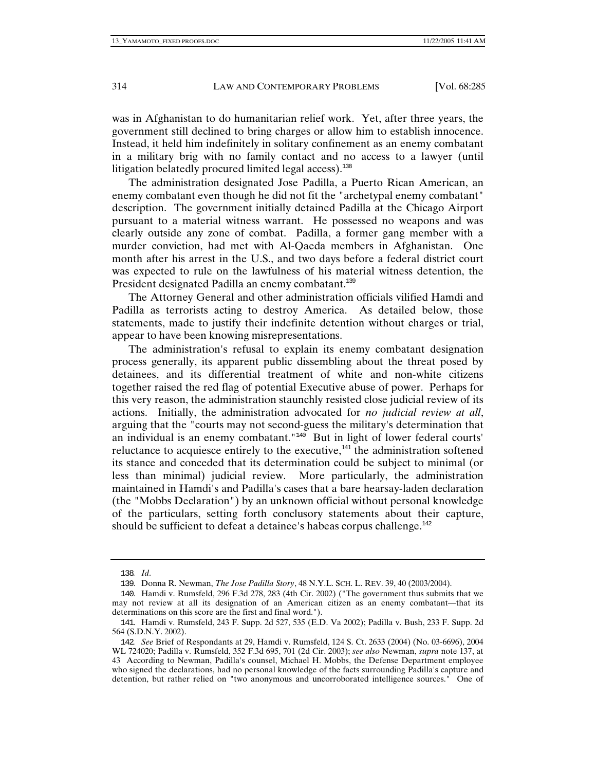was in Afghanistan to do humanitarian relief work. Yet, after three years, the government still declined to bring charges or allow him to establish innocence. Instead, it held him indefinitely in solitary confinement as an enemy combatant in a military brig with no family contact and no access to a lawyer (until litigation belatedly procured limited legal access).[138]

The administration designated Jose Padilla, a Puerto Rican American, an enemy combatant even though he did not fit the "archetypal enemy combatant" description. The government initially detained Padilla at the Chicago Airport pursuant to a material witness warrant. He possessed no weapons and was clearly outside any zone of combat. Padilla, a former gang member with a murder conviction, had met with Al-Qaeda members in Afghanistan. One month after his arrest in the U.S., and two days before a federal district court was expected to rule on the lawfulness of his material witness detention, the President designated Padilla an enemy combatant.[139]

The Attorney General and other administration officials vilified Hamdi and Padilla as terrorists acting to destroy America. As detailed below, those statements, made to justify their indefinite detention without charges or trial, appear to have been knowing misrepresentations.

The administration's refusal to explain its enemy combatant designation process generally, its apparent public dissembling about the threat posed by detainees, and its differential treatment of white and non-white citizens together raised the red flag of potential Executive abuse of power. Perhaps for this very reason, the administration staunchly resisted close judicial review of its actions. Initially, the administration advocated for *no judicial review at all*, arguing that the "courts may not second-guess the military's determination that an individual is an enemy combatant."[140] But in light of lower federal courts' reluctance to acquiesce entirely to the executive,[141] the administration softened its stance and conceded that its determination could be subject to minimal (or less than minimal) judicial review. More particularly, the administration maintained in Hamdi's and Padilla's cases that a bare hearsay-laden declaration (the "Mobbs Declaration") by an unknown official without personal knowledge of the particulars, setting forth conclusory statements about their capture, should be sufficient to defeat a detainee's habeas corpus challenge.[142]

---

138. *Id*.

139. Donna R. Newman, *The Jose Padilla Story*, 48 N.Y.L. SCH. L. REV. 39, 40 (2003/2004).

140. Hamdi v. Rumsfeld, 296 F.3d 278, 283 (4th Cir. 2002) ("The government thus submits that we may not review at all its designation of an American citizen as an enemy combatant—that its determinations on this score are the first and final word.").

141. Hamdi v. Rumsfeld, 243 F. Supp. 2d 527, 535 (E.D. Va 2002); Padilla v. Bush, 233 F. Supp. 2d 564 (S.D.N.Y. 2002).

142. *See* Brief of Respondants at 29, Hamdi v. Rumsfeld, 124 S. Ct. 2633 (2004) (No. 03-6696), 2004 WL 724020; Padilla v. Rumsfeld, 352 F.3d 695, 701 (2d Cir. 2003); *see also* Newman, *supra* note 137, at 43 According to Newman, Padilla's counsel, Michael H. Mobbs, the Defense Department employee who signed the declarations, had no personal knowledge of the facts surrounding Padilla's capture and detention, but rather relied on "two anonymous and uncorroborated intelligence sources." One of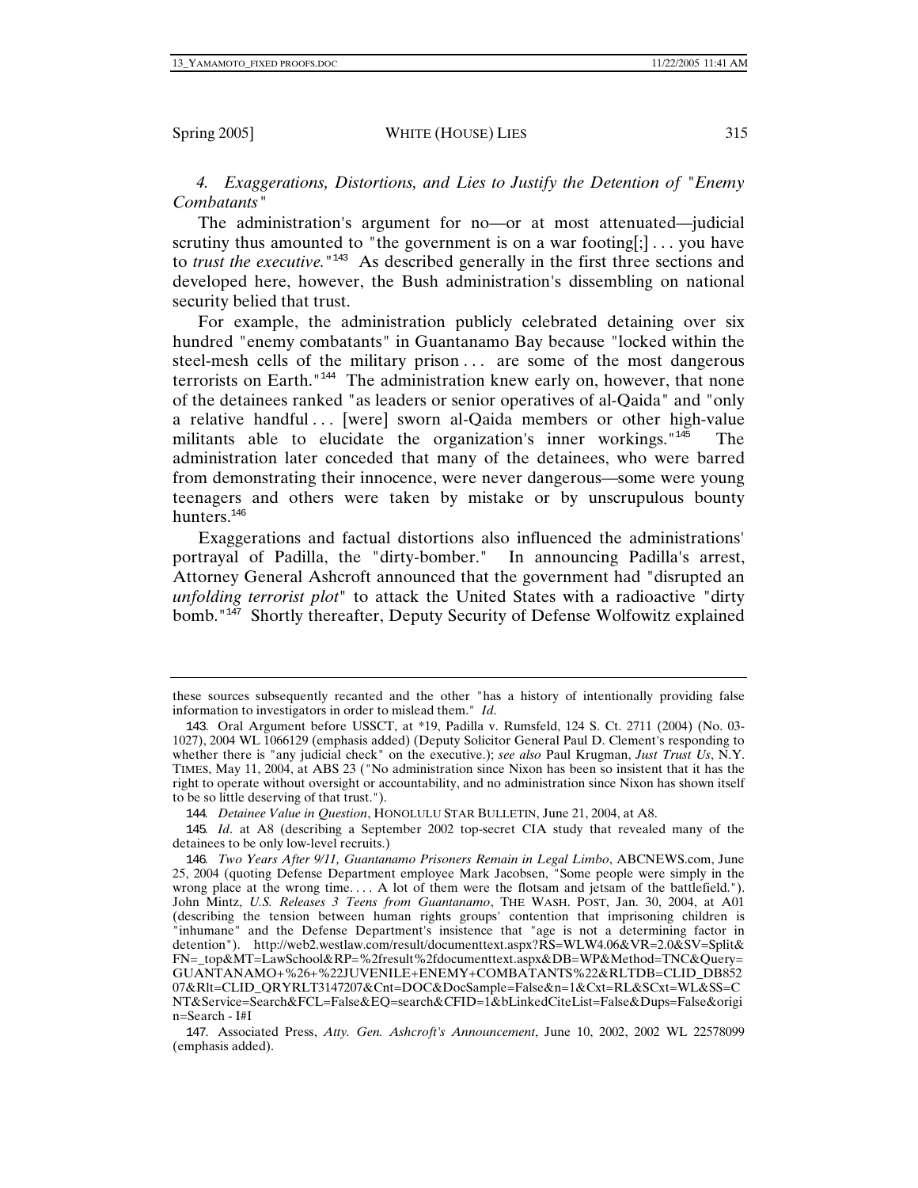*4. Exaggerations, Distortions, and Lies to Justify the Detention of "Enemy Combatants"*

The administration's argument for no—or at most attenuated—judicial scrutiny thus amounted to "the government is on a war footing[;] . . . you have to *trust the executive.*"[143] As described generally in the first three sections and developed here, however, the Bush administration's dissembling on national security belied that trust.

For example, the administration publicly celebrated detaining over six hundred "enemy combatants" in Guantanamo Bay because "locked within the steel-mesh cells of the military prison . . . are some of the most dangerous terrorists on Earth."[144] The administration knew early on, however, that none of the detainees ranked "as leaders or senior operatives of al-Qaida" and "only a relative handful . . . [were] sworn al-Qaida members or other high-value militants able to elucidate the organization's inner workings."[145] The administration later conceded that many of the detainees, who were barred from demonstrating their innocence, were never dangerous—some were young teenagers and others were taken by mistake or by unscrupulous bounty hunters.[146]

Exaggerations and factual distortions also influenced the administrations' portrayal of Padilla, the "dirty-bomber." In announcing Padilla's arrest, Attorney General Ashcroft announced that the government had "disrupted an *unfolding terrorist plot*" to attack the United States with a radioactive "dirty bomb."[147] Shortly thereafter, Deputy Security of Defense Wolfowitz explained

---

these sources subsequently recanted and the other "has a history of intentionally providing false information to investigators in order to mislead them." *Id*.

143. Oral Argument before USSCT, at *19, Padilla v. Rumsfeld, 124 S. Ct. 2711 (2004) (No. 03-1027), 2004 WL 1066129 (emphasis added) (Deputy Solicitor General Paul D. Clement's responding to whether there is "any judicial check" on the executive.); *see also* Paul Krugman, *Just Trust Us*, N.Y. TIMES, May 11, 2004, at ABS 23 ("No administration since Nixon has been so insistent that it has the right to operate without oversight or accountability, and no administration since Nixon has shown itself to be so little deserving of that trust.").

144. *Detainee Value in Question*, HONOLULU STAR BULLETIN, June 21, 2004, at A8.

145. *Id*. at A8 (describing a September 2002 top-secret CIA study that revealed many of the detainees to be only low-level recruits.)

146. *Two Years After 9/11, Guantanamo Prisoners Remain in Legal Limbo*, ABCNEWS.com, June 25, 2004 (quoting Defense Department employee Mark Jacobsen, "Some people were simply in the wrong place at the wrong time. . . . A lot of them were the flotsam and jetsam of the battlefield."). John Mintz, *U.S. Releases 3 Teens from Guantanamo*, THE WASH. POST, Jan. 30, 2004, at A01 (describing the tension between human rights groups' contention that imprisoning children is "inhumane" and the Defense Department's insistence that "age is not a determining factor in detention"). http://web2.westlaw.com/result/documenttext.aspx?RS=WLW4.06&VR=2.0&SV=Split&FN=_top&MT=LawSchool&RP=%2fresult%2fdocumenttext.aspx&DB=WP&Method=TNC&Query=GUANTANAMO+%26+%22JUVENILE+ENEMY+COMBATANTS%22&RLTDB=CLID_DB85207&Rlt=CLID_QRYRLT3147207&Cnt=DOC&DocSample=False&n=1&Cxt=RL&SCxt=WL&SS=CNT&Service=Search&FCL=False&EQ=search&CFID=1&bLinkedCiteList=False&Dups=False&origin=Search - I#I

147. Associated Press, *Atty. Gen. Ashcroft's Announcement*, June 10, 2002, 2002 WL 22578099 (emphasis added).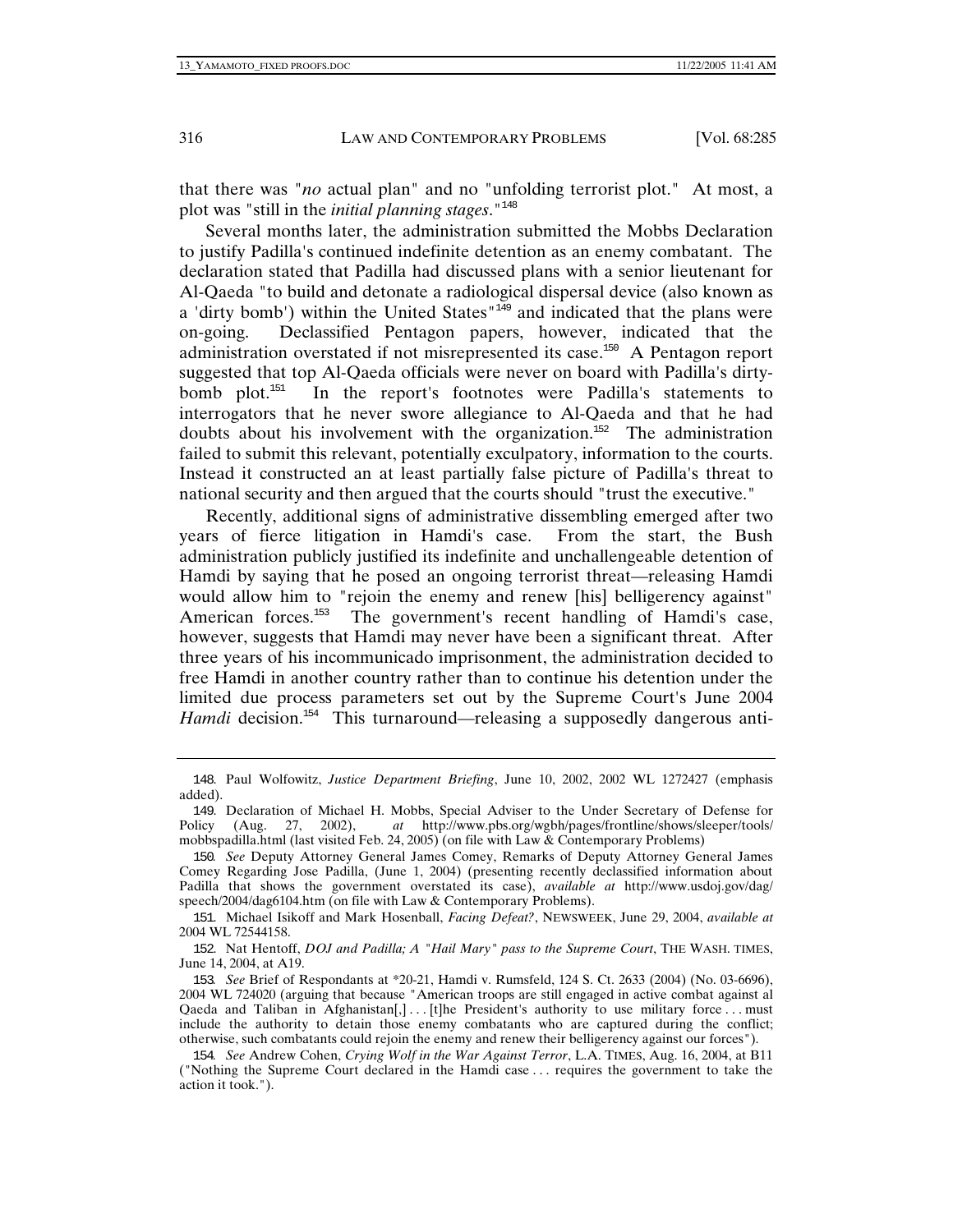that there was "*no* actual plan" and no "unfolding terrorist plot." At most, a plot was "still in the *initial planning stages*."[148]

Several months later, the administration submitted the Mobbs Declaration to justify Padilla's continued indefinite detention as an enemy combatant. The declaration stated that Padilla had discussed plans with a senior lieutenant for Al-Qaeda "to build and detonate a radiological dispersal device (also known as a 'dirty bomb') within the United States"[149] and indicated that the plans were on-going. Declassified Pentagon papers, however, indicated that the administration overstated if not misrepresented its case.[150] A Pentagon report suggested that top Al-Qaeda officials were never on board with Padilla's dirty-bomb plot.[151] In the report's footnotes were Padilla's statements to interrogators that he never swore allegiance to Al-Qaeda and that he had doubts about his involvement with the organization.[152] The administration failed to submit this relevant, potentially exculpatory, information to the courts. Instead it constructed an at least partially false picture of Padilla's threat to national security and then argued that the courts should "trust the executive."

Recently, additional signs of administrative dissembling emerged after two years of fierce litigation in Hamdi's case. From the start, the Bush administration publicly justified its indefinite and unchallengeable detention of Hamdi by saying that he posed an ongoing terrorist threat—releasing Hamdi would allow him to "rejoin the enemy and renew [his] belligerency against" American forces.[153] The government's recent handling of Hamdi's case, however, suggests that Hamdi may never have been a significant threat. After three years of his incommunicado imprisonment, the administration decided to free Hamdi in another country rather than to continue his detention under the limited due process parameters set out by the Supreme Court's June 2004 *Hamdi* decision.[154] This turnaround—releasing a supposedly dangerous anti-

---

148. Paul Wolfowitz, *Justice Department Briefing*, June 10, 2002, 2002 WL 1272427 (emphasis added).

149. Declaration of Michael H. Mobbs, Special Adviser to the Under Secretary of Defense for Policy (Aug. 27, 2002), *at* http://www.pbs.org/wgbh/pages/frontline/shows/sleeper/tools/mobbspadilla.html (last visited Feb. 24, 2005) (on file with Law & Contemporary Problems)

150. *See* Deputy Attorney General James Comey, Remarks of Deputy Attorney General James Comey Regarding Jose Padilla, (June 1, 2004) (presenting recently declassified information about Padilla that shows the government overstated its case), *available at* http://www.usdoj.gov/dag/speech/2004/dag6104.htm (on file with Law & Contemporary Problems).

151. Michael Isikoff and Mark Hosenball, *Facing Defeat?*, NEWSWEEK, June 29, 2004, *available at* 2004 WL 72544158.

152. Nat Hentoff, *DOJ and Padilla; A "Hail Mary" pass to the Supreme Court*, THE WASH. TIMES, June 14, 2004, at A19.

153. *See* Brief of Respondants at *20-21, Hamdi v. Rumsfeld, 124 S. Ct. 2633 (2004) (No. 03-6696), 2004 WL 724020 (arguing that because "American troops are still engaged in active combat against al Qaeda and Taliban in Afghanistan[,] . . . [t]he President's authority to use military force . . . must include the authority to detain those enemy combatants who are captured during the conflict; otherwise, such combatants could rejoin the enemy and renew their belligerency against our forces").

154. *See* Andrew Cohen, *Crying Wolf in the War Against Terror*, L.A. TIMES, Aug. 16, 2004, at B11 ("Nothing the Supreme Court declared in the Hamdi case . . . requires the government to take the action it took.").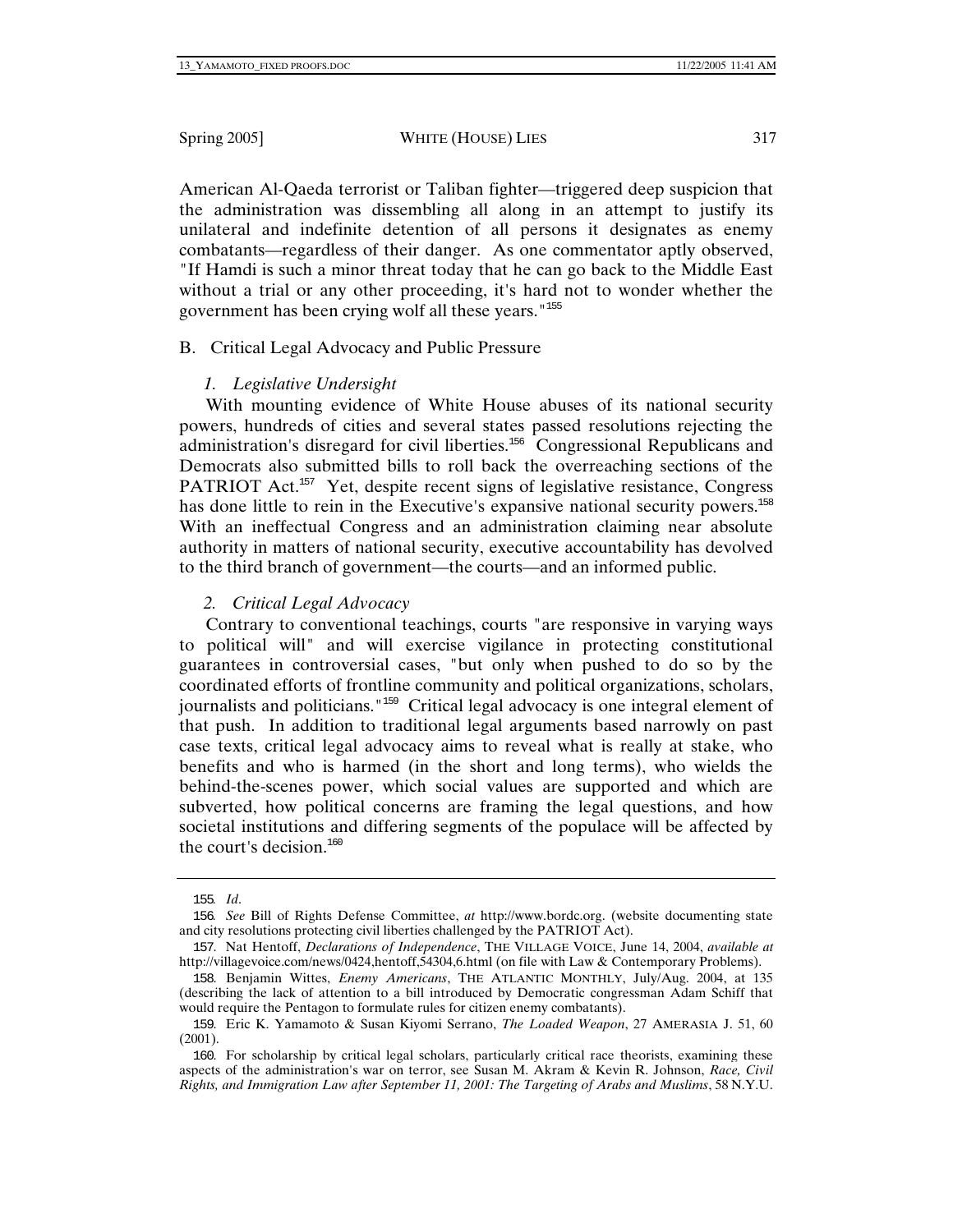American Al-Qaeda terrorist or Taliban fighter—triggered deep suspicion that the administration was dissembling all along in an attempt to justify its unilateral and indefinite detention of all persons it designates as enemy combatants—regardless of their danger. As one commentator aptly observed, "If Hamdi is such a minor threat today that he can go back to the Middle East without a trial or any other proceeding, it's hard not to wonder whether the government has been crying wolf all these years."[155]

## B. Critical Legal Advocacy and Public Pressure

### *1. Legislative Undersight*

With mounting evidence of White House abuses of its national security powers, hundreds of cities and several states passed resolutions rejecting the administration's disregard for civil liberties.[156] Congressional Republicans and Democrats also submitted bills to roll back the overreaching sections of the PATRIOT Act.[157] Yet, despite recent signs of legislative resistance, Congress has done little to rein in the Executive's expansive national security powers.[158] With an ineffectual Congress and an administration claiming near absolute authority in matters of national security, executive accountability has devolved to the third branch of government—the courts—and an informed public.

### *2. Critical Legal Advocacy*

Contrary to conventional teachings, courts "are responsive in varying ways to political will" and will exercise vigilance in protecting constitutional guarantees in controversial cases, "but only when pushed to do so by the coordinated efforts of frontline community and political organizations, scholars, journalists and politicians."[159] Critical legal advocacy is one integral element of that push. In addition to traditional legal arguments based narrowly on past case texts, critical legal advocacy aims to reveal what is really at stake, who benefits and who is harmed (in the short and long terms), who wields the behind-the-scenes power, which social values are supported and which are subverted, how political concerns are framing the legal questions, and how societal institutions and differing segments of the populace will be affected by the court's decision.[160]

---

155. *Id.*

156. *See* Bill of Rights Defense Committee, *at* http://www.bordc.org. (website documenting state and city resolutions protecting civil liberties challenged by the PATRIOT Act).

157. Nat Hentoff, *Declarations of Independence*, THE VILLAGE VOICE, June 14, 2004, *available at* http://villagevoice.com/news/0424,hentoff,54304,6.html (on file with Law & Contemporary Problems).

158. Benjamin Wittes, *Enemy Americans*, THE ATLANTIC MONTHLY, July/Aug. 2004, at 135 (describing the lack of attention to a bill introduced by Democratic congressman Adam Schiff that would require the Pentagon to formulate rules for citizen enemy combatants).

159. Eric K. Yamamoto & Susan Kiyomi Serrano, *The Loaded Weapon*, 27 AMERASIA J. 51, 60 (2001).

160. For scholarship by critical legal scholars, particularly critical race theorists, examining these aspects of the administration's war on terror, see Susan M. Akram & Kevin R. Johnson, *Race, Civil Rights, and Immigration Law after September 11, 2001: The Targeting of Arabs and Muslims*, 58 N.Y.U.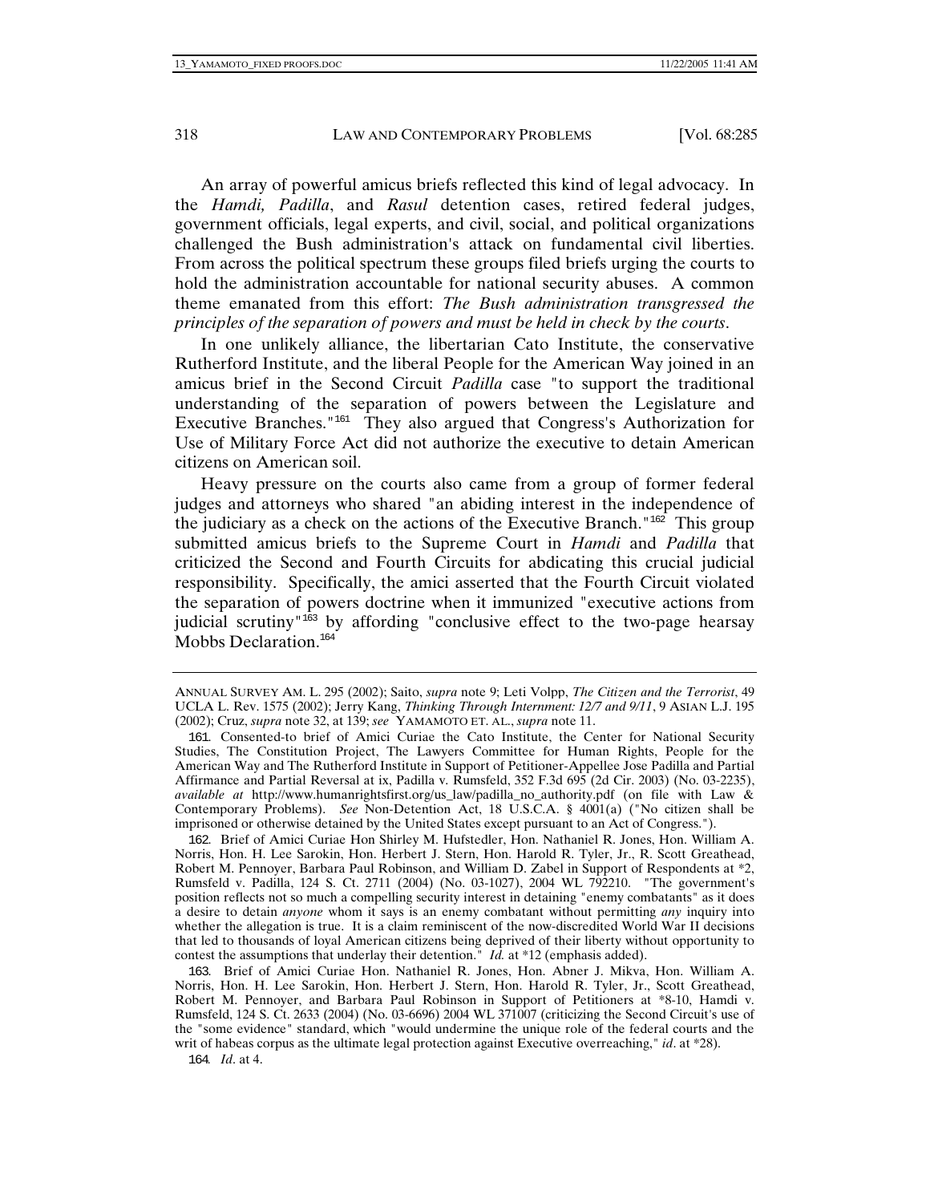An array of powerful amicus briefs reflected this kind of legal advocacy. In the *Hamdi, Padilla*, and *Rasul* detention cases, retired federal judges, government officials, legal experts, and civil, social, and political organizations challenged the Bush administration's attack on fundamental civil liberties. From across the political spectrum these groups filed briefs urging the courts to hold the administration accountable for national security abuses. A common theme emanated from this effort: *The Bush administration transgressed the principles of the separation of powers and must be held in check by the courts*.

In one unlikely alliance, the libertarian Cato Institute, the conservative Rutherford Institute, and the liberal People for the American Way joined in an amicus brief in the Second Circuit *Padilla* case "to support the traditional understanding of the separation of powers between the Legislature and Executive Branches."[161] They also argued that Congress's Authorization for Use of Military Force Act did not authorize the executive to detain American citizens on American soil.

Heavy pressure on the courts also came from a group of former federal judges and attorneys who shared "an abiding interest in the independence of the judiciary as a check on the actions of the Executive Branch."[162] This group submitted amicus briefs to the Supreme Court in *Hamdi* and *Padilla* that criticized the Second and Fourth Circuits for abdicating this crucial judicial responsibility. Specifically, the amici asserted that the Fourth Circuit violated the separation of powers doctrine when it immunized "executive actions from judicial scrutiny"[163] by affording "conclusive effect to the two-page hearsay Mobbs Declaration.[164]

---

ANNUAL SURVEY AM. L. 295 (2002); Saito, *supra* note 9; Leti Volpp, *The Citizen and the Terrorist*, 49 UCLA L. Rev. 1575 (2002); Jerry Kang, *Thinking Through Internment: 12/7 and 9/11*, 9 ASIAN L.J. 195 (2002); Cruz, *supra* note 32, at 139; *see* YAMAMOTO ET. AL., *supra* note 11.

161. Consented-to brief of Amici Curiae the Cato Institute, the Center for National Security Studies, The Constitution Project, The Lawyers Committee for Human Rights, People for the American Way and The Rutherford Institute in Support of Petitioner-Appellee Jose Padilla and Partial Affirmance and Partial Reversal at ix, Padilla v. Rumsfeld, 352 F.3d 695 (2d Cir. 2003) (No. 03-2235), *available at* http://www.humanrightsfirst.org/us_law/padilla_no_authority.pdf (on file with Law & Contemporary Problems). *See* Non-Detention Act, 18 U.S.C.A. § 4001(a) ("No citizen shall be imprisoned or otherwise detained by the United States except pursuant to an Act of Congress.").

162. Brief of Amici Curiae Hon Shirley M. Hufstedler, Hon. Nathaniel R. Jones, Hon. William A. Norris, Hon. H. Lee Sarokin, Hon. Herbert J. Stern, Hon. Harold R. Tyler, Jr., R. Scott Greathead, Robert M. Pennoyer, Barbara Paul Robinson, and William D. Zabel in Support of Respondents at *2, Rumsfeld v. Padilla, 124 S. Ct. 2711 (2004) (No. 03-1027), 2004 WL 792210. "The government's position reflects not so much a compelling security interest in detaining "enemy combatants" as it does a desire to detain *anyone* whom it says is an enemy combatant without permitting *any* inquiry into whether the allegation is true. It is a claim reminiscent of the now-discredited World War II decisions that led to thousands of loyal American citizens being deprived of their liberty without opportunity to contest the assumptions that underlay their detention." *Id.* at *12 (emphasis added).

163. Brief of Amici Curiae Hon. Nathaniel R. Jones, Hon. Abner J. Mikva, Hon. William A. Norris, Hon. H. Lee Sarokin, Hon. Herbert J. Stern, Hon. Harold R. Tyler, Jr., Scott Greathead, Robert M. Pennoyer, and Barbara Paul Robinson in Support of Petitioners at *8-10, Hamdi v. Rumsfeld, 124 S. Ct. 2633 (2004) (No. 03-6696) 2004 WL 371007 (criticizing the Second Circuit's use of the "some evidence" standard, which "would undermine the unique role of the federal courts and the writ of habeas corpus as the ultimate legal protection against Executive overreaching," *id*. at *28).

164. *Id*. at 4.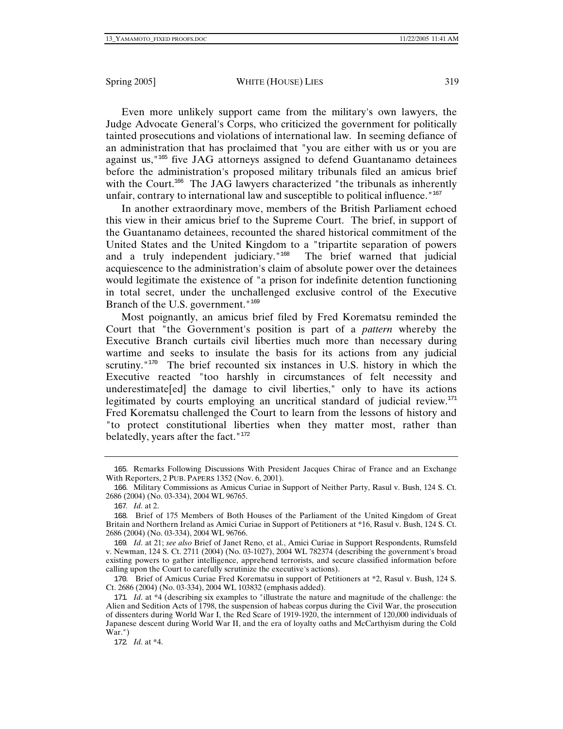Even more unlikely support came from the military's own lawyers, the Judge Advocate General's Corps, who criticized the government for politically tainted prosecutions and violations of international law. In seeming defiance of an administration that has proclaimed that "you are either with us or you are against us,"[165] five JAG attorneys assigned to defend Guantanamo detainees before the administration's proposed military tribunals filed an amicus brief with the Court.[166] The JAG lawyers characterized "the tribunals as inherently unfair, contrary to international law and susceptible to political influence."[167]

In another extraordinary move, members of the British Parliament echoed this view in their amicus brief to the Supreme Court. The brief, in support of the Guantanamo detainees, recounted the shared historical commitment of the United States and the United Kingdom to a "tripartite separation of powers and a truly independent judiciary."[168] The brief warned that judicial acquiescence to the administration's claim of absolute power over the detainees would legitimate the existence of "a prison for indefinite detention functioning in total secret, under the unchallenged exclusive control of the Executive Branch of the U.S. government."[169]

Most poignantly, an amicus brief filed by Fred Korematsu reminded the Court that "the Government's position is part of a *pattern* whereby the Executive Branch curtails civil liberties much more than necessary during wartime and seeks to insulate the basis for its actions from any judicial scrutiny."[170] The brief recounted six instances in U.S. history in which the Executive reacted "too harshly in circumstances of felt necessity and underestimate[ed] the damage to civil liberties," only to have its actions legitimated by courts employing an uncritical standard of judicial review.[171] Fred Korematsu challenged the Court to learn from the lessons of history and "to protect constitutional liberties when they matter most, rather than belatedly, years after the fact."[172]

---

165. Remarks Following Discussions With President Jacques Chirac of France and an Exchange With Reporters, 2 PUB. PAPERS 1352 (Nov. 6, 2001).

166. Military Commissions as Amicus Curiae in Support of Neither Party, Rasul v. Bush, 124 S. Ct. 2686 (2004) (No. 03-334), 2004 WL 96765.

167. *Id*. at 2.

168. Brief of 175 Members of Both Houses of the Parliament of the United Kingdom of Great Britain and Northern Ireland as Amici Curiae in Support of Petitioners at *16, Rasul v. Bush, 124 S. Ct. 2686 (2004) (No. 03-334), 2004 WL 96766.

169. *Id*. at 21; *see also* Brief of Janet Reno, et al., Amici Curiae in Support Respondents, Rumsfeld v. Newman, 124 S. Ct. 2711 (2004) (No. 03-1027), 2004 WL 782374 (describing the government's broad existing powers to gather intelligence, apprehend terrorists, and secure classified information before calling upon the Court to carefully scrutinize the executive's actions).

170. Brief of Amicus Curiae Fred Korematsu in support of Petitioners at *2, Rasul v. Bush, 124 S. Ct. 2686 (2004) (No. 03-334), 2004 WL 103832 (emphasis added).

171. *Id*. at *4 (describing six examples to "illustrate the nature and magnitude of the challenge: the Alien and Sedition Acts of 1798, the suspension of habeas corpus during the Civil War, the prosecution of dissenters during World War I, the Red Scare of 1919-1920, the internment of 120,000 individuals of Japanese descent during World War II, and the era of loyalty oaths and McCarthyism during the Cold War.")

172. *Id*. at *4.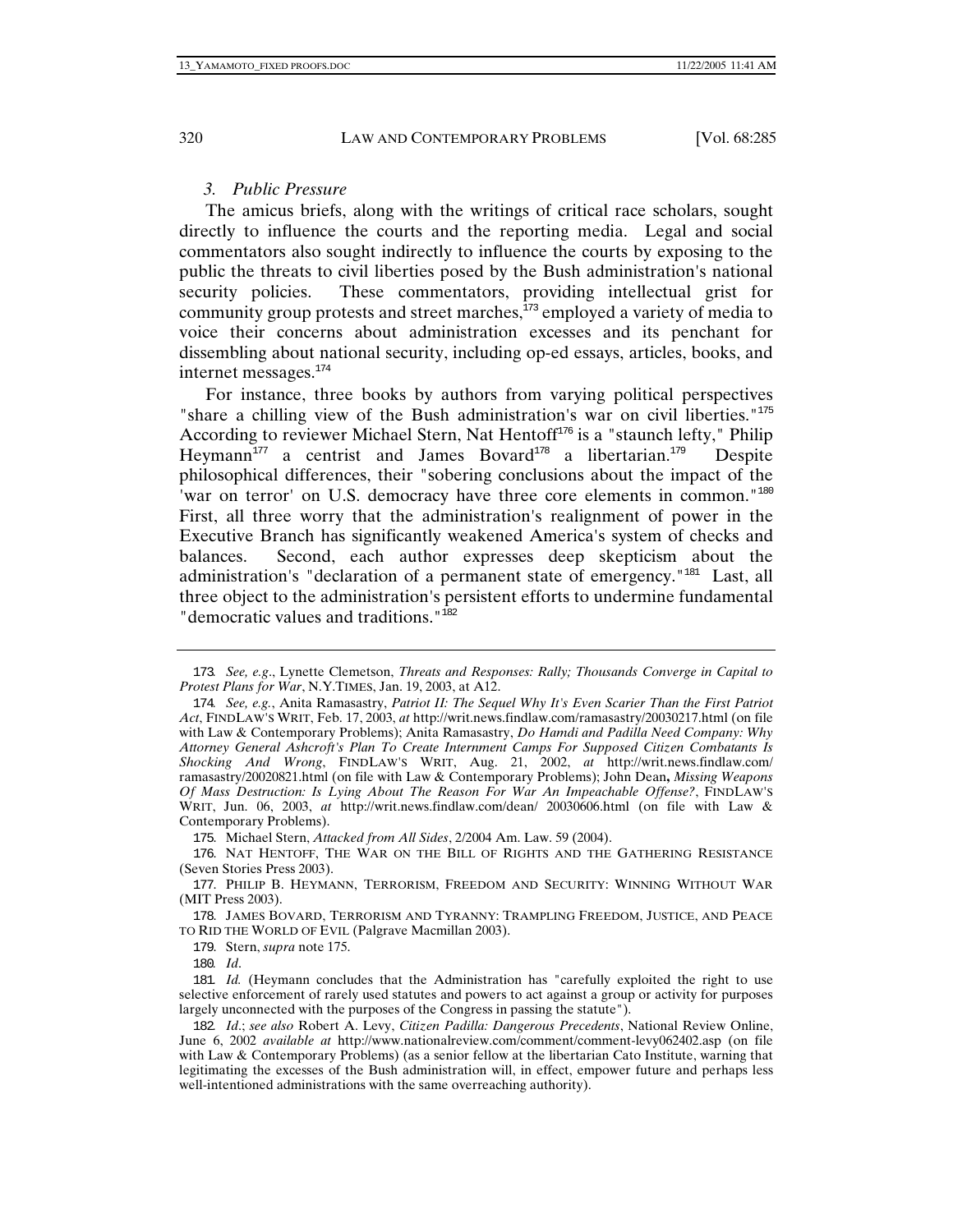### *3. Public Pressure*

The amicus briefs, along with the writings of critical race scholars, sought directly to influence the courts and the reporting media. Legal and social commentators also sought indirectly to influence the courts by exposing to the public the threats to civil liberties posed by the Bush administration's national security policies. These commentators, providing intellectual grist for community group protests and street marches,[173] employed a variety of media to voice their concerns about administration excesses and its penchant for dissembling about national security, including op-ed essays, articles, books, and internet messages.[174]

For instance, three books by authors from varying political perspectives "share a chilling view of the Bush administration's war on civil liberties."[175] According to reviewer Michael Stern, Nat Hentoff[176] is a "staunch lefty," Philip Heymann[177] a centrist and James Bovard[178] a libertarian.[179] Despite philosophical differences, their "sobering conclusions about the impact of the 'war on terror' on U.S. democracy have three core elements in common."[180] First, all three worry that the administration's realignment of power in the Executive Branch has significantly weakened America's system of checks and balances. Second, each author expresses deep skepticism about the administration's "declaration of a permanent state of emergency."[181] Last, all three object to the administration's persistent efforts to undermine fundamental "democratic values and traditions."[182]

---

173. *See, e.g*., Lynette Clemetson, *Threats and Responses: Rally; Thousands Converge in Capital to Protest Plans for War*, N.Y.TIMES, Jan. 19, 2003, at A12.

174. *See, e.g.*, Anita Ramasastry, *Patriot II: The Sequel Why It's Even Scarier Than the First Patriot Act*, FINDLAW'S WRIT, Feb. 17, 2003, *at* http://writ.news.findlaw.com/ramasastry/20030217.html (on file with Law & Contemporary Problems); Anita Ramasastry, *Do Hamdi and Padilla Need Company: Why Attorney General Ashcroft's Plan To Create Internment Camps For Supposed Citizen Combatants Is Shocking And Wrong*, FINDLAW'S WRIT, Aug. 21, 2002, *at* http://writ.news.findlaw.com/ramasastry/20020821.html (on file with Law & Contemporary Problems); John Dean**,** *Missing Weapons Of Mass Destruction: Is Lying About The Reason For War An Impeachable Offense?*, FINDLAW'S WRIT, Jun. 06, 2003, *at* http://writ.news.findlaw.com/dean/ 20030606.html (on file with Law & Contemporary Problems).

175. Michael Stern, *Attacked from All Sides*, 2/2004 Am. Law. 59 (2004).

176. NAT HENTOFF, THE WAR ON THE BILL OF RIGHTS AND THE GATHERING RESISTANCE (Seven Stories Press 2003).

177. PHILIP B. HEYMANN, TERRORISM, FREEDOM AND SECURITY: WINNING WITHOUT WAR (MIT Press 2003).

178. JAMES BOVARD, TERRORISM AND TYRANNY: TRAMPLING FREEDOM, JUSTICE, AND PEACE TO RID THE WORLD OF EVIL (Palgrave Macmillan 2003).

179. Stern, *supra* note 175.

180. *Id*.

181. *Id.* (Heymann concludes that the Administration has "carefully exploited the right to use selective enforcement of rarely used statutes and powers to act against a group or activity for purposes largely unconnected with the purposes of the Congress in passing the statute").

182. *Id*.; *see also* Robert A. Levy, *Citizen Padilla: Dangerous Precedents*, National Review Online, June 6, 2002 *available at* http://www.nationalreview.com/comment/comment-levy062402.asp (on file with Law & Contemporary Problems) (as a senior fellow at the libertarian Cato Institute, warning that legitimating the excesses of the Bush administration will, in effect, empower future and perhaps less well-intentioned administrations with the same overreaching authority).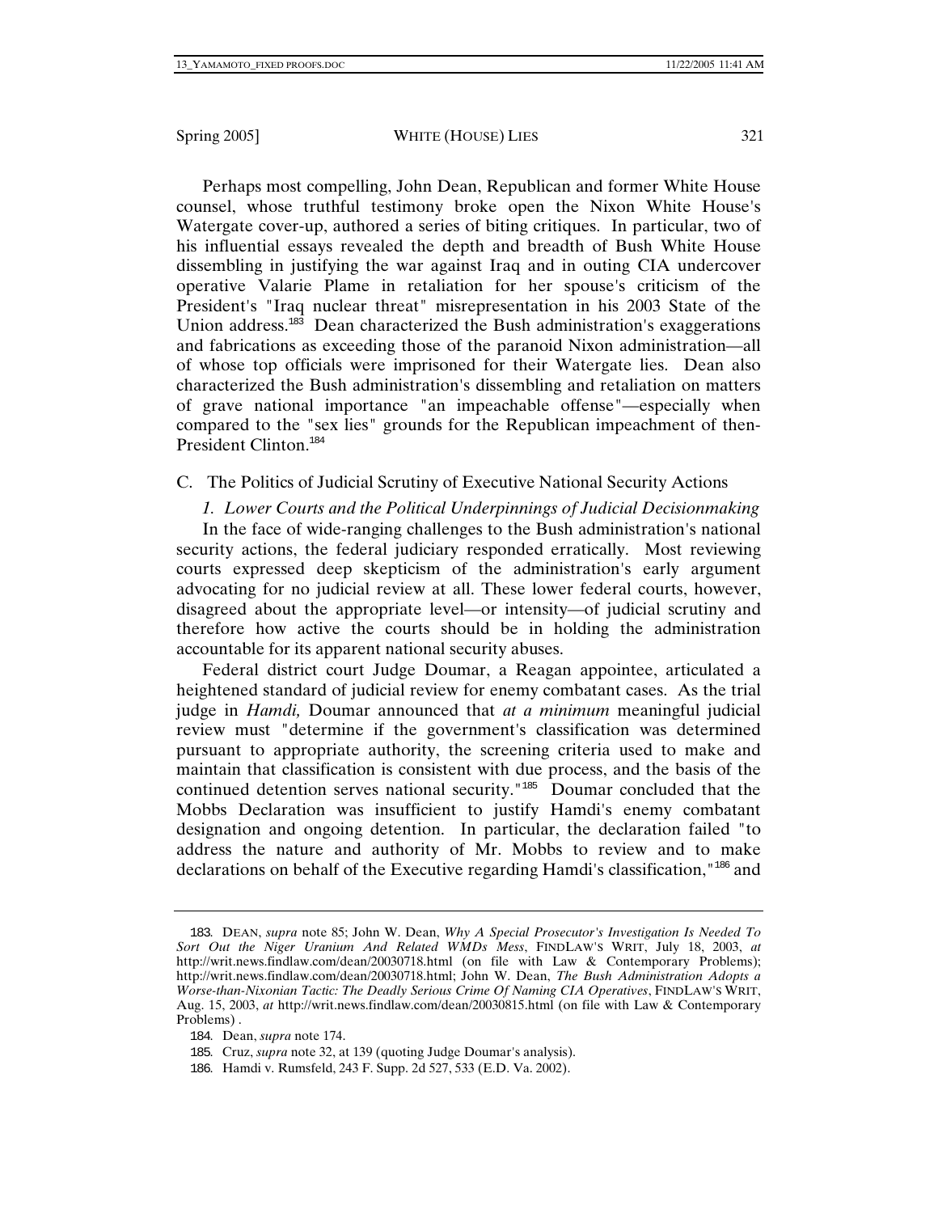Perhaps most compelling, John Dean, Republican and former White House counsel, whose truthful testimony broke open the Nixon White House's Watergate cover-up, authored a series of biting critiques. In particular, two of his influential essays revealed the depth and breadth of Bush White House dissembling in justifying the war against Iraq and in outing CIA undercover operative Valarie Plame in retaliation for her spouse's criticism of the President's "Iraq nuclear threat" misrepresentation in his 2003 State of the Union address.[183] Dean characterized the Bush administration's exaggerations and fabrications as exceeding those of the paranoid Nixon administration—all of whose top officials were imprisoned for their Watergate lies. Dean also characterized the Bush administration's dissembling and retaliation on matters of grave national importance "an impeachable offense"—especially when compared to the "sex lies" grounds for the Republican impeachment of then-President Clinton.[184]

### C. The Politics of Judicial Scrutiny of Executive National Security Actions

#### *1. Lower Courts and the Political Underpinnings of Judicial Decisionmaking*

In the face of wide-ranging challenges to the Bush administration's national security actions, the federal judiciary responded erratically. Most reviewing courts expressed deep skepticism of the administration's early argument advocating for no judicial review at all. These lower federal courts, however, disagreed about the appropriate level—or intensity—of judicial scrutiny and therefore how active the courts should be in holding the administration accountable for its apparent national security abuses.

Federal district court Judge Doumar, a Reagan appointee, articulated a heightened standard of judicial review for enemy combatant cases. As the trial judge in *Hamdi,* Doumar announced that *at a minimum* meaningful judicial review must "determine if the government's classification was determined pursuant to appropriate authority, the screening criteria used to make and maintain that classification is consistent with due process, and the basis of the continued detention serves national security."[185] Doumar concluded that the Mobbs Declaration was insufficient to justify Hamdi's enemy combatant designation and ongoing detention. In particular, the declaration failed "to address the nature and authority of Mr. Mobbs to review and to make declarations on behalf of the Executive regarding Hamdi's classification,"[186] and

---

183. DEAN, *supra* note 85; John W. Dean, *Why A Special Prosecutor's Investigation Is Needed To Sort Out the Niger Uranium And Related WMDs Mess*, FINDLAW'S WRIT, July 18, 2003, *at* http://writ.news.findlaw.com/dean/20030718.html (on file with Law & Contemporary Problems); http://writ.news.findlaw.com/dean/20030718.html; John W. Dean, *The Bush Administration Adopts a Worse-than-Nixonian Tactic: The Deadly Serious Crime Of Naming CIA Operatives*, FINDLAW'S WRIT, Aug. 15, 2003, *at* http://writ.news.findlaw.com/dean/20030815.html (on file with Law & Contemporary Problems) .

184. Dean, *supra* note 174.

185. Cruz, *supra* note 32, at 139 (quoting Judge Doumar's analysis).

186. Hamdi v. Rumsfeld, 243 F. Supp. 2d 527, 533 (E.D. Va. 2002).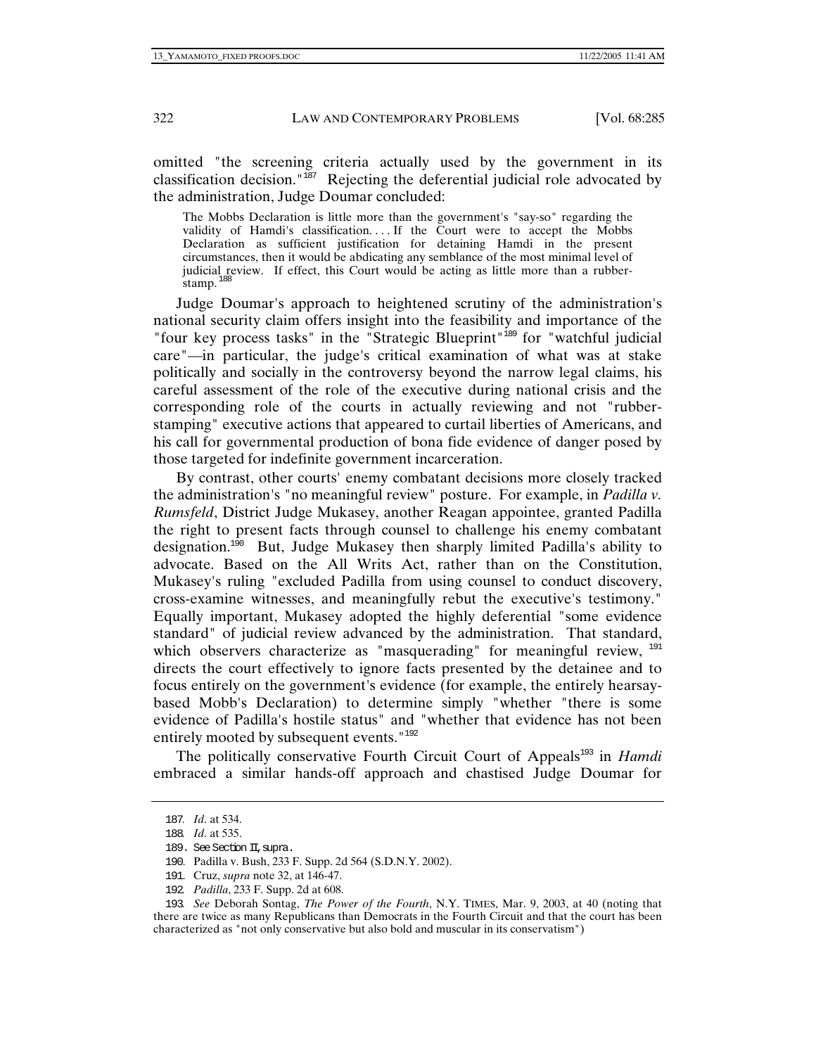omitted "the screening criteria actually used by the government in its classification decision."[187] Rejecting the deferential judicial role advocated by the administration, Judge Doumar concluded:

> The Mobbs Declaration is little more than the government's "say-so" regarding the validity of Hamdi's classification. . . . If the Court were to accept the Mobbs Declaration as sufficient justification for detaining Hamdi in the present circumstances, then it would be abdicating any semblance of the most minimal level of judicial review. If effect, this Court would be acting as little more than a rubber-stamp.[188]

Judge Doumar's approach to heightened scrutiny of the administration's national security claim offers insight into the feasibility and importance of the "four key process tasks" in the "Strategic Blueprint"[189] for "watchful judicial care"—in particular, the judge's critical examination of what was at stake politically and socially in the controversy beyond the narrow legal claims, his careful assessment of the role of the executive during national crisis and the corresponding role of the courts in actually reviewing and not "rubber-stamping" executive actions that appeared to curtail liberties of Americans, and his call for governmental production of bona fide evidence of danger posed by those targeted for indefinite government incarceration.

By contrast, other courts' enemy combatant decisions more closely tracked the administration's "no meaningful review" posture. For example, in *Padilla v. Rumsfeld*, District Judge Mukasey, another Reagan appointee, granted Padilla the right to present facts through counsel to challenge his enemy combatant designation.[190] But, Judge Mukasey then sharply limited Padilla's ability to advocate. Based on the All Writs Act, rather than on the Constitution, Mukasey's ruling "excluded Padilla from using counsel to conduct discovery, cross-examine witnesses, and meaningfully rebut the executive's testimony." Equally important, Mukasey adopted the highly deferential "some evidence standard" of judicial review advanced by the administration. That standard, which observers characterize as "masquerading" for meaningful review, [191] directs the court effectively to ignore facts presented by the detainee and to focus entirely on the government's evidence (for example, the entirely hearsay-based Mobb's Declaration) to determine simply "whether "there is some evidence of Padilla's hostile status" and "whether that evidence has not been entirely mooted by subsequent events."[192]

The politically conservative Fourth Circuit Court of Appeals[193] in *Hamdi* embraced a similar hands-off approach and chastised Judge Doumar for

---

187. *Id*. at 534.

188. *Id*. at 535.

189. See Section II, *supra*.

190. Padilla v. Bush, 233 F. Supp. 2d 564 (S.D.N.Y. 2002).

191. Cruz, *supra* note 32, at 146-47.

192. *Padilla*, 233 F. Supp. 2d at 608.

193. *See* Deborah Sontag, *The Power of the Fourth*, N.Y. TIMES, Mar. 9, 2003, at 40 (noting that there are twice as many Republicans than Democrats in the Fourth Circuit and that the court has been characterized as "not only conservative but also bold and muscular in its conservatism")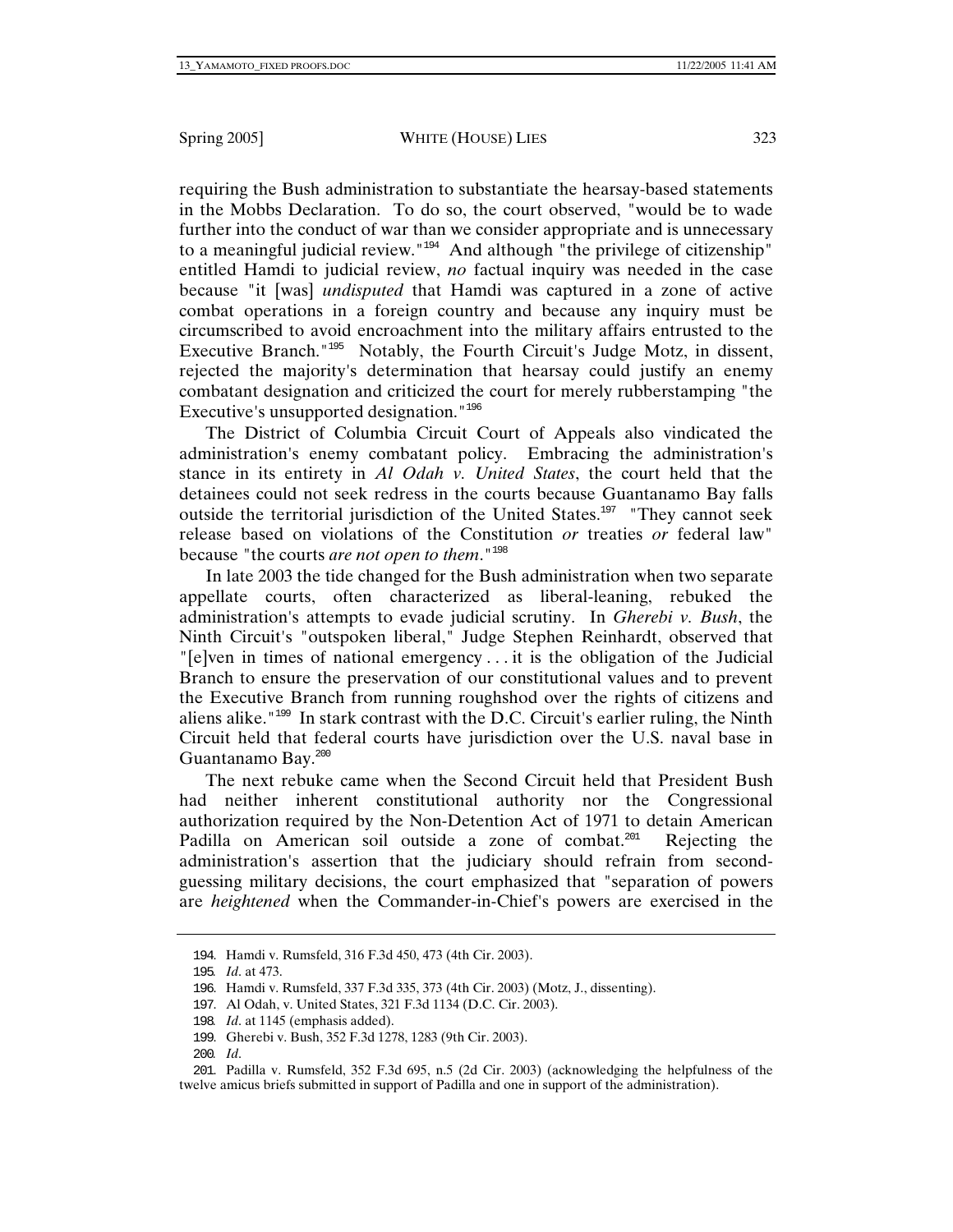requiring the Bush administration to substantiate the hearsay-based statements in the Mobbs Declaration. To do so, the court observed, "would be to wade further into the conduct of war than we consider appropriate and is unnecessary to a meaningful judicial review."[194] And although "the privilege of citizenship" entitled Hamdi to judicial review, *no* factual inquiry was needed in the case because "it [was] *undisputed* that Hamdi was captured in a zone of active combat operations in a foreign country and because any inquiry must be circumscribed to avoid encroachment into the military affairs entrusted to the Executive Branch."[195] Notably, the Fourth Circuit's Judge Motz, in dissent, rejected the majority's determination that hearsay could justify an enemy combatant designation and criticized the court for merely rubberstamping "the Executive's unsupported designation."[196]

The District of Columbia Circuit Court of Appeals also vindicated the administration's enemy combatant policy. Embracing the administration's stance in its entirety in *Al Odah v. United States*, the court held that the detainees could not seek redress in the courts because Guantanamo Bay falls outside the territorial jurisdiction of the United States.[197] "They cannot seek release based on violations of the Constitution *or* treaties *or* federal law" because "the courts *are not open to them*."[198]

In late 2003 the tide changed for the Bush administration when two separate appellate courts, often characterized as liberal-leaning, rebuked the administration's attempts to evade judicial scrutiny. In *Gherebi v. Bush*, the Ninth Circuit's "outspoken liberal," Judge Stephen Reinhardt, observed that "[e]ven in times of national emergency . . . it is the obligation of the Judicial Branch to ensure the preservation of our constitutional values and to prevent the Executive Branch from running roughshod over the rights of citizens and aliens alike."[199] In stark contrast with the D.C. Circuit's earlier ruling, the Ninth Circuit held that federal courts have jurisdiction over the U.S. naval base in Guantanamo Bay.[200]

The next rebuke came when the Second Circuit held that President Bush had neither inherent constitutional authority nor the Congressional authorization required by the Non-Detention Act of 1971 to detain American Padilla on American soil outside a zone of combat.[201] Rejecting the administration's assertion that the judiciary should refrain from second-guessing military decisions, the court emphasized that "separation of powers are *heightened* when the Commander-in-Chief's powers are exercised in the

---

194. Hamdi v. Rumsfeld, 316 F.3d 450, 473 (4th Cir. 2003).

195. *Id.* at 473.

196. Hamdi v. Rumsfeld, 337 F.3d 335, 373 (4th Cir. 2003) (Motz, J., dissenting).

197. Al Odah, v. United States, 321 F.3d 1134 (D.C. Cir. 2003).

198. *Id.* at 1145 (emphasis added).

199. Gherebi v. Bush, 352 F.3d 1278, 1283 (9th Cir. 2003).

200. *Id.*

201. Padilla v. Rumsfeld, 352 F.3d 695, n.5 (2d Cir. 2003) (acknowledging the helpfulness of the twelve amicus briefs submitted in support of Padilla and one in support of the administration).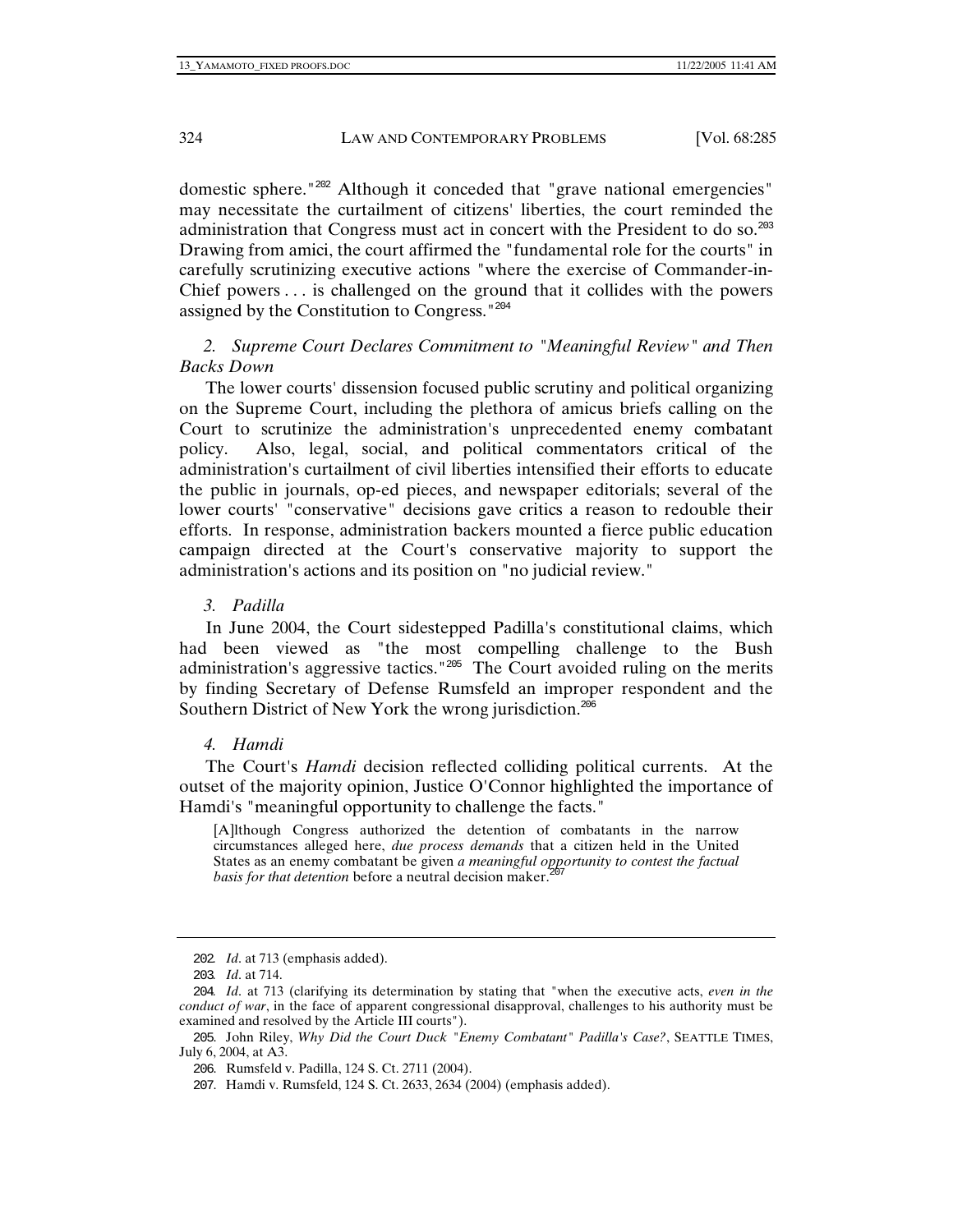domestic sphere."[202] Although it conceded that "grave national emergencies" may necessitate the curtailment of citizens' liberties, the court reminded the administration that Congress must act in concert with the President to do so.[203] Drawing from amici, the court affirmed the "fundamental role for the courts" in carefully scrutinizing executive actions "where the exercise of Commander-in-Chief powers . . . is challenged on the ground that it collides with the powers assigned by the Constitution to Congress."[204]

### *2. Supreme Court Declares Commitment to "Meaningful Review" and Then Backs Down*

The lower courts' dissension focused public scrutiny and political organizing on the Supreme Court, including the plethora of amicus briefs calling on the Court to scrutinize the administration's unprecedented enemy combatant policy. Also, legal, social, and political commentators critical of the administration's curtailment of civil liberties intensified their efforts to educate the public in journals, op-ed pieces, and newspaper editorials; several of the lower courts' "conservative" decisions gave critics a reason to redouble their efforts. In response, administration backers mounted a fierce public education campaign directed at the Court's conservative majority to support the administration's actions and its position on "no judicial review."

### *3. Padilla*

In June 2004, the Court sidestepped Padilla's constitutional claims, which had been viewed as "the most compelling challenge to the Bush administration's aggressive tactics."[205] The Court avoided ruling on the merits by finding Secretary of Defense Rumsfeld an improper respondent and the Southern District of New York the wrong jurisdiction.[206]

### *4. Hamdi*

The Court's *Hamdi* decision reflected colliding political currents. At the outset of the majority opinion, Justice O'Connor highlighted the importance of Hamdi's "meaningful opportunity to challenge the facts."

> [A]lthough Congress authorized the detention of combatants in the narrow circumstances alleged here, *due process demands* that a citizen held in the United States as an enemy combatant be given *a meaningful opportunity to contest the factual basis for that detention* before a neutral decision maker.[207]

---

202. *Id*. at 713 (emphasis added).

203. *Id*. at 714.

204. *Id*. at 713 (clarifying its determination by stating that "when the executive acts, *even in the conduct of war*, in the face of apparent congressional disapproval, challenges to his authority must be examined and resolved by the Article III courts").

205. John Riley, *Why Did the Court Duck "Enemy Combatant" Padilla's Case?*, SEATTLE TIMES, July 6, 2004, at A3.

206. Rumsfeld v. Padilla, 124 S. Ct. 2711 (2004).

207. Hamdi v. Rumsfeld, 124 S. Ct. 2633, 2634 (2004) (emphasis added).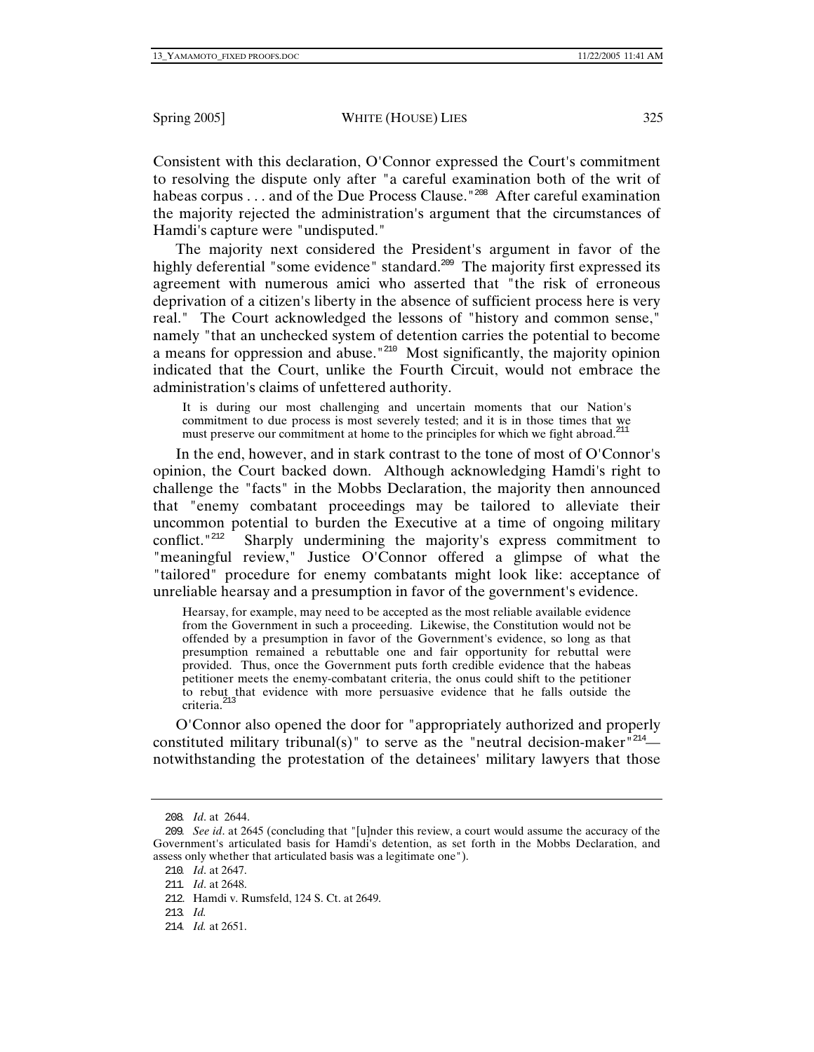Consistent with this declaration, O'Connor expressed the Court's commitment to resolving the dispute only after "a careful examination both of the writ of habeas corpus . . . and of the Due Process Clause."[208] After careful examination the majority rejected the administration's argument that the circumstances of Hamdi's capture were "undisputed."

The majority next considered the President's argument in favor of the highly deferential "some evidence" standard.[209] The majority first expressed its agreement with numerous amici who asserted that "the risk of erroneous deprivation of a citizen's liberty in the absence of sufficient process here is very real." The Court acknowledged the lessons of "history and common sense," namely "that an unchecked system of detention carries the potential to become a means for oppression and abuse."[210] Most significantly, the majority opinion indicated that the Court, unlike the Fourth Circuit, would not embrace the administration's claims of unfettered authority.

> It is during our most challenging and uncertain moments that our Nation's commitment to due process is most severely tested; and it is in those times that we must preserve our commitment at home to the principles for which we fight abroad.[211]

In the end, however, and in stark contrast to the tone of most of O'Connor's opinion, the Court backed down. Although acknowledging Hamdi's right to challenge the "facts" in the Mobbs Declaration, the majority then announced that "enemy combatant proceedings may be tailored to alleviate their uncommon potential to burden the Executive at a time of ongoing military conflict."[212] Sharply undermining the majority's express commitment to "meaningful review," Justice O'Connor offered a glimpse of what the "tailored" procedure for enemy combatants might look like: acceptance of unreliable hearsay and a presumption in favor of the government's evidence.

> Hearsay, for example, may need to be accepted as the most reliable available evidence from the Government in such a proceeding. Likewise, the Constitution would not be offended by a presumption in favor of the Government's evidence, so long as that presumption remained a rebuttable one and fair opportunity for rebuttal were provided. Thus, once the Government puts forth credible evidence that the habeas petitioner meets the enemy-combatant criteria, the onus could shift to the petitioner to rebut that evidence with more persuasive evidence that he falls outside the criteria.[213]

O'Connor also opened the door for "appropriately authorized and properly constituted military tribunal(s)" to serve as the "neutral decision-maker"[214]—notwithstanding the protestation of the detainees' military lawyers that those

---

208. *Id*. at 2644.

209. *See id*. at 2645 (concluding that "[u]nder this review, a court would assume the accuracy of the Government's articulated basis for Hamdi's detention, as set forth in the Mobbs Declaration, and assess only whether that articulated basis was a legitimate one").

210. *Id*. at 2647.

211. *Id*. at 2648.

212. Hamdi v. Rumsfeld, 124 S. Ct. at 2649.

213. *Id.*

214. *Id.* at 2651.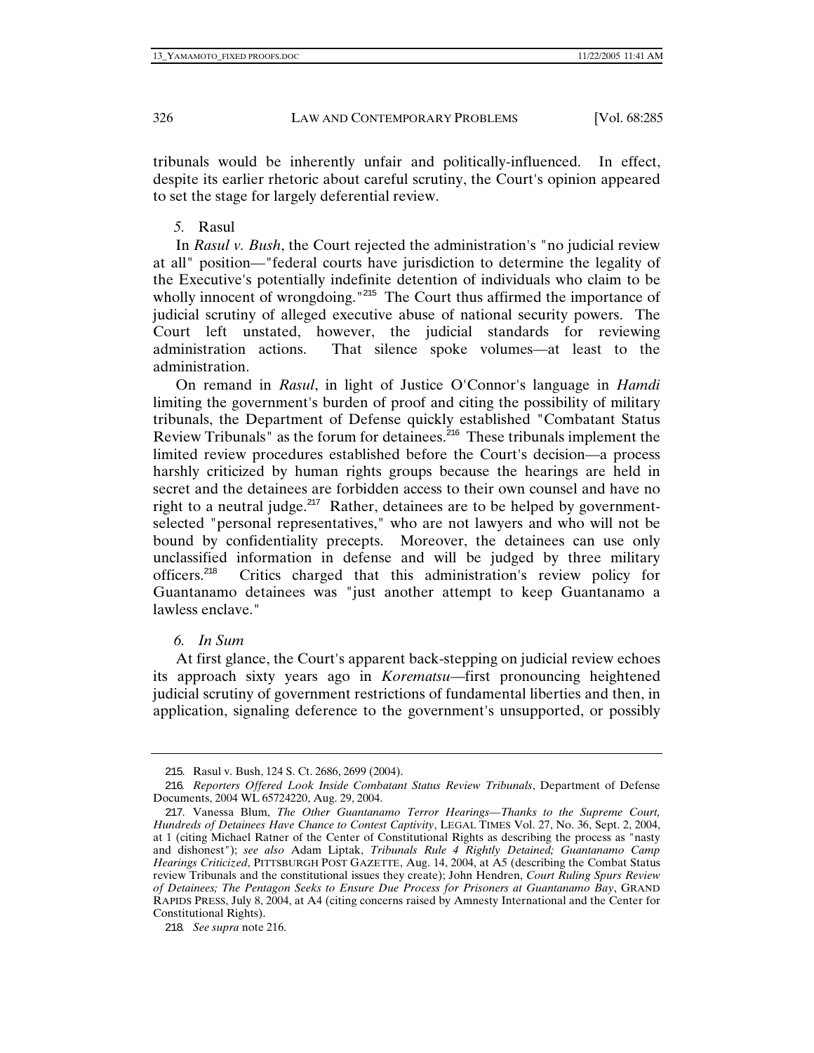tribunals would be inherently unfair and politically-influenced. In effect, despite its earlier rhetoric about careful scrutiny, the Court's opinion appeared to set the stage for largely deferential review.

### *5.* Rasul

In *Rasul v. Bush*, the Court rejected the administration's "no judicial review at all" position—"federal courts have jurisdiction to determine the legality of the Executive's potentially indefinite detention of individuals who claim to be wholly innocent of wrongdoing."[215] The Court thus affirmed the importance of judicial scrutiny of alleged executive abuse of national security powers. The Court left unstated, however, the judicial standards for reviewing administration actions. That silence spoke volumes—at least to the administration.

On remand in *Rasul*, in light of Justice O'Connor's language in *Hamdi* limiting the government's burden of proof and citing the possibility of military tribunals, the Department of Defense quickly established "Combatant Status Review Tribunals" as the forum for detainees.[216] These tribunals implement the limited review procedures established before the Court's decision—a process harshly criticized by human rights groups because the hearings are held in secret and the detainees are forbidden access to their own counsel and have no right to a neutral judge.[217] Rather, detainees are to be helped by government-selected "personal representatives," who are not lawyers and who will not be bound by confidentiality precepts. Moreover, the detainees can use only unclassified information in defense and will be judged by three military officers.[218] Critics charged that this administration's review policy for Guantanamo detainees was "just another attempt to keep Guantanamo a lawless enclave."

### *6. In Sum*

At first glance, the Court's apparent back-stepping on judicial review echoes its approach sixty years ago in *Korematsu*—first pronouncing heightened judicial scrutiny of government restrictions of fundamental liberties and then, in application, signaling deference to the government's unsupported, or possibly

---

215. Rasul v. Bush, 124 S. Ct. 2686, 2699 (2004).

216. *Reporters Offered Look Inside Combatant Status Review Tribunals*, Department of Defense Documents, 2004 WL 65724220, Aug. 29, 2004.

217. Vanessa Blum, *The Other Guantanamo Terror Hearings—Thanks to the Supreme Court, Hundreds of Detainees Have Chance to Contest Captivity*, LEGAL TIMES Vol. 27, No. 36, Sept. 2, 2004, at 1 (citing Michael Ratner of the Center of Constitutional Rights as describing the process as "nasty and dishonest"); *see also* Adam Liptak, *Tribunals Rule 4 Rightly Detained; Guantanamo Camp Hearings Criticized*, PITTSBURGH POST GAZETTE, Aug. 14, 2004, at A5 (describing the Combat Status review Tribunals and the constitutional issues they create); John Hendren, *Court Ruling Spurs Review of Detainees; The Pentagon Seeks to Ensure Due Process for Prisoners at Guantanamo Bay*, GRAND RAPIDS PRESS, July 8, 2004, at A4 (citing concerns raised by Amnesty International and the Center for Constitutional Rights).

218. *See supra* note 216.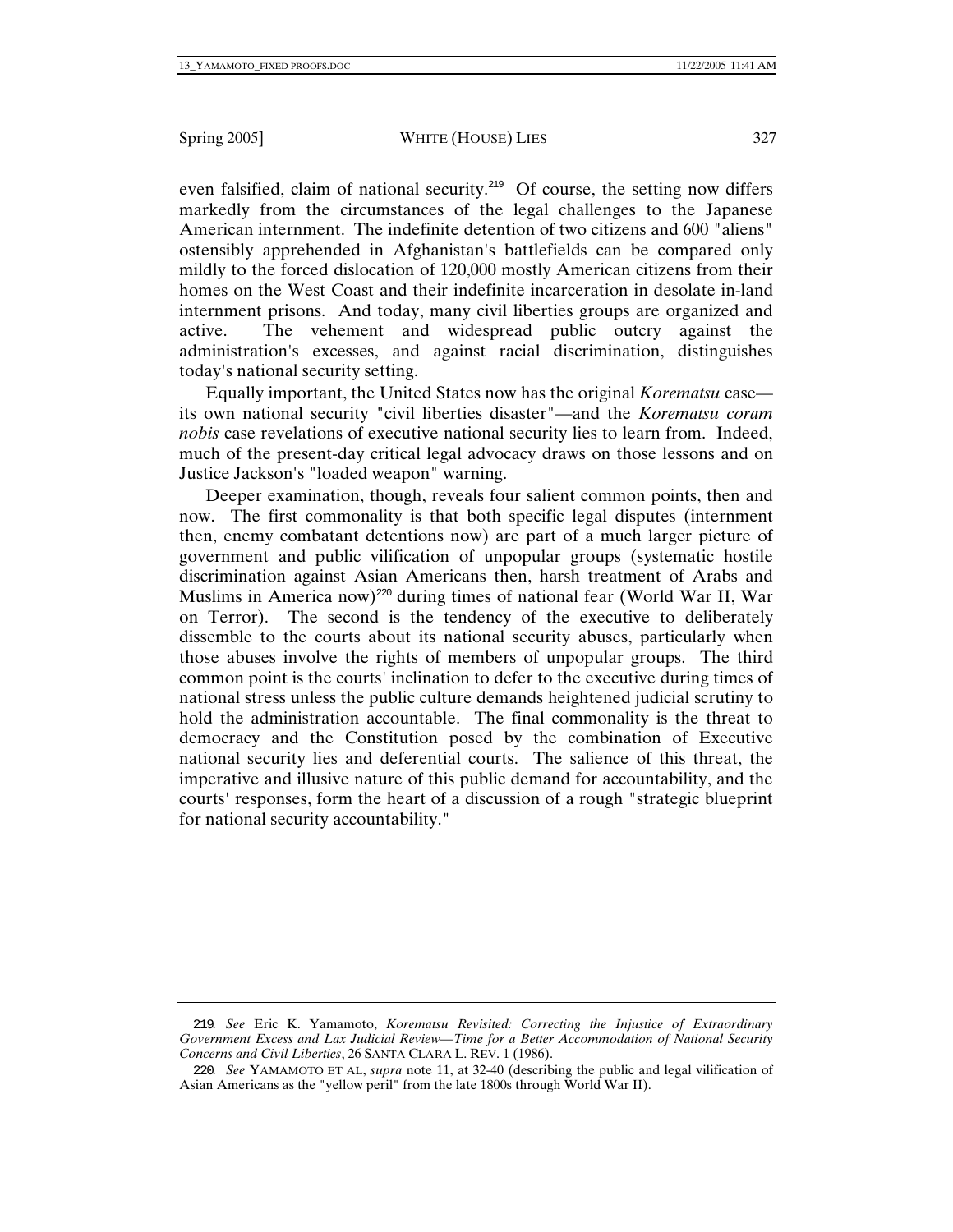even falsified, claim of national security.[219] Of course, the setting now differs markedly from the circumstances of the legal challenges to the Japanese American internment. The indefinite detention of two citizens and 600 "aliens" ostensibly apprehended in Afghanistan's battlefields can be compared only mildly to the forced dislocation of 120,000 mostly American citizens from their homes on the West Coast and their indefinite incarceration in desolate in-land internment prisons. And today, many civil liberties groups are organized and active. The vehement and widespread public outcry against the administration's excesses, and against racial discrimination, distinguishes today's national security setting.

Equally important, the United States now has the original *Korematsu* case—its own national security "civil liberties disaster"—and the *Korematsu coram nobis* case revelations of executive national security lies to learn from. Indeed, much of the present-day critical legal advocacy draws on those lessons and on Justice Jackson's "loaded weapon" warning.

Deeper examination, though, reveals four salient common points, then and now. The first commonality is that both specific legal disputes (internment then, enemy combatant detentions now) are part of a much larger picture of government and public vilification of unpopular groups (systematic hostile discrimination against Asian Americans then, harsh treatment of Arabs and Muslims in America now)[220] during times of national fear (World War II, War on Terror). The second is the tendency of the executive to deliberately dissemble to the courts about its national security abuses, particularly when those abuses involve the rights of members of unpopular groups. The third common point is the courts' inclination to defer to the executive during times of national stress unless the public culture demands heightened judicial scrutiny to hold the administration accountable. The final commonality is the threat to democracy and the Constitution posed by the combination of Executive national security lies and deferential courts. The salience of this threat, the imperative and illusive nature of this public demand for accountability, and the courts' responses, form the heart of a discussion of a rough "strategic blueprint for national security accountability."

---

219. *See* Eric K. Yamamoto, *Korematsu Revisited: Correcting the Injustice of Extraordinary Government Excess and Lax Judicial Review—Time for a Better Accommodation of National Security Concerns and Civil Liberties*, 26 SANTA CLARA L. REV. 1 (1986).

220. *See* YAMAMOTO ET AL, *supra* note 11, at 32-40 (describing the public and legal vilification of Asian Americans as the "yellow peril" from the late 1800s through World War II).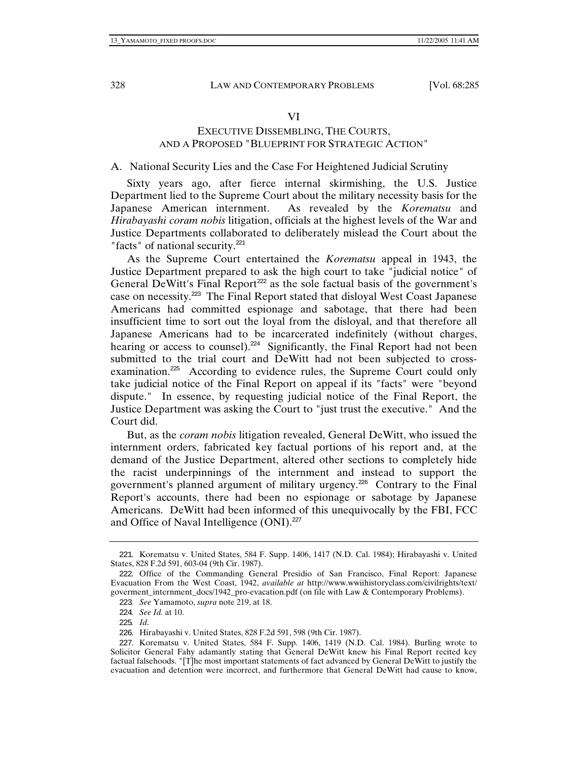## VI

## EXECUTIVE DISSEMBLING, THE COURTS, AND A PROPOSED "BLUEPRINT FOR STRATEGIC ACTION"

### A. National Security Lies and the Case For Heightened Judicial Scrutiny

Sixty years ago, after fierce internal skirmishing, the U.S. Justice Department lied to the Supreme Court about the military necessity basis for the Japanese American internment. As revealed by the *Korematsu* and *Hirabayashi coram nobis* litigation, officials at the highest levels of the War and Justice Departments collaborated to deliberately mislead the Court about the "facts" of national security.[221]

As the Supreme Court entertained the *Korematsu* appeal in 1943, the Justice Department prepared to ask the high court to take "judicial notice" of General DeWitt's Final Report[222] as the sole factual basis of the government's case on necessity.[223] The Final Report stated that disloyal West Coast Japanese Americans had committed espionage and sabotage, that there had been insufficient time to sort out the loyal from the disloyal, and that therefore all Japanese Americans had to be incarcerated indefinitely (without charges, hearing or access to counsel).[224] Significantly, the Final Report had not been submitted to the trial court and DeWitt had not been subjected to cross-examination.[225] According to evidence rules, the Supreme Court could only take judicial notice of the Final Report on appeal if its "facts" were "beyond dispute." In essence, by requesting judicial notice of the Final Report, the Justice Department was asking the Court to "just trust the executive." And the Court did.

But, as the *coram nobis* litigation revealed, General DeWitt, who issued the internment orders, fabricated key factual portions of his report and, at the demand of the Justice Department, altered other sections to completely hide the racist underpinnings of the internment and instead to support the government's planned argument of military urgency.[226] Contrary to the Final Report's accounts, there had been no espionage or sabotage by Japanese Americans. DeWitt had been informed of this unequivocally by the FBI, FCC and Office of Naval Intelligence (ONI).[227]

---

221. Korematsu v. United States, 584 F. Supp. 1406, 1417 (N.D. Cal. 1984); Hirabayashi v. United States, 828 F.2d 591, 603-04 (9th Cir. 1987).

222. Office of the Commanding General Presidio of San Francisco, Final Report: Japanese Evacuation From the West Coast, 1942, *available at* http://www.wwiihistoryclass.com/civilrights/text/goverment_internment_docs/1942_pro-evacation.pdf (on file with Law & Contemporary Problems).

223. *See* Yamamoto, *supra* note 219, at 18.

224. *See Id.* at 10.

225. *Id*.

226. Hirabayashi v. United States, 828 F.2d 591, 598 (9th Cir. 1987).

227. Korematsu v. United States, 584 F. Supp. 1406, 1419 (N.D. Cal. 1984). Burling wrote to Solicitor General Fahy adamantly stating that General DeWitt knew his Final Report recited key factual falsehoods. "[T]he most important statements of fact advanced by General DeWitt to justify the evacuation and detention were incorrect, and furthermore that General DeWitt had cause to know,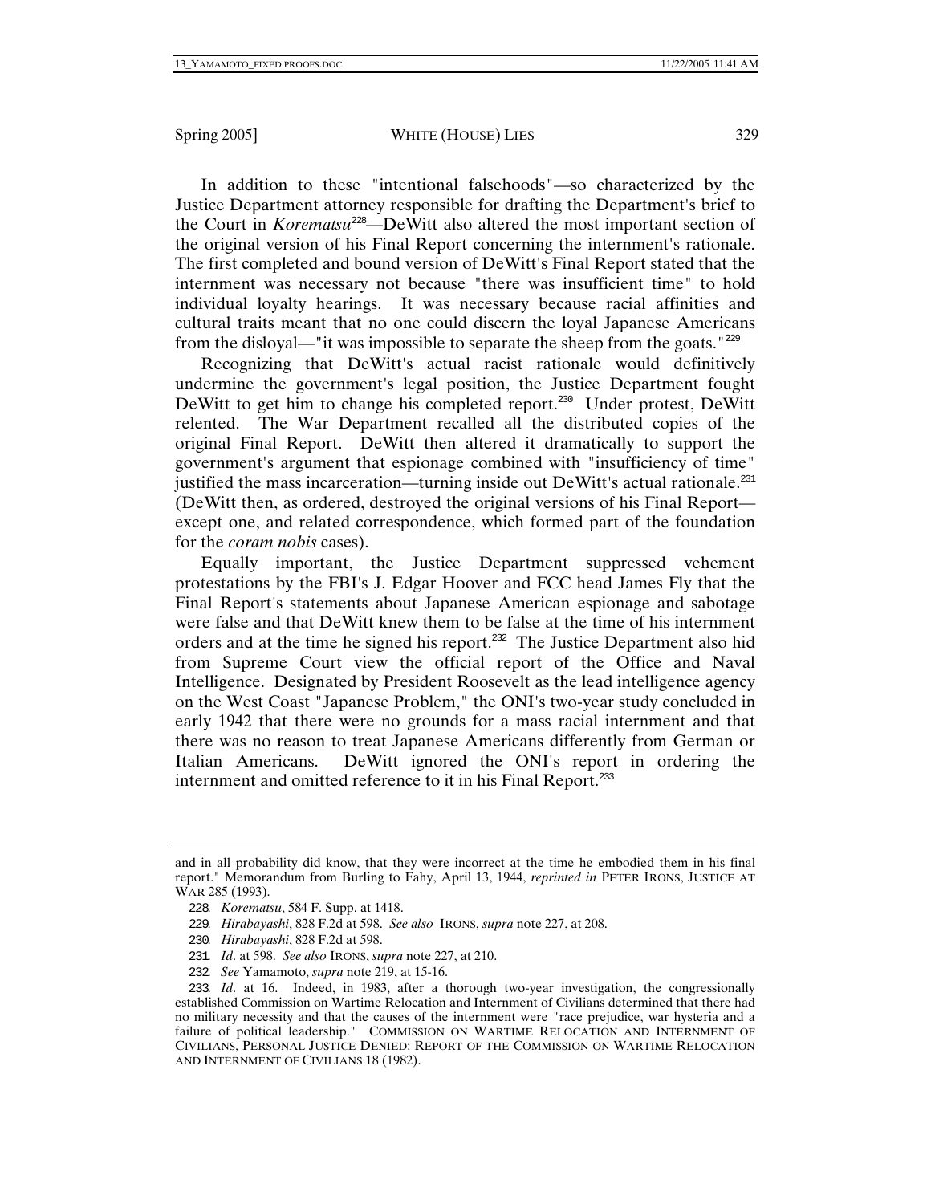In addition to these "intentional falsehoods"—so characterized by the Justice Department attorney responsible for drafting the Department's brief to the Court in *Korematsu*[228]—DeWitt also altered the most important section of the original version of his Final Report concerning the internment's rationale. The first completed and bound version of DeWitt's Final Report stated that the internment was necessary not because "there was insufficient time" to hold individual loyalty hearings. It was necessary because racial affinities and cultural traits meant that no one could discern the loyal Japanese Americans from the disloyal—"it was impossible to separate the sheep from the goats."[229]

Recognizing that DeWitt's actual racist rationale would definitively undermine the government's legal position, the Justice Department fought DeWitt to get him to change his completed report.[230] Under protest, DeWitt relented. The War Department recalled all the distributed copies of the original Final Report. DeWitt then altered it dramatically to support the government's argument that espionage combined with "insufficiency of time" justified the mass incarceration—turning inside out DeWitt's actual rationale.[231] (DeWitt then, as ordered, destroyed the original versions of his Final Report—except one, and related correspondence, which formed part of the foundation for the *coram nobis* cases).

Equally important, the Justice Department suppressed vehement protestations by the FBI's J. Edgar Hoover and FCC head James Fly that the Final Report's statements about Japanese American espionage and sabotage were false and that DeWitt knew them to be false at the time of his internment orders and at the time he signed his report.[232] The Justice Department also hid from Supreme Court view the official report of the Office and Naval Intelligence. Designated by President Roosevelt as the lead intelligence agency on the West Coast "Japanese Problem," the ONI's two-year study concluded in early 1942 that there were no grounds for a mass racial internment and that there was no reason to treat Japanese Americans differently from German or Italian Americans. DeWitt ignored the ONI's report in ordering the internment and omitted reference to it in his Final Report.[233]

---

and in all probability did know, that they were incorrect at the time he embodied them in his final report." Memorandum from Burling to Fahy, April 13, 1944, *reprinted in* PETER IRONS, JUSTICE AT WAR 285 (1993).

228. *Korematsu*, 584 F. Supp. at 1418.

229. *Hirabayashi*, 828 F.2d at 598. *See also* IRONS, *supra* note 227, at 208.

230. *Hirabayashi*, 828 F.2d at 598.

231. *Id*. at 598. *See also* IRONS, *supra* note 227, at 210.

232. *See* Yamamoto, *supra* note 219, at 15-16.

233. *Id*. at 16. Indeed, in 1983, after a thorough two-year investigation, the congressionally established Commission on Wartime Relocation and Internment of Civilians determined that there had no military necessity and that the causes of the internment were "race prejudice, war hysteria and a failure of political leadership." COMMISSION ON WARTIME RELOCATION AND INTERNMENT OF CIVILIANS, PERSONAL JUSTICE DENIED: REPORT OF THE COMMISSION ON WARTIME RELOCATION AND INTERNMENT OF CIVILIANS 18 (1982).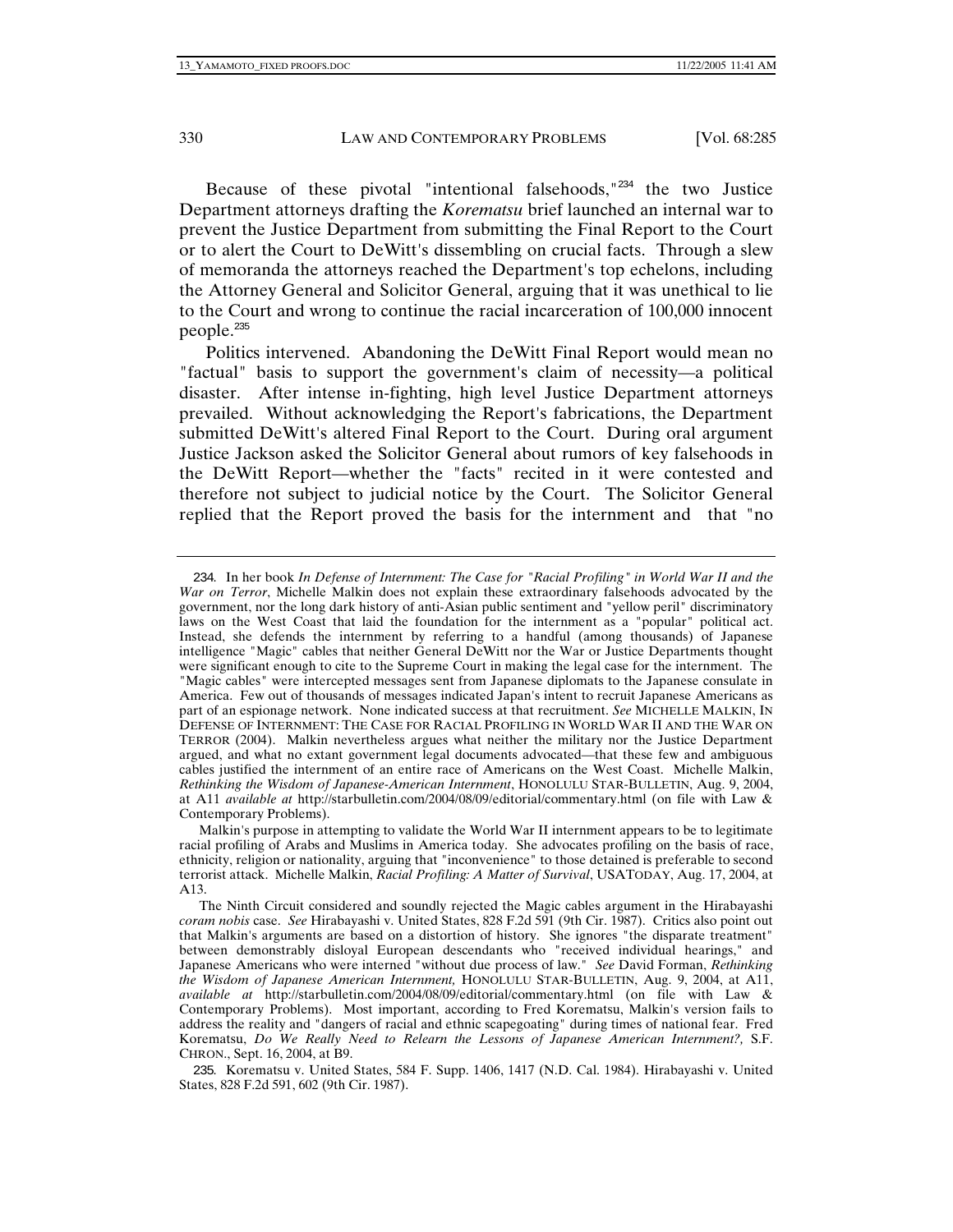Because of these pivotal "intentional falsehoods,"[234] the two Justice Department attorneys drafting the *Korematsu* brief launched an internal war to prevent the Justice Department from submitting the Final Report to the Court or to alert the Court to DeWitt's dissembling on crucial facts. Through a slew of memoranda the attorneys reached the Department's top echelons, including the Attorney General and Solicitor General, arguing that it was unethical to lie to the Court and wrong to continue the racial incarceration of 100,000 innocent people.[235]

Politics intervened. Abandoning the DeWitt Final Report would mean no "factual" basis to support the government's claim of necessity—a political disaster. After intense in-fighting, high level Justice Department attorneys prevailed. Without acknowledging the Report's fabrications, the Department submitted DeWitt's altered Final Report to the Court. During oral argument Justice Jackson asked the Solicitor General about rumors of key falsehoods in the DeWitt Report—whether the "facts" recited in it were contested and therefore not subject to judicial notice by the Court. The Solicitor General replied that the Report proved the basis for the internment and that "no

---

234. In her book *In Defense of Internment: The Case for "Racial Profiling" in World War II and the War on Terror*, Michelle Malkin does not explain these extraordinary falsehoods advocated by the government, nor the long dark history of anti-Asian public sentiment and "yellow peril" discriminatory laws on the West Coast that laid the foundation for the internment as a "popular" political act. Instead, she defends the internment by referring to a handful (among thousands) of Japanese intelligence "Magic" cables that neither General DeWitt nor the War or Justice Departments thought were significant enough to cite to the Supreme Court in making the legal case for the internment. The "Magic cables" were intercepted messages sent from Japanese diplomats to the Japanese consulate in America. Few out of thousands of messages indicated Japan's intent to recruit Japanese Americans as part of an espionage network. None indicated success at that recruitment. *See* MICHELLE MALKIN, IN DEFENSE OF INTERNMENT: THE CASE FOR RACIAL PROFILING IN WORLD WAR II AND THE WAR ON TERROR (2004). Malkin nevertheless argues what neither the military nor the Justice Department argued, and what no extant government legal documents advocated—that these few and ambiguous cables justified the internment of an entire race of Americans on the West Coast. Michelle Malkin, *Rethinking the Wisdom of Japanese-American Internment*, HONOLULU STAR-BULLETIN, Aug. 9, 2004, at A11 *available at* http://starbulletin.com/2004/08/09/editorial/commentary.html (on file with Law & Contemporary Problems).

Malkin's purpose in attempting to validate the World War II internment appears to be to legitimate racial profiling of Arabs and Muslims in America today. She advocates profiling on the basis of race, ethnicity, religion or nationality, arguing that "inconvenience" to those detained is preferable to second terrorist attack. Michelle Malkin, *Racial Profiling: A Matter of Survival*, USATODAY, Aug. 17, 2004, at A13.

The Ninth Circuit considered and soundly rejected the Magic cables argument in the Hirabayashi *coram nobis* case. *See* Hirabayashi v. United States, 828 F.2d 591 (9th Cir. 1987). Critics also point out that Malkin's arguments are based on a distortion of history. She ignores "the disparate treatment" between demonstrably disloyal European descendants who "received individual hearings," and Japanese Americans who were interned "without due process of law." *See* David Forman, *Rethinking the Wisdom of Japanese American Internment,* HONOLULU STAR-BULLETIN, Aug. 9, 2004, at A11, *available at* http://starbulletin.com/2004/08/09/editorial/commentary.html (on file with Law & Contemporary Problems). Most important, according to Fred Korematsu, Malkin's version fails to address the reality and "dangers of racial and ethnic scapegoating" during times of national fear. Fred Korematsu, *Do We Really Need to Relearn the Lessons of Japanese American Internment?,* S.F. CHRON., Sept. 16, 2004, at B9.

235. Korematsu v. United States, 584 F. Supp. 1406, 1417 (N.D. Cal. 1984). Hirabayashi v. United States, 828 F.2d 591, 602 (9th Cir. 1987).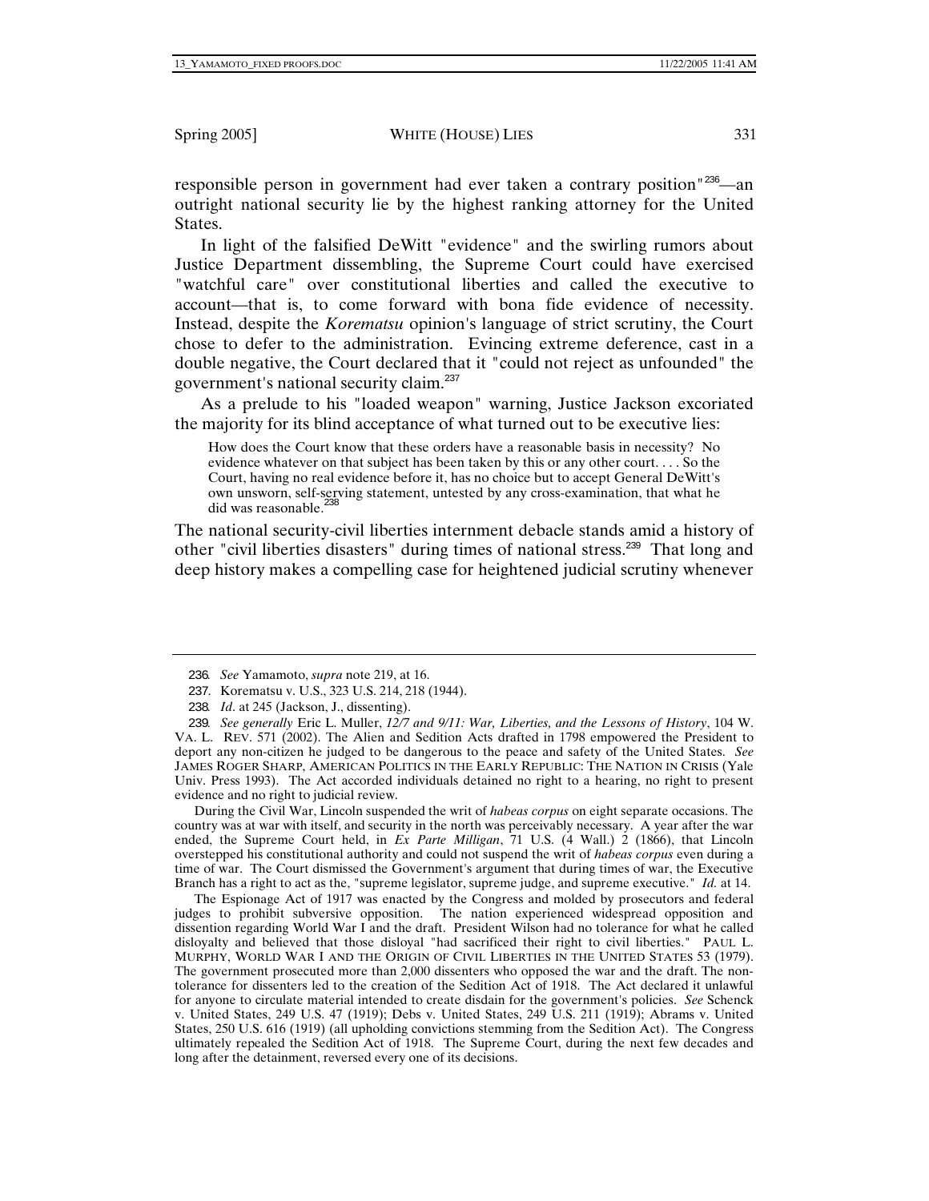responsible person in government had ever taken a contrary position"[236]—an outright national security lie by the highest ranking attorney for the United States.

In light of the falsified DeWitt "evidence" and the swirling rumors about Justice Department dissembling, the Supreme Court could have exercised "watchful care" over constitutional liberties and called the executive to account—that is, to come forward with bona fide evidence of necessity. Instead, despite the *Korematsu* opinion's language of strict scrutiny, the Court chose to defer to the administration. Evincing extreme deference, cast in a double negative, the Court declared that it "could not reject as unfounded" the government's national security claim.[237]

As a prelude to his "loaded weapon" warning, Justice Jackson excoriated the majority for its blind acceptance of what turned out to be executive lies:

> How does the Court know that these orders have a reasonable basis in necessity? No evidence whatever on that subject has been taken by this or any other court. . . . So the Court, having no real evidence before it, has no choice but to accept General DeWitt's own unsworn, self-serving statement, untested by any cross-examination, that what he did was reasonable.[238]

The national security-civil liberties internment debacle stands amid a history of other "civil liberties disasters" during times of national stress.[239] That long and deep history makes a compelling case for heightened judicial scrutiny whenever

---

236. *See* Yamamoto, *supra* note 219, at 16.

237. Korematsu v. U.S., 323 U.S. 214, 218 (1944).

238. *Id*. at 245 (Jackson, J., dissenting).

239. *See generally* Eric L. Muller, *12/7 and 9/11: War, Liberties, and the Lessons of History*, 104 W. VA. L. REV. 571 (2002). The Alien and Sedition Acts drafted in 1798 empowered the President to deport any non-citizen he judged to be dangerous to the peace and safety of the United States. *See* JAMES ROGER SHARP, AMERICAN POLITICS IN THE EARLY REPUBLIC: THE NATION IN CRISIS (Yale Univ. Press 1993). The Act accorded individuals detained no right to a hearing, no right to present evidence and no right to judicial review.

During the Civil War, Lincoln suspended the writ of *habeas corpus* on eight separate occasions. The country was at war with itself, and security in the north was perceivably necessary. A year after the war ended, the Supreme Court held, in *Ex Parte Milligan*, 71 U.S. (4 Wall.) 2 (1866), that Lincoln overstepped his constitutional authority and could not suspend the writ of *habeas corpus* even during a time of war. The Court dismissed the Government's argument that during times of war, the Executive Branch has a right to act as the, "supreme legislator, supreme judge, and supreme executive." *Id.* at 14.

The Espionage Act of 1917 was enacted by the Congress and molded by prosecutors and federal judges to prohibit subversive opposition. The nation experienced widespread opposition and dissention regarding World War I and the draft. President Wilson had no tolerance for what he called disloyalty and believed that those disloyal "had sacrificed their right to civil liberties." PAUL L. MURPHY, WORLD WAR I AND THE ORIGIN OF CIVIL LIBERTIES IN THE UNITED STATES 53 (1979). The government prosecuted more than 2,000 dissenters who opposed the war and the draft. The non-tolerance for dissenters led to the creation of the Sedition Act of 1918. The Act declared it unlawful for anyone to circulate material intended to create disdain for the government's policies. *See* Schenck v. United States, 249 U.S. 47 (1919); Debs v. United States, 249 U.S. 211 (1919); Abrams v. United States, 250 U.S. 616 (1919) (all upholding convictions stemming from the Sedition Act). The Congress ultimately repealed the Sedition Act of 1918. The Supreme Court, during the next few decades and long after the detainment, reversed every one of its decisions.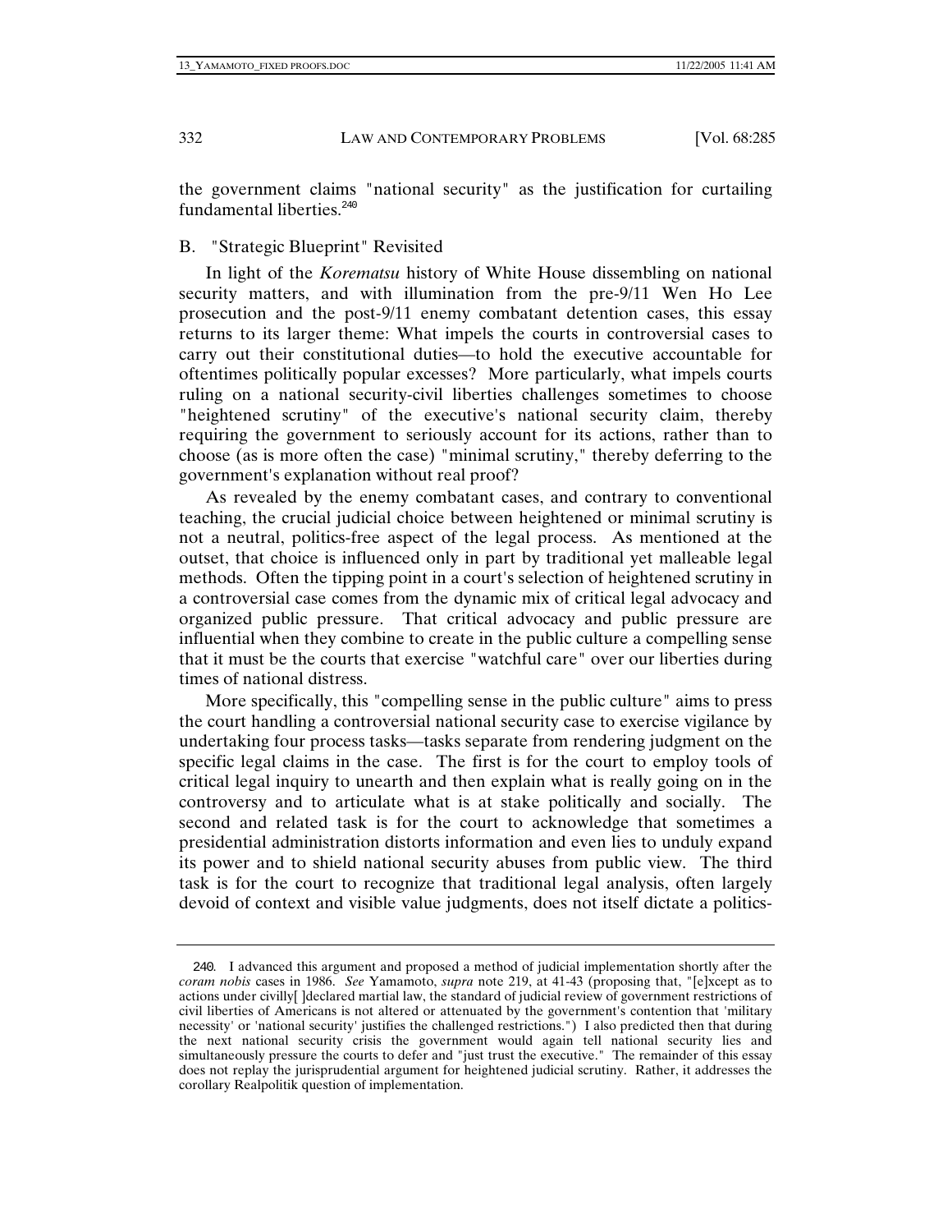the government claims "national security" as the justification for curtailing fundamental liberties.[240]

## B. "Strategic Blueprint" Revisited

In light of the *Korematsu* history of White House dissembling on national security matters, and with illumination from the pre-9/11 Wen Ho Lee prosecution and the post-9/11 enemy combatant detention cases, this essay returns to its larger theme: What impels the courts in controversial cases to carry out their constitutional duties—to hold the executive accountable for oftentimes politically popular excesses? More particularly, what impels courts ruling on a national security-civil liberties challenges sometimes to choose "heightened scrutiny" of the executive's national security claim, thereby requiring the government to seriously account for its actions, rather than to choose (as is more often the case) "minimal scrutiny," thereby deferring to the government's explanation without real proof?

As revealed by the enemy combatant cases, and contrary to conventional teaching, the crucial judicial choice between heightened or minimal scrutiny is not a neutral, politics-free aspect of the legal process. As mentioned at the outset, that choice is influenced only in part by traditional yet malleable legal methods. Often the tipping point in a court's selection of heightened scrutiny in a controversial case comes from the dynamic mix of critical legal advocacy and organized public pressure. That critical advocacy and public pressure are influential when they combine to create in the public culture a compelling sense that it must be the courts that exercise "watchful care" over our liberties during times of national distress.

More specifically, this "compelling sense in the public culture" aims to press the court handling a controversial national security case to exercise vigilance by undertaking four process tasks—tasks separate from rendering judgment on the specific legal claims in the case. The first is for the court to employ tools of critical legal inquiry to unearth and then explain what is really going on in the controversy and to articulate what is at stake politically and socially. The second and related task is for the court to acknowledge that sometimes a presidential administration distorts information and even lies to unduly expand its power and to shield national security abuses from public view. The third task is for the court to recognize that traditional legal analysis, often largely devoid of context and visible value judgments, does not itself dictate a politics-

---

240. I advanced this argument and proposed a method of judicial implementation shortly after the *coram nobis* cases in 1986. *See* Yamamoto, *supra* note 219, at 41-43 (proposing that, "[e]xcept as to actions under civilly[ ]declared martial law, the standard of judicial review of government restrictions of civil liberties of Americans is not altered or attenuated by the government's contention that 'military necessity' or 'national security' justifies the challenged restrictions.") I also predicted then that during the next national security crisis the government would again tell national security lies and simultaneously pressure the courts to defer and "just trust the executive." The remainder of this essay does not replay the jurisprudential argument for heightened judicial scrutiny. Rather, it addresses the corollary Realpolitik question of implementation.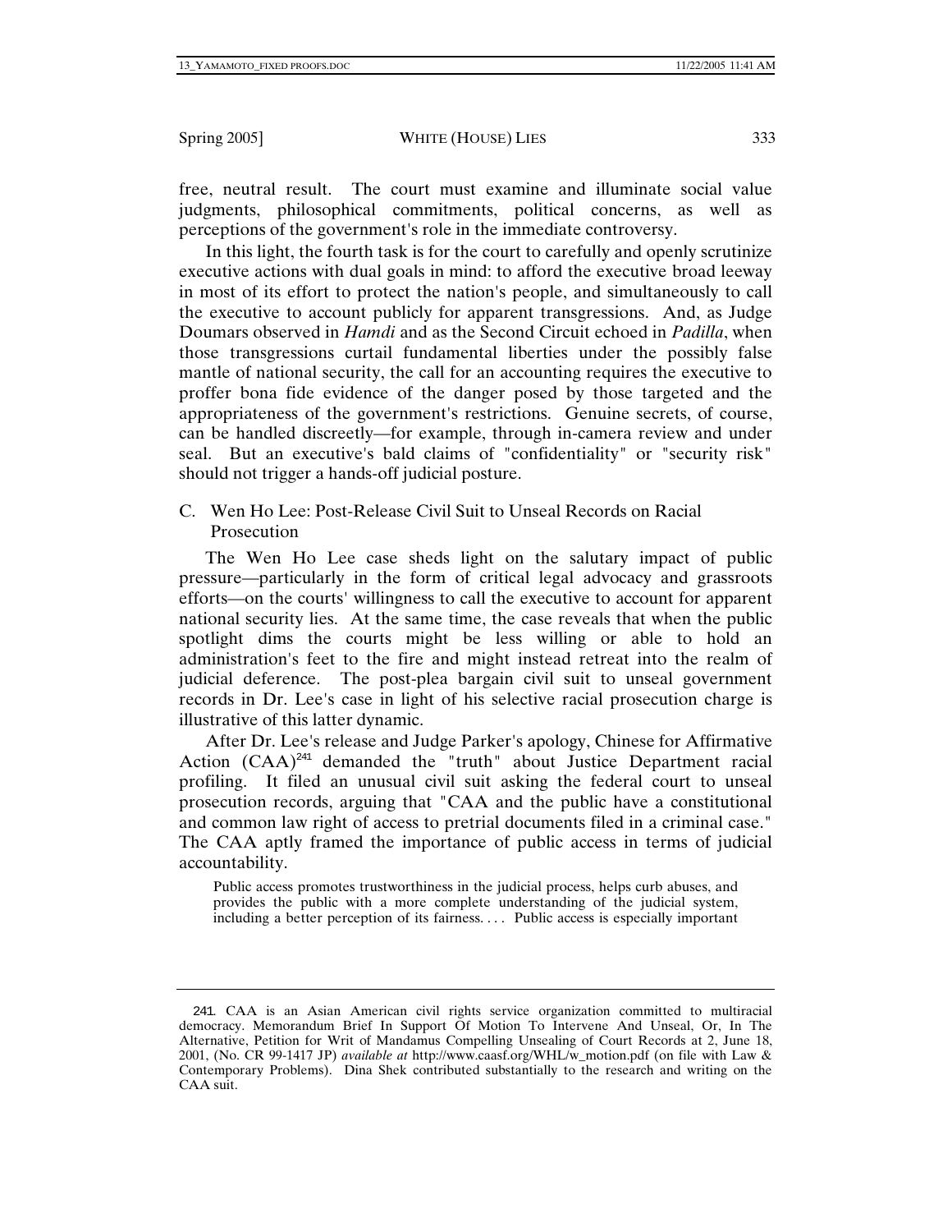free, neutral result. The court must examine and illuminate social value judgments, philosophical commitments, political concerns, as well as perceptions of the government's role in the immediate controversy.

In this light, the fourth task is for the court to carefully and openly scrutinize executive actions with dual goals in mind: to afford the executive broad leeway in most of its effort to protect the nation's people, and simultaneously to call the executive to account publicly for apparent transgressions. And, as Judge Doumars observed in *Hamdi* and as the Second Circuit echoed in *Padilla*, when those transgressions curtail fundamental liberties under the possibly false mantle of national security, the call for an accounting requires the executive to proffer bona fide evidence of the danger posed by those targeted and the appropriateness of the government's restrictions. Genuine secrets, of course, can be handled discreetly—for example, through in-camera review and under seal. But an executive's bald claims of "confidentiality" or "security risk" should not trigger a hands-off judicial posture.

## C. Wen Ho Lee: Post-Release Civil Suit to Unseal Records on Racial Prosecution

The Wen Ho Lee case sheds light on the salutary impact of public pressure—particularly in the form of critical legal advocacy and grassroots efforts—on the courts' willingness to call the executive to account for apparent national security lies. At the same time, the case reveals that when the public spotlight dims the courts might be less willing or able to hold an administration's feet to the fire and might instead retreat into the realm of judicial deference. The post-plea bargain civil suit to unseal government records in Dr. Lee's case in light of his selective racial prosecution charge is illustrative of this latter dynamic.

After Dr. Lee's release and Judge Parker's apology, Chinese for Affirmative Action (CAA)[241] demanded the "truth" about Justice Department racial profiling. It filed an unusual civil suit asking the federal court to unseal prosecution records, arguing that "CAA and the public have a constitutional and common law right of access to pretrial documents filed in a criminal case." The CAA aptly framed the importance of public access in terms of judicial accountability.

> Public access promotes trustworthiness in the judicial process, helps curb abuses, and provides the public with a more complete understanding of the judicial system, including a better perception of its fairness. . . . Public access is especially important

---

241. CAA is an Asian American civil rights service organization committed to multiracial democracy. Memorandum Brief In Support Of Motion To Intervene And Unseal, Or, In The Alternative, Petition for Writ of Mandamus Compelling Unsealing of Court Records at 2, June 18, 2001, (No. CR 99-1417 JP) *available at* http://www.caasf.org/WHL/w_motion.pdf (on file with Law & Contemporary Problems). Dina Shek contributed substantially to the research and writing on the CAA suit.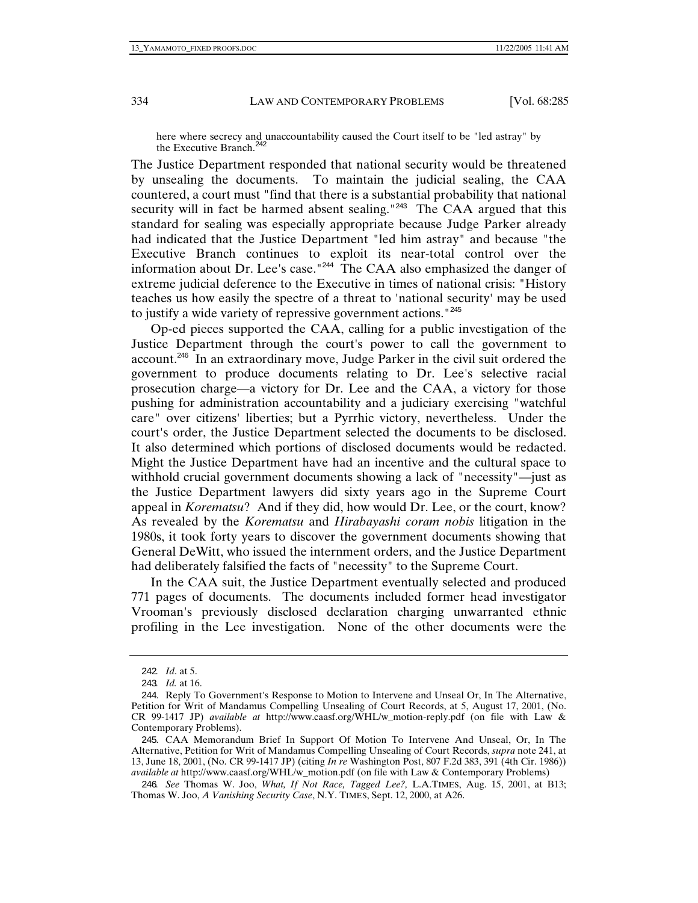> here where secrecy and unaccountability caused the Court itself to be "led astray" by the Executive Branch.[242]

The Justice Department responded that national security would be threatened by unsealing the documents. To maintain the judicial sealing, the CAA countered, a court must "find that there is a substantial probability that national security will in fact be harmed absent sealing."[243] The CAA argued that this standard for sealing was especially appropriate because Judge Parker already had indicated that the Justice Department "led him astray" and because "the Executive Branch continues to exploit its near-total control over the information about Dr. Lee's case."[244] The CAA also emphasized the danger of extreme judicial deference to the Executive in times of national crisis: "History teaches us how easily the spectre of a threat to 'national security' may be used to justify a wide variety of repressive government actions."[245]

Op-ed pieces supported the CAA, calling for a public investigation of the Justice Department through the court's power to call the government to account.[246] In an extraordinary move, Judge Parker in the civil suit ordered the government to produce documents relating to Dr. Lee's selective racial prosecution charge—a victory for Dr. Lee and the CAA, a victory for those pushing for administration accountability and a judiciary exercising "watchful care" over citizens' liberties; but a Pyrrhic victory, nevertheless. Under the court's order, the Justice Department selected the documents to be disclosed. It also determined which portions of disclosed documents would be redacted. Might the Justice Department have had an incentive and the cultural space to withhold crucial government documents showing a lack of "necessity"—just as the Justice Department lawyers did sixty years ago in the Supreme Court appeal in *Korematsu*? And if they did, how would Dr. Lee, or the court, know? As revealed by the *Korematsu* and *Hirabayashi coram nobis* litigation in the 1980s, it took forty years to discover the government documents showing that General DeWitt, who issued the internment orders, and the Justice Department had deliberately falsified the facts of "necessity" to the Supreme Court.

In the CAA suit, the Justice Department eventually selected and produced 771 pages of documents. The documents included former head investigator Vrooman's previously disclosed declaration charging unwarranted ethnic profiling in the Lee investigation. None of the other documents were the

---

242. *Id*. at 5.

243. *Id.* at 16.

244. Reply To Government's Response to Motion to Intervene and Unseal Or, In The Alternative, Petition for Writ of Mandamus Compelling Unsealing of Court Records, at 5, August 17, 2001, (No. CR 99-1417 JP) *available at* http://www.caasf.org/WHL/w_motion-reply.pdf (on file with Law & Contemporary Problems).

245. CAA Memorandum Brief In Support Of Motion To Intervene And Unseal, Or, In The Alternative, Petition for Writ of Mandamus Compelling Unsealing of Court Records, *supra* note 241, at 13, June 18, 2001, (No. CR 99-1417 JP) (citing *In re* Washington Post, 807 F.2d 383, 391 (4th Cir. 1986)) *available at* http://www.caasf.org/WHL/w_motion.pdf (on file with Law & Contemporary Problems)

246. *See* Thomas W. Joo, *What, If Not Race, Tagged Lee?,* L.A.TIMES, Aug. 15, 2001, at B13; Thomas W. Joo, *A Vanishing Security Case*, N.Y. TIMES, Sept. 12, 2000, at A26.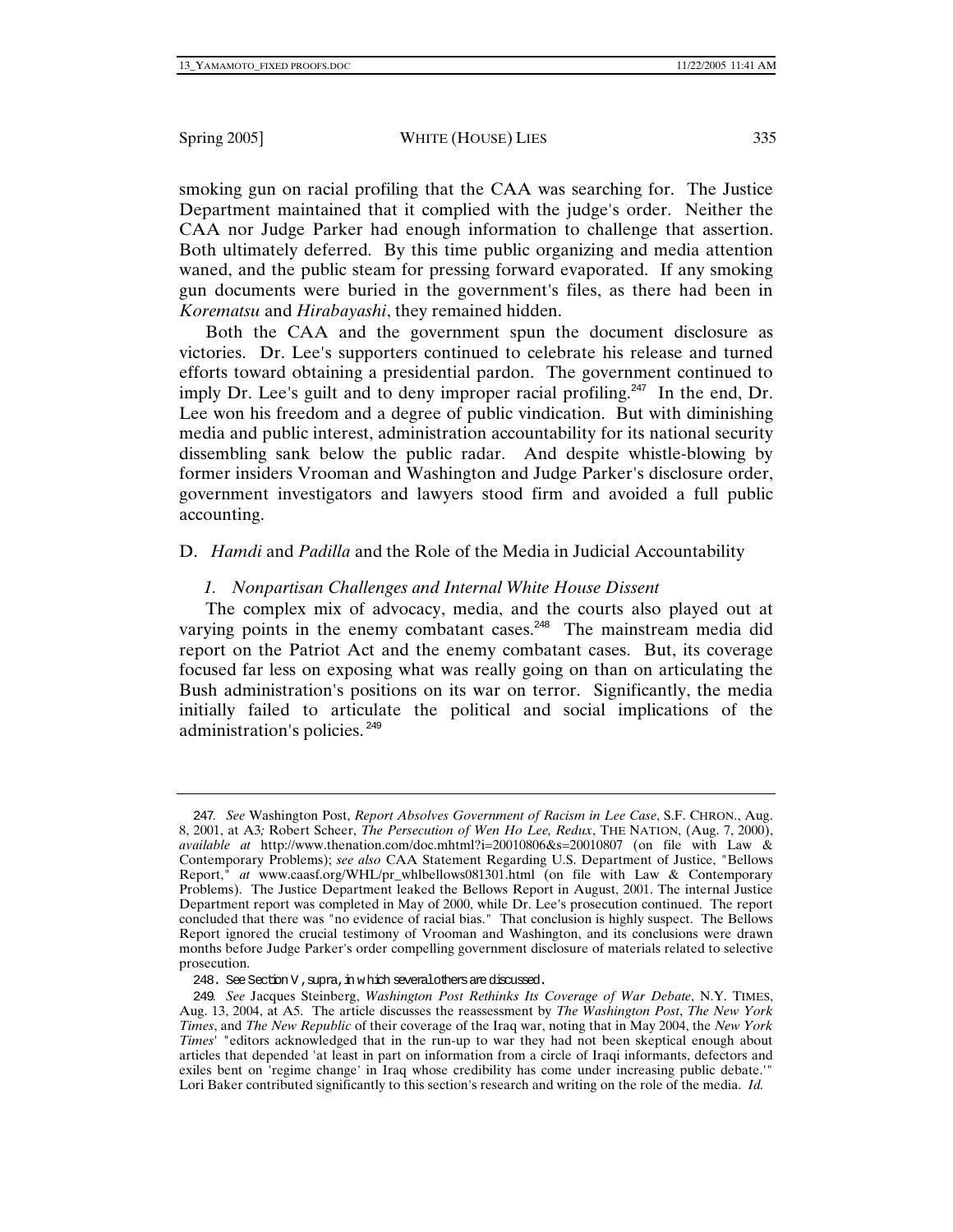smoking gun on racial profiling that the CAA was searching for. The Justice Department maintained that it complied with the judge's order. Neither the CAA nor Judge Parker had enough information to challenge that assertion. Both ultimately deferred. By this time public organizing and media attention waned, and the public steam for pressing forward evaporated. If any smoking gun documents were buried in the government's files, as there had been in *Korematsu* and *Hirabayashi*, they remained hidden.

Both the CAA and the government spun the document disclosure as victories. Dr. Lee's supporters continued to celebrate his release and turned efforts toward obtaining a presidential pardon. The government continued to imply Dr. Lee's guilt and to deny improper racial profiling.[247] In the end, Dr. Lee won his freedom and a degree of public vindication. But with diminishing media and public interest, administration accountability for its national security dissembling sank below the public radar. And despite whistle-blowing by former insiders Vrooman and Washington and Judge Parker's disclosure order, government investigators and lawyers stood firm and avoided a full public accounting.

## D. *Hamdi* and *Padilla* and the Role of the Media in Judicial Accountability

### *1. Nonpartisan Challenges and Internal White House Dissent*

The complex mix of advocacy, media, and the courts also played out at varying points in the enemy combatant cases.[248] The mainstream media did report on the Patriot Act and the enemy combatant cases. But, its coverage focused far less on exposing what was really going on than on articulating the Bush administration's positions on its war on terror. Significantly, the media initially failed to articulate the political and social implications of the administration's policies.[249]

---

247. *See* Washington Post, *Report Absolves Government of Racism in Lee Case*, S.F. CHRON., Aug. 8, 2001, at A3*;* Robert Scheer, *The Persecution of Wen Ho Lee, Redux*, THE NATION, (Aug. 7, 2000), *available at* http://www.thenation.com/doc.mhtml?i=20010806&s=20010807 (on file with Law & Contemporary Problems); *see also* CAA Statement Regarding U.S. Department of Justice, "Bellows Report," *at* www.caasf.org/WHL/pr_whlbellows081301.html (on file with Law & Contemporary Problems). The Justice Department leaked the Bellows Report in August, 2001. The internal Justice Department report was completed in May of 2000, while Dr. Lee's prosecution continued. The report concluded that there was "no evidence of racial bias." That conclusion is highly suspect. The Bellows Report ignored the crucial testimony of Vrooman and Washington, and its conclusions were drawn months before Judge Parker's order compelling government disclosure of materials related to selective prosecution.

248. See Section V, supra, in which several others are discussed.

249. *See* Jacques Steinberg, *Washington Post Rethinks Its Coverage of War Debate*, N.Y. TIMES, Aug. 13, 2004, at A5. The article discusses the reassessment by *The Washington Post*, *The New York Times*, and *The New Republic* of their coverage of the Iraq war, noting that in May 2004, the *New York Times*' "editors acknowledged that in the run-up to war they had not been skeptical enough about articles that depended 'at least in part on information from a circle of Iraqi informants, defectors and exiles bent on 'regime change' in Iraq whose credibility has come under increasing public debate.'" Lori Baker contributed significantly to this section's research and writing on the role of the media. *Id.*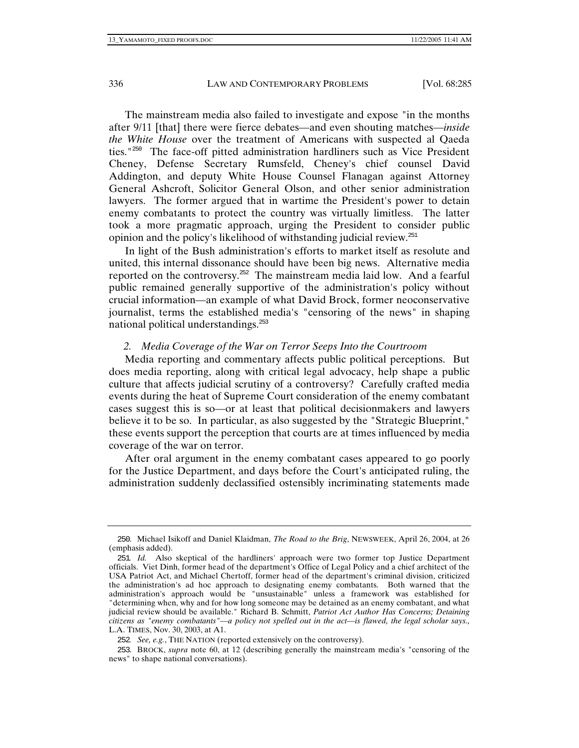The mainstream media also failed to investigate and expose "in the months after 9/11 [that] there were fierce debates—and even shouting matches—*inside the White House* over the treatment of Americans with suspected al Qaeda ties."[250] The face-off pitted administration hardliners such as Vice President Cheney, Defense Secretary Rumsfeld, Cheney's chief counsel David Addington, and deputy White House Counsel Flanagan against Attorney General Ashcroft, Solicitor General Olson, and other senior administration lawyers. The former argued that in wartime the President's power to detain enemy combatants to protect the country was virtually limitless. The latter took a more pragmatic approach, urging the President to consider public opinion and the policy's likelihood of withstanding judicial review.[251]

In light of the Bush administration's efforts to market itself as resolute and united, this internal dissonance should have been big news. Alternative media reported on the controversy.[252] The mainstream media laid low. And a fearful public remained generally supportive of the administration's policy without crucial information—an example of what David Brock, former neoconservative journalist, terms the established media's "censoring of the news" in shaping national political understandings.[253]

### *2. Media Coverage of the War on Terror Seeps Into the Courtroom*

Media reporting and commentary affects public political perceptions. But does media reporting, along with critical legal advocacy, help shape a public culture that affects judicial scrutiny of a controversy? Carefully crafted media events during the heat of Supreme Court consideration of the enemy combatant cases suggest this is so—or at least that political decisionmakers and lawyers believe it to be so. In particular, as also suggested by the "Strategic Blueprint," these events support the perception that courts are at times influenced by media coverage of the war on terror.

After oral argument in the enemy combatant cases appeared to go poorly for the Justice Department, and days before the Court's anticipated ruling, the administration suddenly declassified ostensibly incriminating statements made

---

250. Michael Isikoff and Daniel Klaidman, *The Road to the Brig*, NEWSWEEK, April 26, 2004, at 26 (emphasis added).

251. *Id.* Also skeptical of the hardliners' approach were two former top Justice Department officials. Viet Dinh, former head of the department's Office of Legal Policy and a chief architect of the USA Patriot Act, and Michael Chertoff, former head of the department's criminal division, criticized the administration's ad hoc approach to designating enemy combatants. Both warned that the administration's approach would be "unsustainable" unless a framework was established for "determining when, why and for how long someone may be detained as an enemy combatant, and what judicial review should be available." Richard B. Schmitt, *Patriot Act Author Has Concerns; Detaining citizens as "enemy combatants"—a policy not spelled out in the act—is flawed, the legal scholar says.*, L.A. TIMES, Nov. 30, 2003, at A1.

252. *See, e.g.*, THE NATION (reported extensively on the controversy).

253. BROCK, *supra* note 60, at 12 (describing generally the mainstream media's "censoring of the news" to shape national conversations).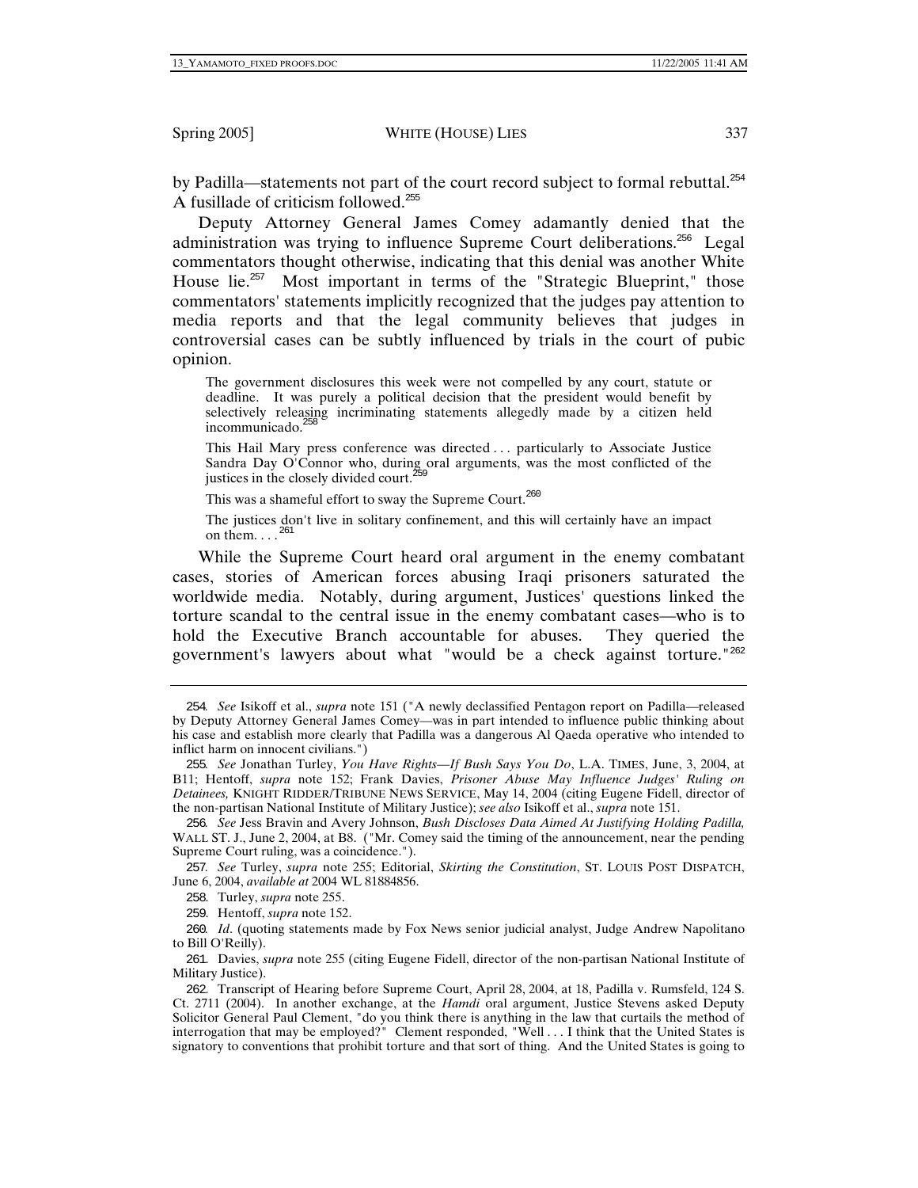by Padilla—statements not part of the court record subject to formal rebuttal.[254] A fusillade of criticism followed.[255]

Deputy Attorney General James Comey adamantly denied that the administration was trying to influence Supreme Court deliberations.[256] Legal commentators thought otherwise, indicating that this denial was another White House lie.[257] Most important in terms of the "Strategic Blueprint," those commentators' statements implicitly recognized that the judges pay attention to media reports and that the legal community believes that judges in controversial cases can be subtly influenced by trials in the court of pubic opinion.

> The government disclosures this week were not compelled by any court, statute or deadline. It was purely a political decision that the president would benefit by selectively releasing incriminating statements allegedly made by a citizen held incommunicado.[258]
>
> This Hail Mary press conference was directed . . . particularly to Associate Justice Sandra Day O'Connor who, during oral arguments, was the most conflicted of the justices in the closely divided court.[259]
>
> This was a shameful effort to sway the Supreme Court.[260]
>
> The justices don't live in solitary confinement, and this will certainly have an impact on them. . . .[261]

While the Supreme Court heard oral argument in the enemy combatant cases, stories of American forces abusing Iraqi prisoners saturated the worldwide media. Notably, during argument, Justices' questions linked the torture scandal to the central issue in the enemy combatant cases—who is to hold the Executive Branch accountable for abuses. They queried the government's lawyers about what "would be a check against torture."[262]

---

254. *See* Isikoff et al., *supra* note 151 ("A newly declassified Pentagon report on Padilla—released by Deputy Attorney General James Comey—was in part intended to influence public thinking about his case and establish more clearly that Padilla was a dangerous Al Qaeda operative who intended to inflict harm on innocent civilians.")

255. *See* Jonathan Turley, *You Have Rights—If Bush Says You Do*, L.A. TIMES, June, 3, 2004, at B11; Hentoff, *supra* note 152; Frank Davies, *Prisoner Abuse May Influence Judges' Ruling on Detainees,* KNIGHT RIDDER/TRIBUNE NEWS SERVICE, May 14, 2004 (citing Eugene Fidell, director of the non-partisan National Institute of Military Justice); *see also* Isikoff et al., *supra* note 151.

256. *See* Jess Bravin and Avery Johnson, *Bush Discloses Data Aimed At Justifying Holding Padilla,* WALL ST. J., June 2, 2004, at B8. ("Mr. Comey said the timing of the announcement, near the pending Supreme Court ruling, was a coincidence.").

257. *See* Turley, *supra* note 255; Editorial, *Skirting the Constitution*, ST. LOUIS POST DISPATCH, June 6, 2004, *available at* 2004 WL 81884856.

258. Turley, *supra* note 255.

259. Hentoff, *supra* note 152.

260. *Id*. (quoting statements made by Fox News senior judicial analyst, Judge Andrew Napolitano to Bill O'Reilly).

261. Davies, *supra* note 255 (citing Eugene Fidell, director of the non-partisan National Institute of Military Justice).

262. Transcript of Hearing before Supreme Court, April 28, 2004, at 18, Padilla v. Rumsfeld, 124 S. Ct. 2711 (2004). In another exchange, at the *Hamdi* oral argument, Justice Stevens asked Deputy Solicitor General Paul Clement, "do you think there is anything in the law that curtails the method of interrogation that may be employed?" Clement responded, "Well . . . I think that the United States is signatory to conventions that prohibit torture and that sort of thing. And the United States is going to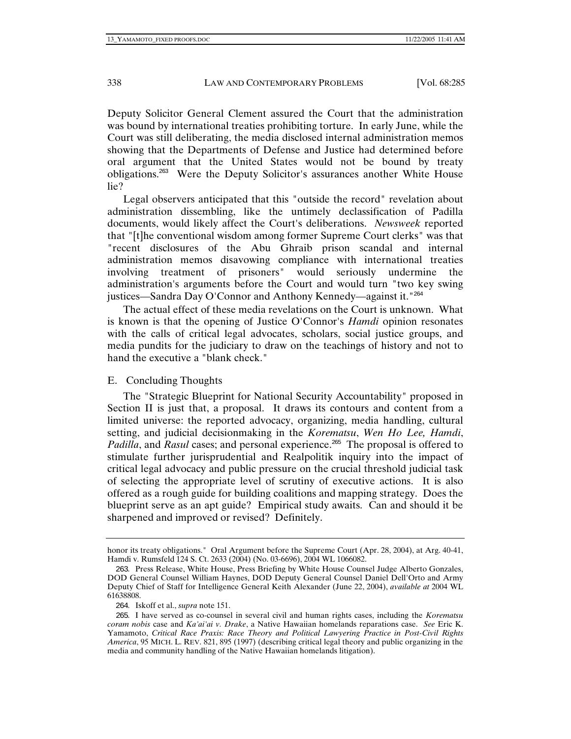Deputy Solicitor General Clement assured the Court that the administration was bound by international treaties prohibiting torture. In early June, while the Court was still deliberating, the media disclosed internal administration memos showing that the Departments of Defense and Justice had determined before oral argument that the United States would not be bound by treaty obligations.[263] Were the Deputy Solicitor's assurances another White House lie?

Legal observers anticipated that this "outside the record" revelation about administration dissembling, like the untimely declassification of Padilla documents, would likely affect the Court's deliberations. *Newsweek* reported that "[t]he conventional wisdom among former Supreme Court clerks" was that "recent disclosures of the Abu Ghraib prison scandal and internal administration memos disavowing compliance with international treaties involving treatment of prisoners" would seriously undermine the administration's arguments before the Court and would turn "two key swing justices—Sandra Day O'Connor and Anthony Kennedy—against it."[264]

The actual effect of these media revelations on the Court is unknown. What is known is that the opening of Justice O'Connor's *Hamdi* opinion resonates with the calls of critical legal advocates, scholars, social justice groups, and media pundits for the judiciary to draw on the teachings of history and not to hand the executive a "blank check."

### E. Concluding Thoughts

The "Strategic Blueprint for National Security Accountability" proposed in Section II is just that, a proposal. It draws its contours and content from a limited universe: the reported advocacy, organizing, media handling, cultural setting, and judicial decisionmaking in the *Korematsu*, *Wen Ho Lee, Hamdi*, *Padilla*, and *Rasul* cases; and personal experience.[265] The proposal is offered to stimulate further jurisprudential and Realpolitik inquiry into the impact of critical legal advocacy and public pressure on the crucial threshold judicial task of selecting the appropriate level of scrutiny of executive actions. It is also offered as a rough guide for building coalitions and mapping strategy. Does the blueprint serve as an apt guide? Empirical study awaits. Can and should it be sharpened and improved or revised? Definitely.

---

honor its treaty obligations." Oral Argument before the Supreme Court (Apr. 28, 2004), at Arg. 40-41, Hamdi v. Rumsfeld 124 S. Ct. 2633 (2004) (No. 03-6696), 2004 WL 1066082.

263. Press Release, White House, Press Briefing by White House Counsel Judge Alberto Gonzales, DOD General Counsel William Haynes, DOD Deputy General Counsel Daniel Dell'Orto and Army Deputy Chief of Staff for Intelligence General Keith Alexander (June 22, 2004), *available at* 2004 WL 61638808.

264. Iskoff et al., *supra* note 151.

265. I have served as co-counsel in several civil and human rights cases, including the *Korematsu coram nobis* case and *Ka'ai'ai v. Drake*, a Native Hawaiian homelands reparations case. *See* Eric K. Yamamoto, *Critical Race Praxis: Race Theory and Political Lawyering Practice in Post-Civil Rights America*, 95 MICH. L. REV. 821, 895 (1997) (describing critical legal theory and public organizing in the media and community handling of the Native Hawaiian homelands litigation).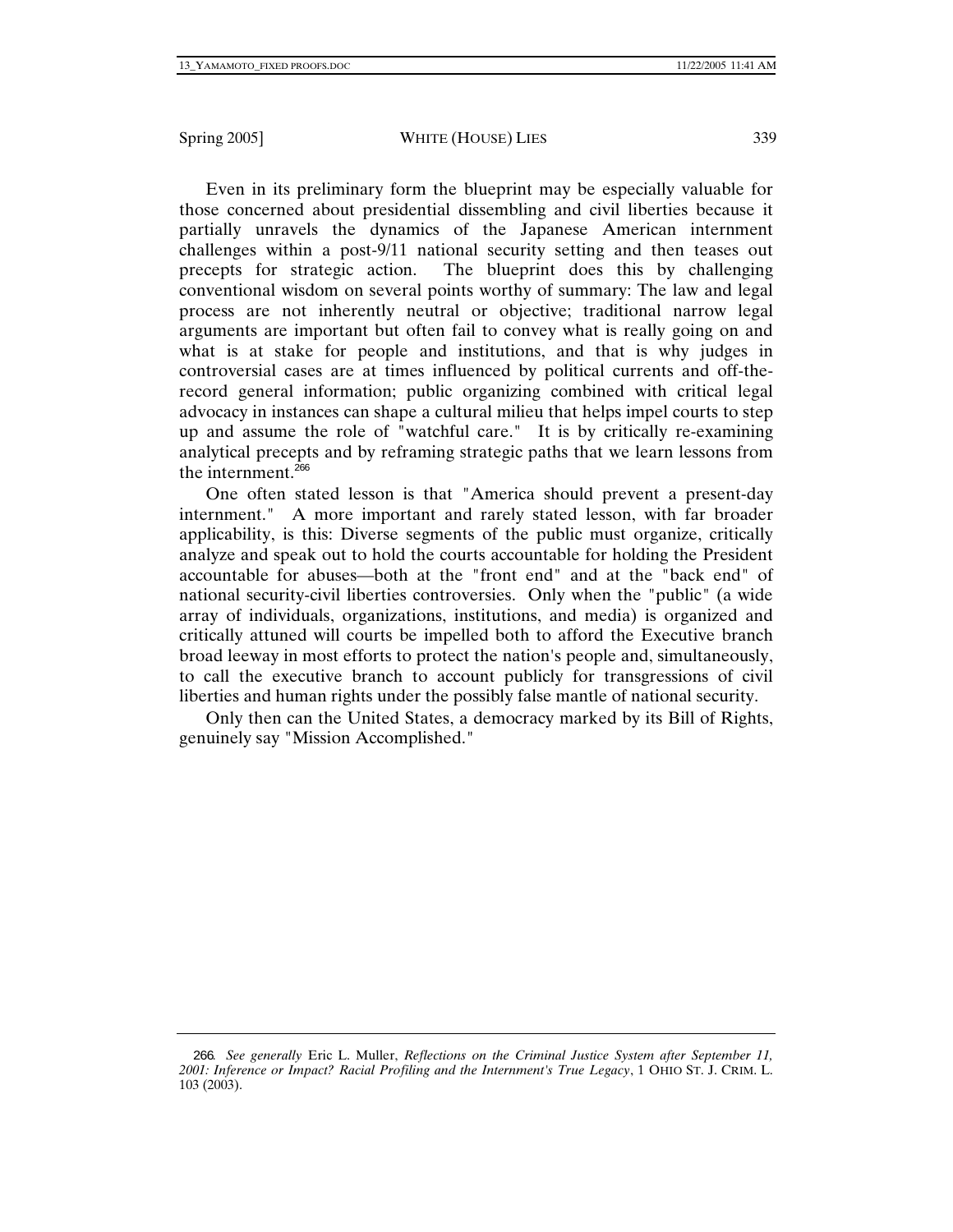Even in its preliminary form the blueprint may be especially valuable for those concerned about presidential dissembling and civil liberties because it partially unravels the dynamics of the Japanese American internment challenges within a post-9/11 national security setting and then teases out precepts for strategic action. The blueprint does this by challenging conventional wisdom on several points worthy of summary: The law and legal process are not inherently neutral or objective; traditional narrow legal arguments are important but often fail to convey what is really going on and what is at stake for people and institutions, and that is why judges in controversial cases are at times influenced by political currents and off-the-record general information; public organizing combined with critical legal advocacy in instances can shape a cultural milieu that helps impel courts to step up and assume the role of "watchful care." It is by critically re-examining analytical precepts and by reframing strategic paths that we learn lessons from the internment.[266]

One often stated lesson is that "America should prevent a present-day internment." A more important and rarely stated lesson, with far broader applicability, is this: Diverse segments of the public must organize, critically analyze and speak out to hold the courts accountable for holding the President accountable for abuses—both at the "front end" and at the "back end" of national security-civil liberties controversies. Only when the "public" (a wide array of individuals, organizations, institutions, and media) is organized and critically attuned will courts be impelled both to afford the Executive branch broad leeway in most efforts to protect the nation's people and, simultaneously, to call the executive branch to account publicly for transgressions of civil liberties and human rights under the possibly false mantle of national security.

Only then can the United States, a democracy marked by its Bill of Rights, genuinely say "Mission Accomplished."

---

266. *See generally* Eric L. Muller, *Reflections on the Criminal Justice System after September 11, 2001: Inference or Impact? Racial Profiling and the Internment's True Legacy*, 1 OHIO ST. J. CRIM. L. 103 (2003).